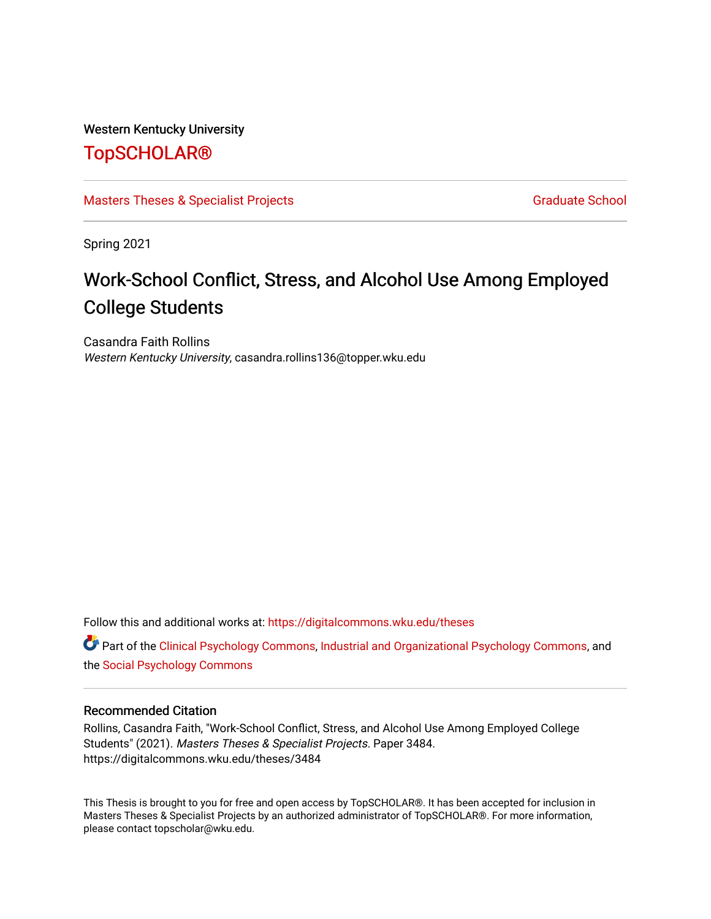Western Kentucky University

# TopSCHOLAR®

Masters Theses & Specialist Projects | Graduate School

Spring 2021

## Work-School Conflict, Stress, and Alcohol Use Among Employed College Students

Casandra Faith Rollins
*Western Kentucky University*, casandra.rollins136@topper.wku.edu

Follow this and additional works at: https://digitalcommons.wku.edu/theses

Part of the Clinical Psychology Commons, Industrial and Organizational Psychology Commons, and the Social Psychology Commons

### Recommended Citation

Rollins, Casandra Faith, "Work-School Conflict, Stress, and Alcohol Use Among Employed College Students" (2021). *Masters Theses & Specialist Projects.* Paper 3484.
https://digitalcommons.wku.edu/theses/3484

This Thesis is brought to you for free and open access by TopSCHOLAR®. It has been accepted for inclusion in Masters Theses & Specialist Projects by an authorized administrator of TopSCHOLAR®. For more information, please contact topscholar@wku.edu.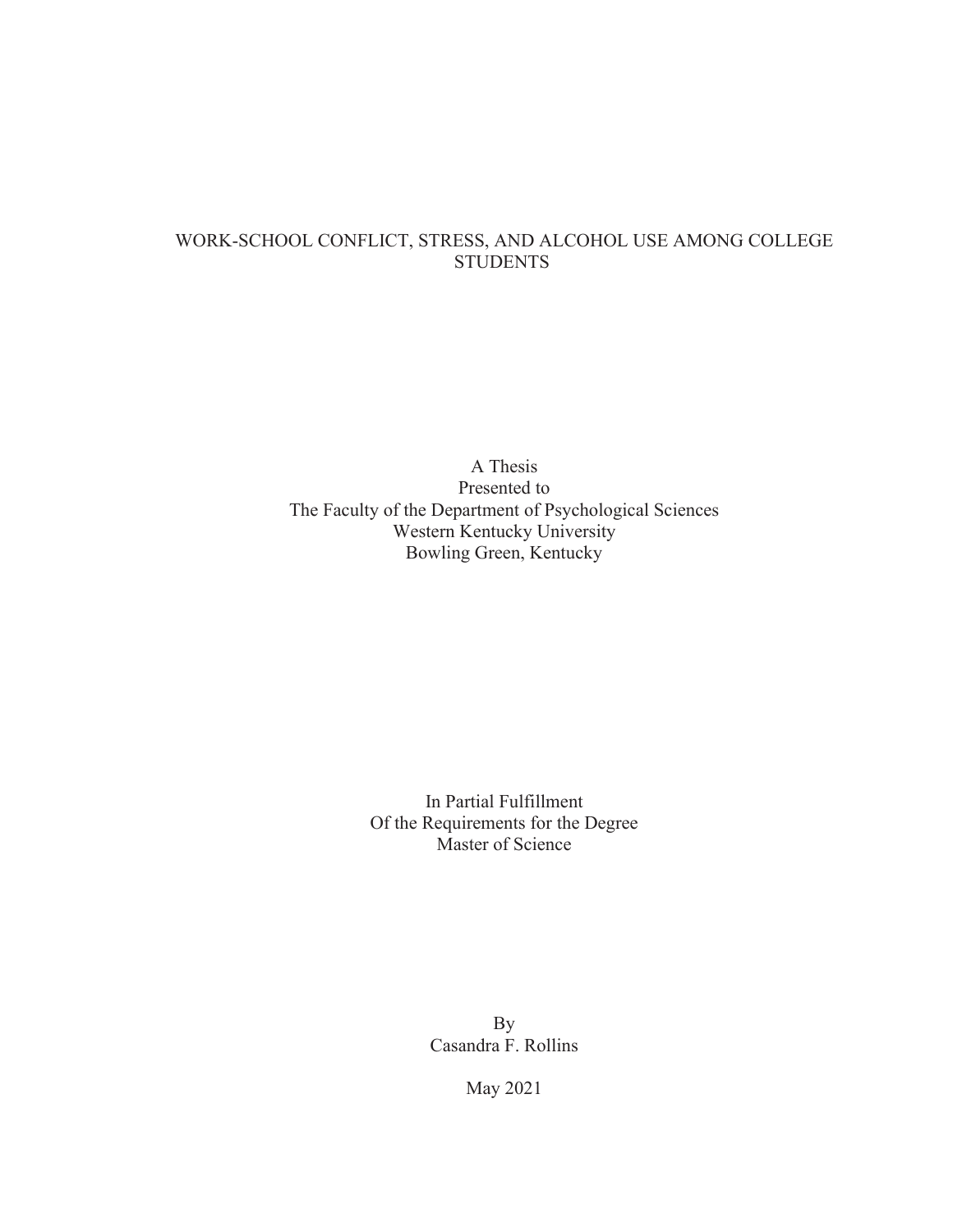# WORK-SCHOOL CONFLICT, STRESS, AND ALCOHOL USE AMONG COLLEGE STUDENTS

A Thesis
Presented to
The Faculty of the Department of Psychological Sciences
Western Kentucky University
Bowling Green, Kentucky

In Partial Fulfillment
Of the Requirements for the Degree
Master of Science

By
Casandra F. Rollins

May 2021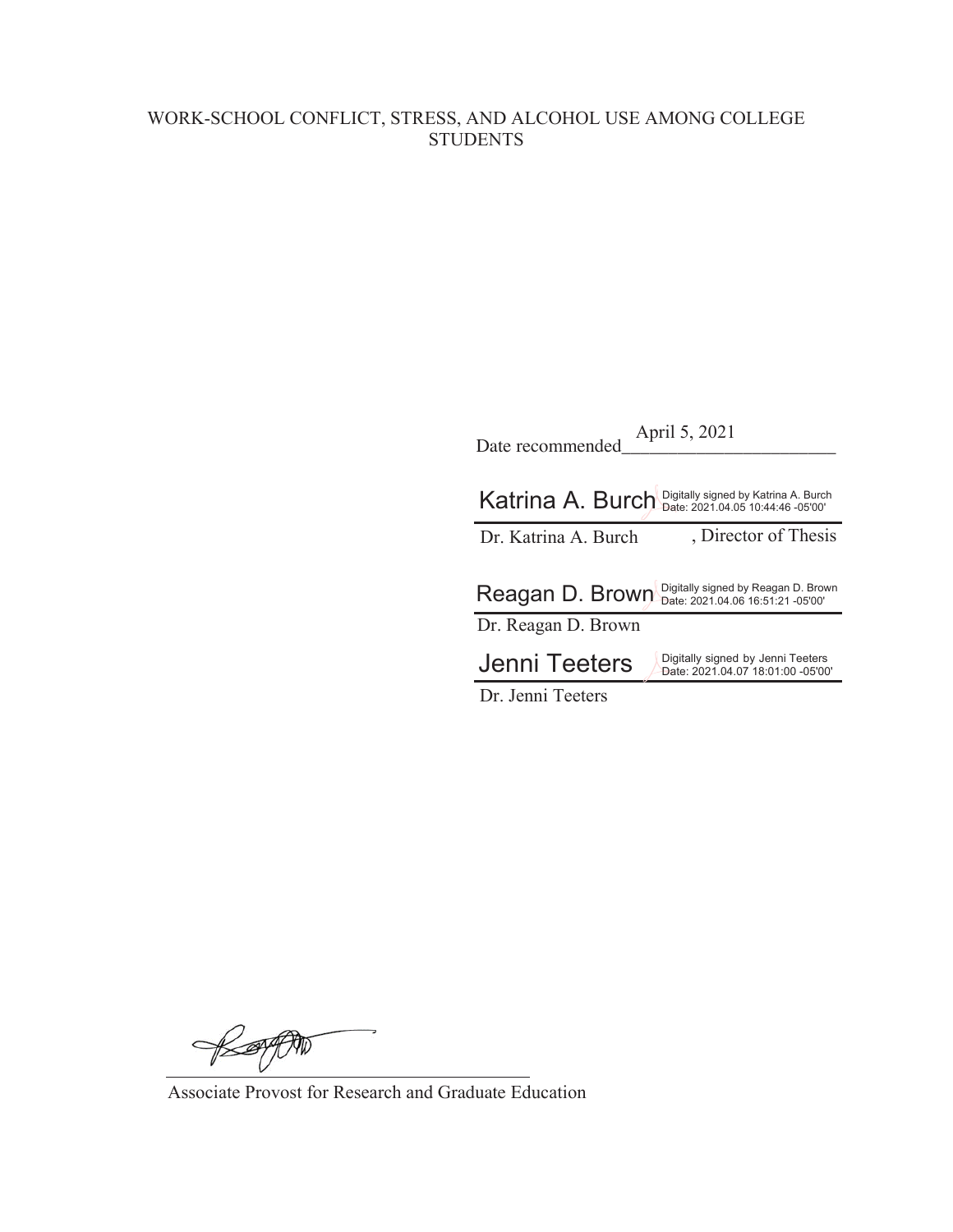WORK-SCHOOL CONFLICT, STRESS, AND ALCOHOL USE AMONG COLLEGE STUDENTS

Date recommended April 5, 2021

Katrina A. Burch Digitally signed by Katrina A. Burch Date: 2021.04.05 10:44:46 -05'00'

Dr. Katrina A. Burch, Director of Thesis

Reagan D. Brown Digitally signed by Reagan D. Brown Date: 2021.04.06 16:51:21 -05'00'

Dr. Reagan D. Brown

Jenni Teeters Digitally signed by Jenni Teeters Date: 2021.04.07 18:01:00 -05'00'

Dr. Jenni Teeters

Associate Provost for Research and Graduate Education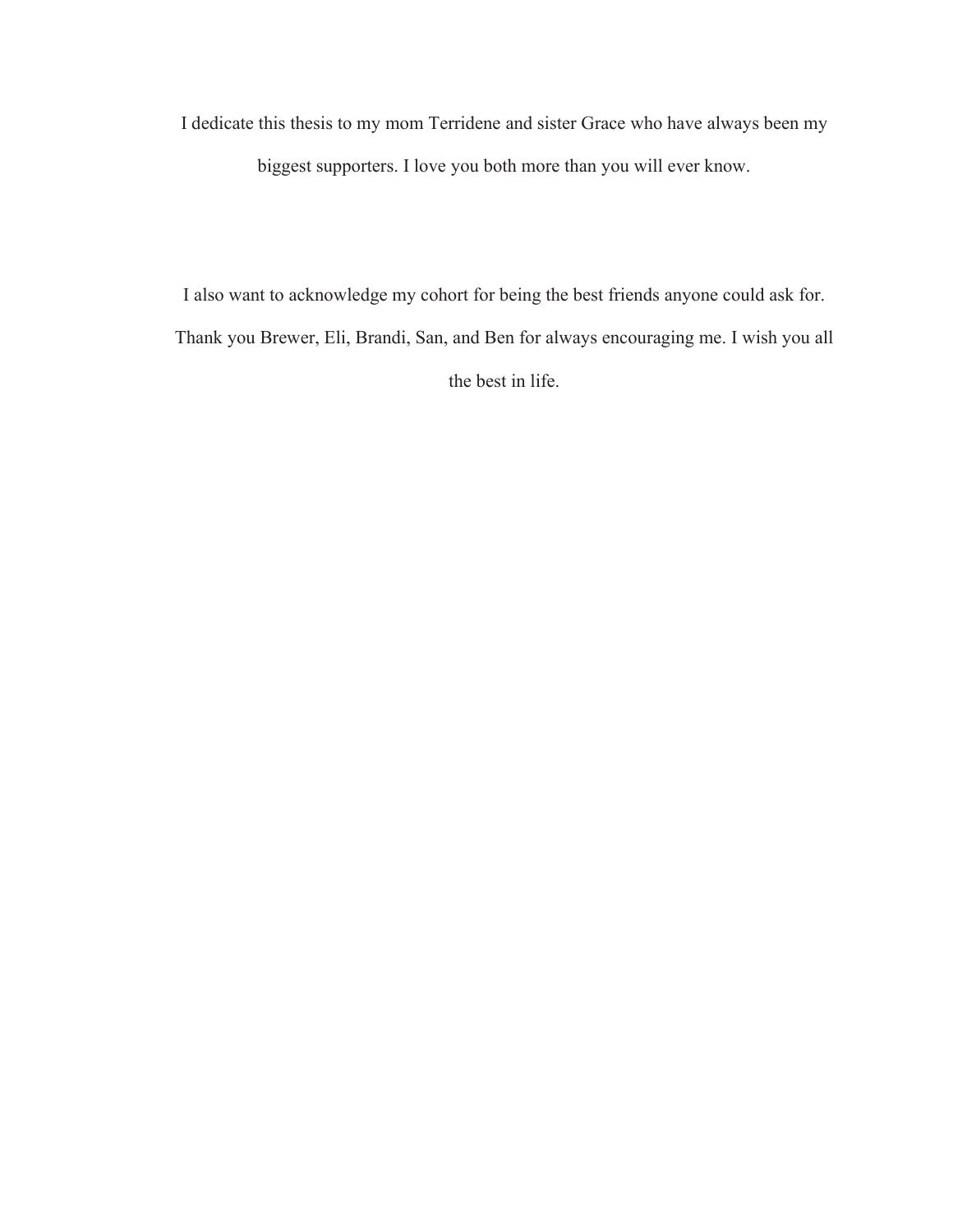I dedicate this thesis to my mom Terridene and sister Grace who have always been my biggest supporters. I love you both more than you will ever know.

I also want to acknowledge my cohort for being the best friends anyone could ask for. Thank you Brewer, Eli, Brandi, San, and Ben for always encouraging me. I wish you all the best in life.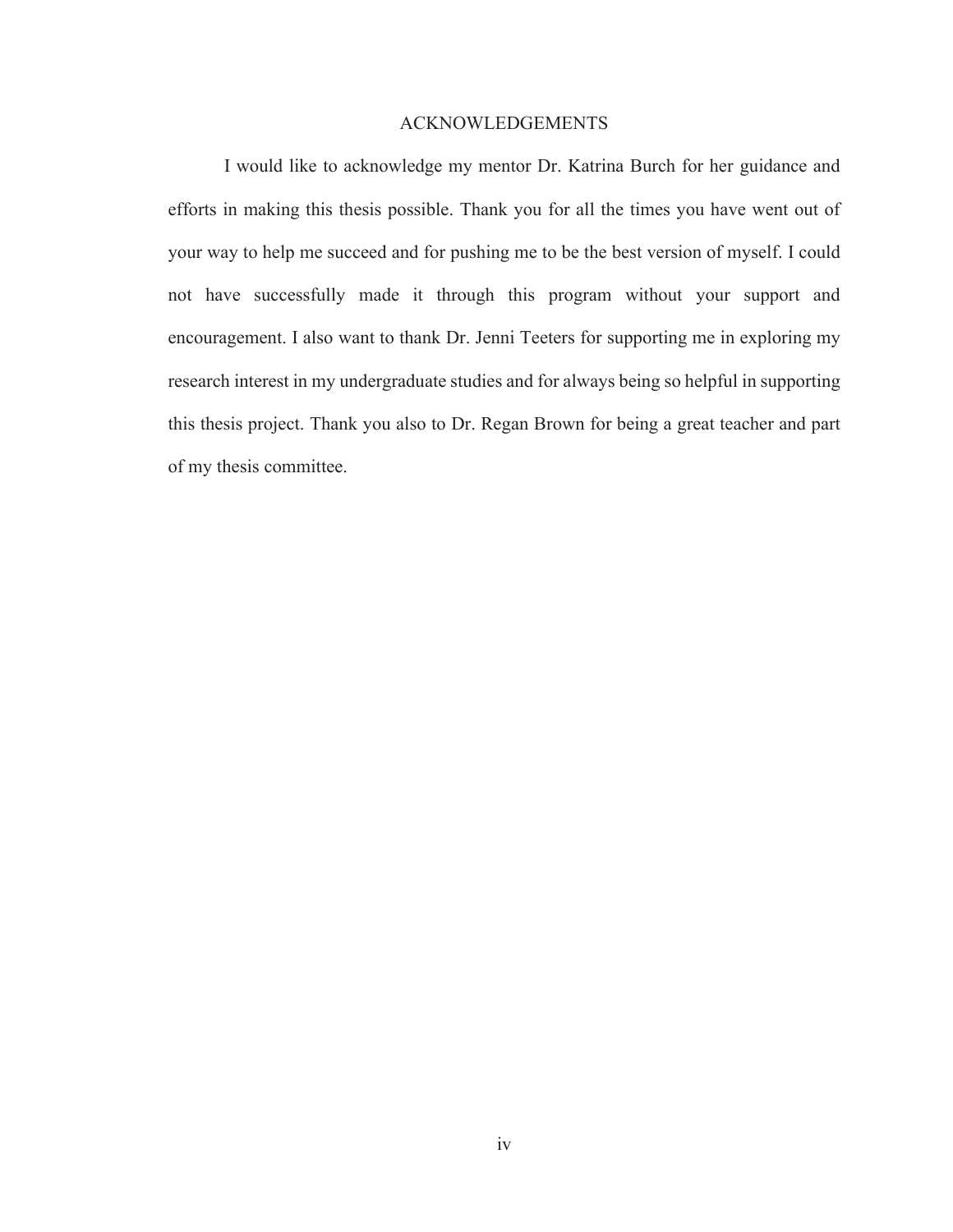# ACKNOWLEDGEMENTS

I would like to acknowledge my mentor Dr. Katrina Burch for her guidance and efforts in making this thesis possible. Thank you for all the times you have went out of your way to help me succeed and for pushing me to be the best version of myself. I could not have successfully made it through this program without your support and encouragement. I also want to thank Dr. Jenni Teeters for supporting me in exploring my research interest in my undergraduate studies and for always being so helpful in supporting this thesis project. Thank you also to Dr. Regan Brown for being a great teacher and part of my thesis committee.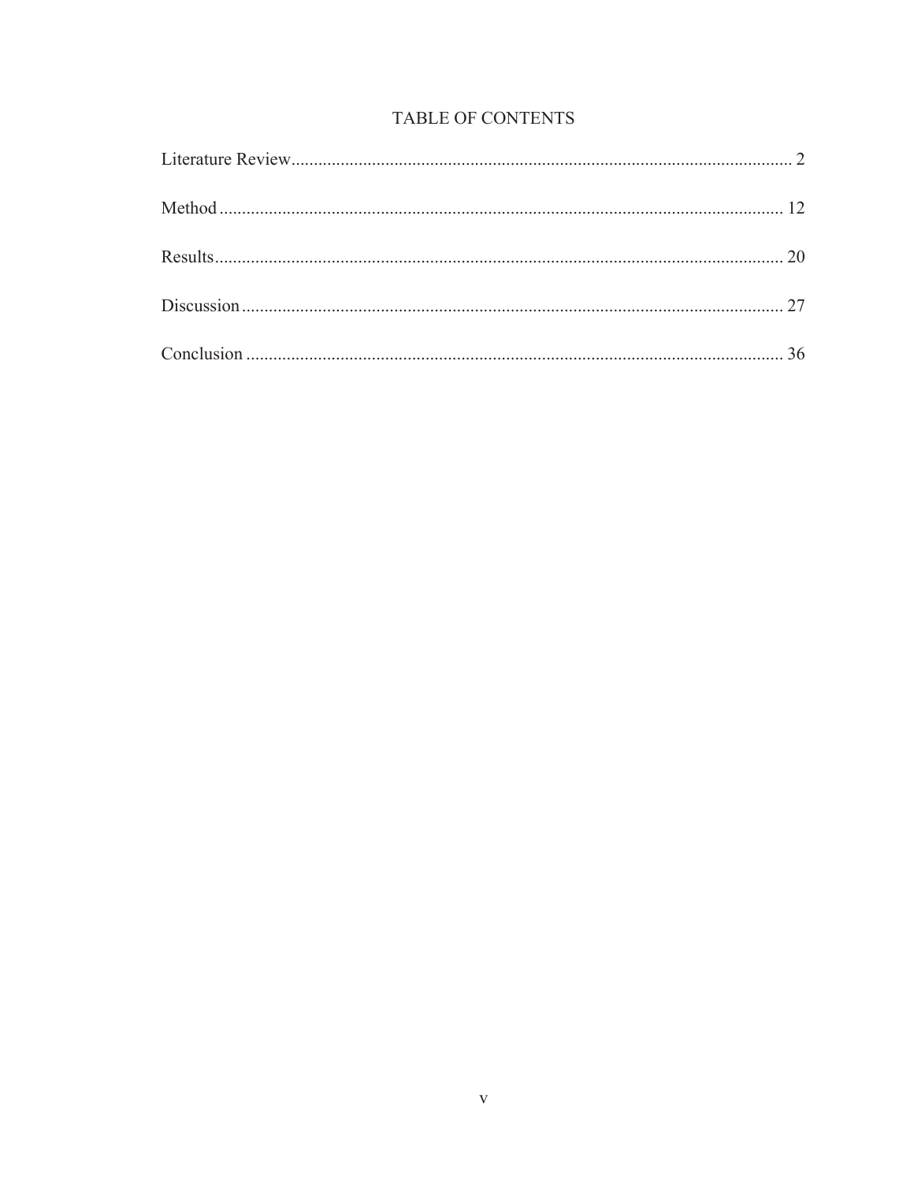# TABLE OF CONTENTS

Literature Review ........................................................................................................ 2

Method ........................................................................................................ 12

Results ........................................................................................................ 20

Discussion ........................................................................................................ 27

Conclusion ........................................................................................................ 36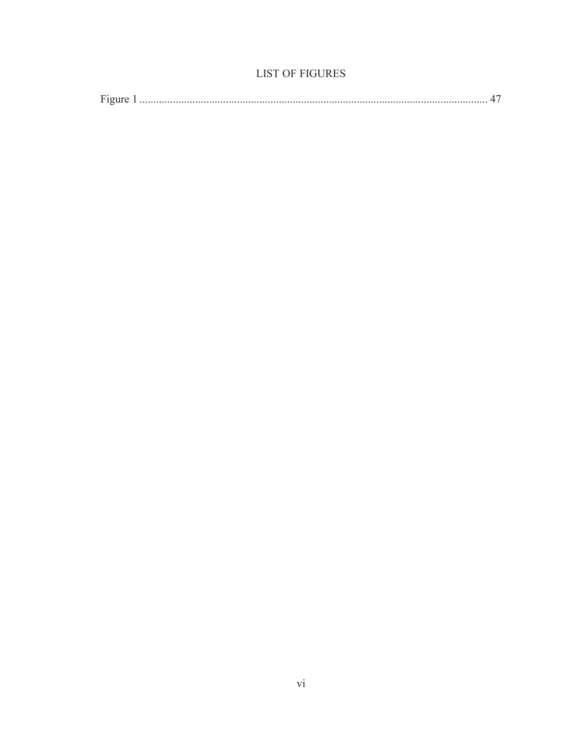# LIST OF FIGURES

Figure 1 .............................................................................................................................. 47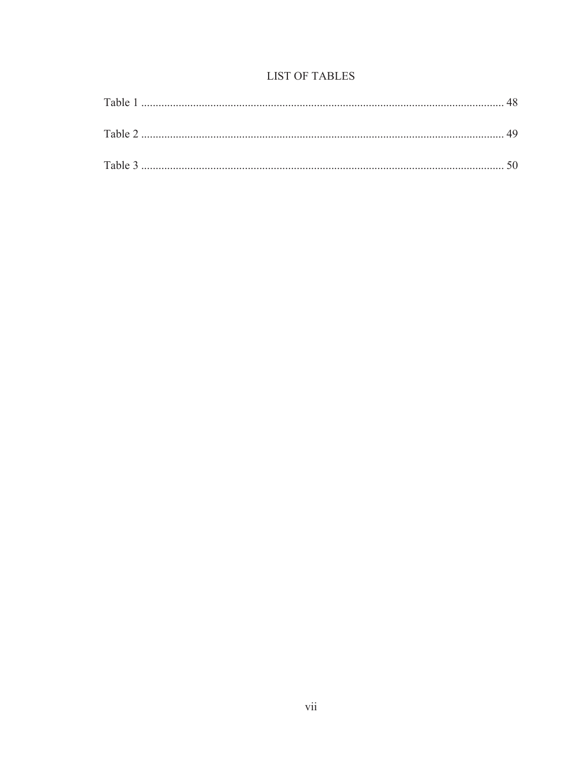# LIST OF TABLES

Table 1 .......................................................................................................................... 48

Table 2 .......................................................................................................................... 49

Table 3 .......................................................................................................................... 50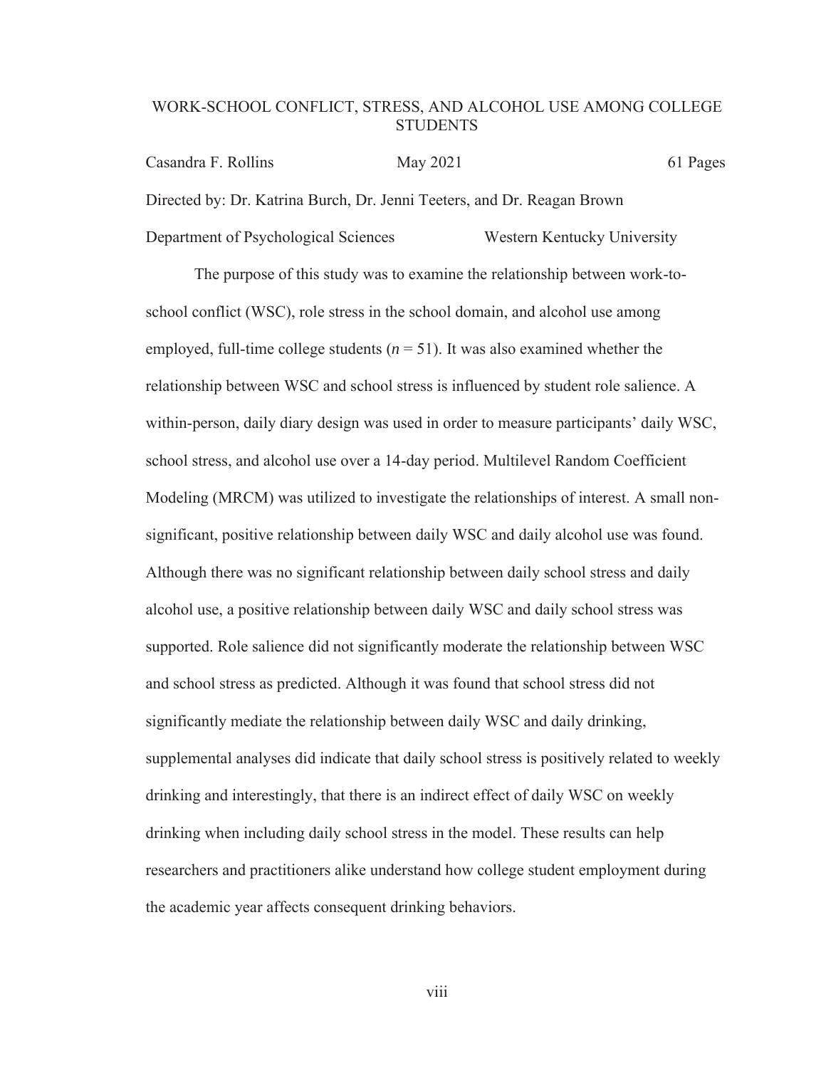WORK-SCHOOL CONFLICT, STRESS, AND ALCOHOL USE AMONG COLLEGE STUDENTS

Casandra F. Rollins    May 2021    61 Pages

Directed by: Dr. Katrina Burch, Dr. Jenni Teeters, and Dr. Reagan Brown

Department of Psychological Sciences    Western Kentucky University

The purpose of this study was to examine the relationship between work-to-school conflict (WSC), role stress in the school domain, and alcohol use among employed, full-time college students ($n = 51$). It was also examined whether the relationship between WSC and school stress is influenced by student role salience. A within-person, daily diary design was used in order to measure participants' daily WSC, school stress, and alcohol use over a 14-day period. Multilevel Random Coefficient Modeling (MRCM) was utilized to investigate the relationships of interest. A small non-significant, positive relationship between daily WSC and daily alcohol use was found. Although there was no significant relationship between daily school stress and daily alcohol use, a positive relationship between daily WSC and daily school stress was supported. Role salience did not significantly moderate the relationship between WSC and school stress as predicted. Although it was found that school stress did not significantly mediate the relationship between daily WSC and daily drinking, supplemental analyses did indicate that daily school stress is positively related to weekly drinking and interestingly, that there is an indirect effect of daily WSC on weekly drinking when including daily school stress in the model. These results can help researchers and practitioners alike understand how college student employment during the academic year affects consequent drinking behaviors.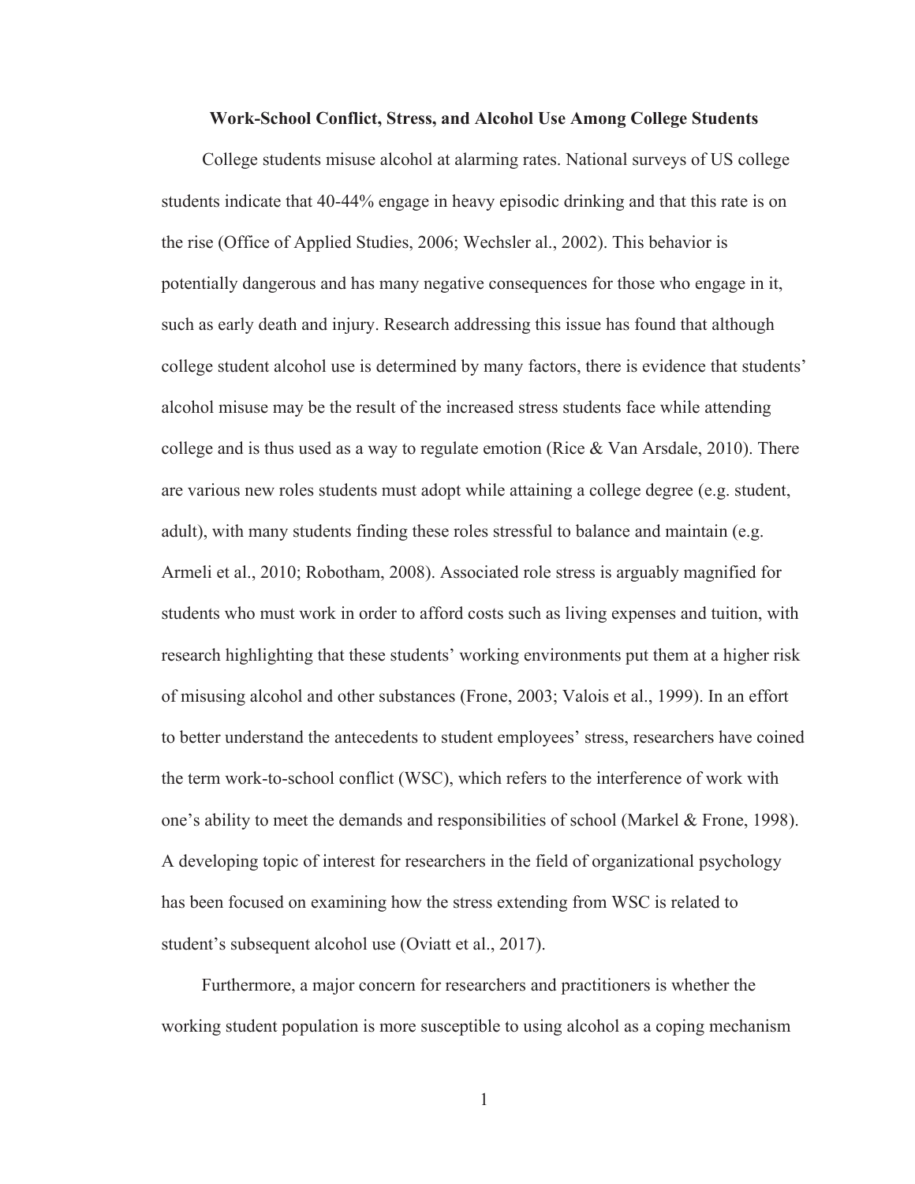**Work-School Conflict, Stress, and Alcohol Use Among College Students**

College students misuse alcohol at alarming rates. National surveys of US college students indicate that 40-44% engage in heavy episodic drinking and that this rate is on the rise (Office of Applied Studies, 2006; Wechsler al., 2002). This behavior is potentially dangerous and has many negative consequences for those who engage in it, such as early death and injury. Research addressing this issue has found that although college student alcohol use is determined by many factors, there is evidence that students' alcohol misuse may be the result of the increased stress students face while attending college and is thus used as a way to regulate emotion (Rice & Van Arsdale, 2010). There are various new roles students must adopt while attaining a college degree (e.g. student, adult), with many students finding these roles stressful to balance and maintain (e.g. Armeli et al., 2010; Robotham, 2008). Associated role stress is arguably magnified for students who must work in order to afford costs such as living expenses and tuition, with research highlighting that these students' working environments put them at a higher risk of misusing alcohol and other substances (Frone, 2003; Valois et al., 1999). In an effort to better understand the antecedents to student employees' stress, researchers have coined the term work-to-school conflict (WSC), which refers to the interference of work with one's ability to meet the demands and responsibilities of school (Markel & Frone, 1998). A developing topic of interest for researchers in the field of organizational psychology has been focused on examining how the stress extending from WSC is related to student's subsequent alcohol use (Oviatt et al., 2017).

Furthermore, a major concern for researchers and practitioners is whether the working student population is more susceptible to using alcohol as a coping mechanism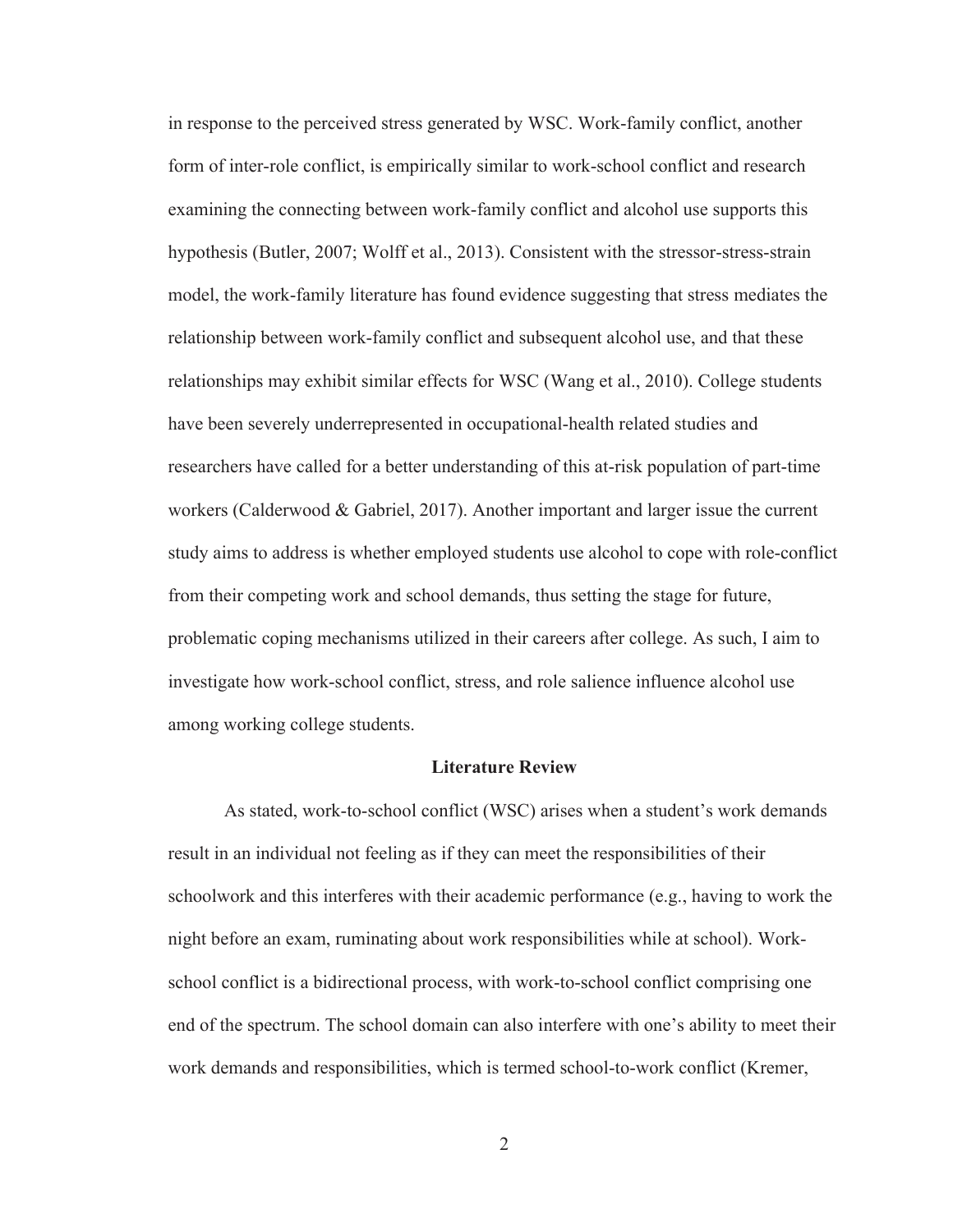in response to the perceived stress generated by WSC. Work-family conflict, another form of inter-role conflict, is empirically similar to work-school conflict and research examining the connecting between work-family conflict and alcohol use supports this hypothesis (Butler, 2007; Wolff et al., 2013). Consistent with the stressor-stress-strain model, the work-family literature has found evidence suggesting that stress mediates the relationship between work-family conflict and subsequent alcohol use, and that these relationships may exhibit similar effects for WSC (Wang et al., 2010). College students have been severely underrepresented in occupational-health related studies and researchers have called for a better understanding of this at-risk population of part-time workers (Calderwood & Gabriel, 2017). Another important and larger issue the current study aims to address is whether employed students use alcohol to cope with role-conflict from their competing work and school demands, thus setting the stage for future, problematic coping mechanisms utilized in their careers after college. As such, I aim to investigate how work-school conflict, stress, and role salience influence alcohol use among working college students.

## Literature Review

As stated, work-to-school conflict (WSC) arises when a student's work demands result in an individual not feeling as if they can meet the responsibilities of their schoolwork and this interferes with their academic performance (e.g., having to work the night before an exam, ruminating about work responsibilities while at school). Work-school conflict is a bidirectional process, with work-to-school conflict comprising one end of the spectrum. The school domain can also interfere with one's ability to meet their work demands and responsibilities, which is termed school-to-work conflict (Kremer,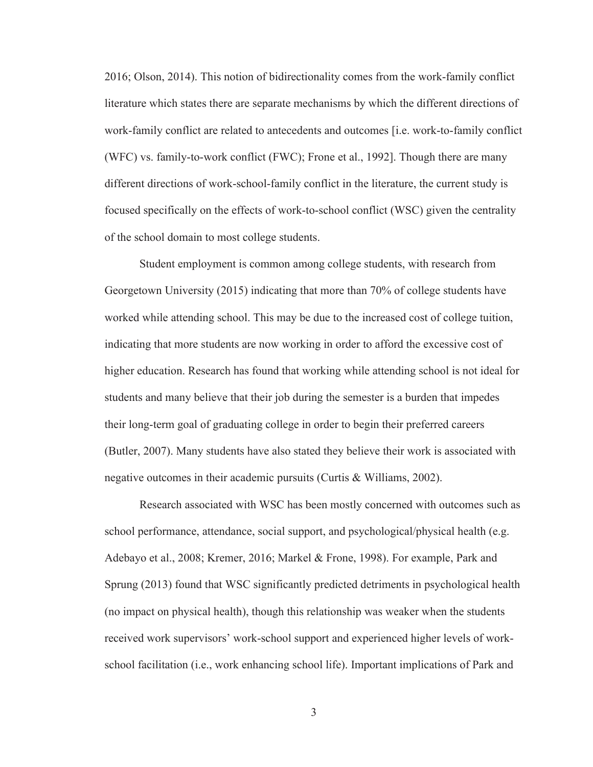2016; Olson, 2014). This notion of bidirectionality comes from the work-family conflict literature which states there are separate mechanisms by which the different directions of work-family conflict are related to antecedents and outcomes [i.e. work-to-family conflict (WFC) vs. family-to-work conflict (FWC); Frone et al., 1992]. Though there are many different directions of work-school-family conflict in the literature, the current study is focused specifically on the effects of work-to-school conflict (WSC) given the centrality of the school domain to most college students.

Student employment is common among college students, with research from Georgetown University (2015) indicating that more than 70% of college students have worked while attending school. This may be due to the increased cost of college tuition, indicating that more students are now working in order to afford the excessive cost of higher education. Research has found that working while attending school is not ideal for students and many believe that their job during the semester is a burden that impedes their long-term goal of graduating college in order to begin their preferred careers (Butler, 2007). Many students have also stated they believe their work is associated with negative outcomes in their academic pursuits (Curtis & Williams, 2002).

Research associated with WSC has been mostly concerned with outcomes such as school performance, attendance, social support, and psychological/physical health (e.g. Adebayo et al., 2008; Kremer, 2016; Markel & Frone, 1998). For example, Park and Sprung (2013) found that WSC significantly predicted detriments in psychological health (no impact on physical health), though this relationship was weaker when the students received work supervisors' work-school support and experienced higher levels of work-school facilitation (i.e., work enhancing school life). Important implications of Park and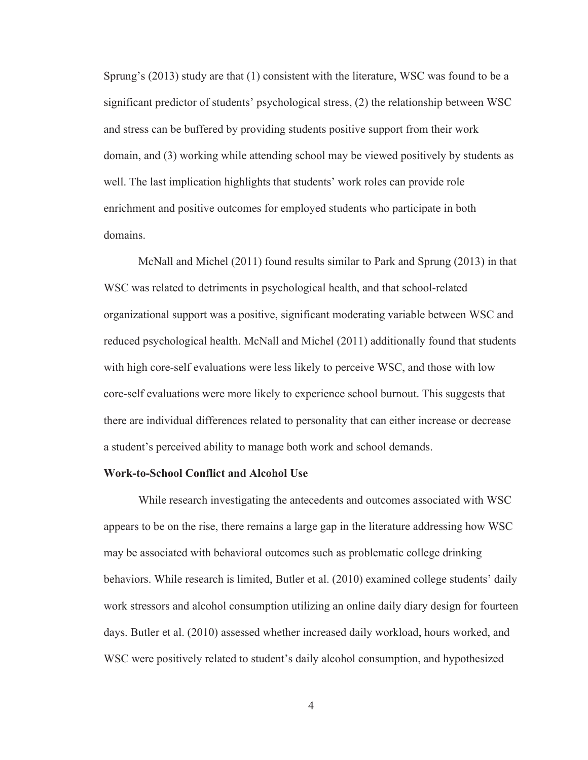Sprung's (2013) study are that (1) consistent with the literature, WSC was found to be a significant predictor of students' psychological stress, (2) the relationship between WSC and stress can be buffered by providing students positive support from their work domain, and (3) working while attending school may be viewed positively by students as well. The last implication highlights that students' work roles can provide role enrichment and positive outcomes for employed students who participate in both domains.

McNall and Michel (2011) found results similar to Park and Sprung (2013) in that WSC was related to detriments in psychological health, and that school-related organizational support was a positive, significant moderating variable between WSC and reduced psychological health. McNall and Michel (2011) additionally found that students with high core-self evaluations were less likely to perceive WSC, and those with low core-self evaluations were more likely to experience school burnout. This suggests that there are individual differences related to personality that can either increase or decrease a student's perceived ability to manage both work and school demands.

**Work-to-School Conflict and Alcohol Use**

While research investigating the antecedents and outcomes associated with WSC appears to be on the rise, there remains a large gap in the literature addressing how WSC may be associated with behavioral outcomes such as problematic college drinking behaviors. While research is limited, Butler et al. (2010) examined college students' daily work stressors and alcohol consumption utilizing an online daily diary design for fourteen days. Butler et al. (2010) assessed whether increased daily workload, hours worked, and WSC were positively related to student's daily alcohol consumption, and hypothesized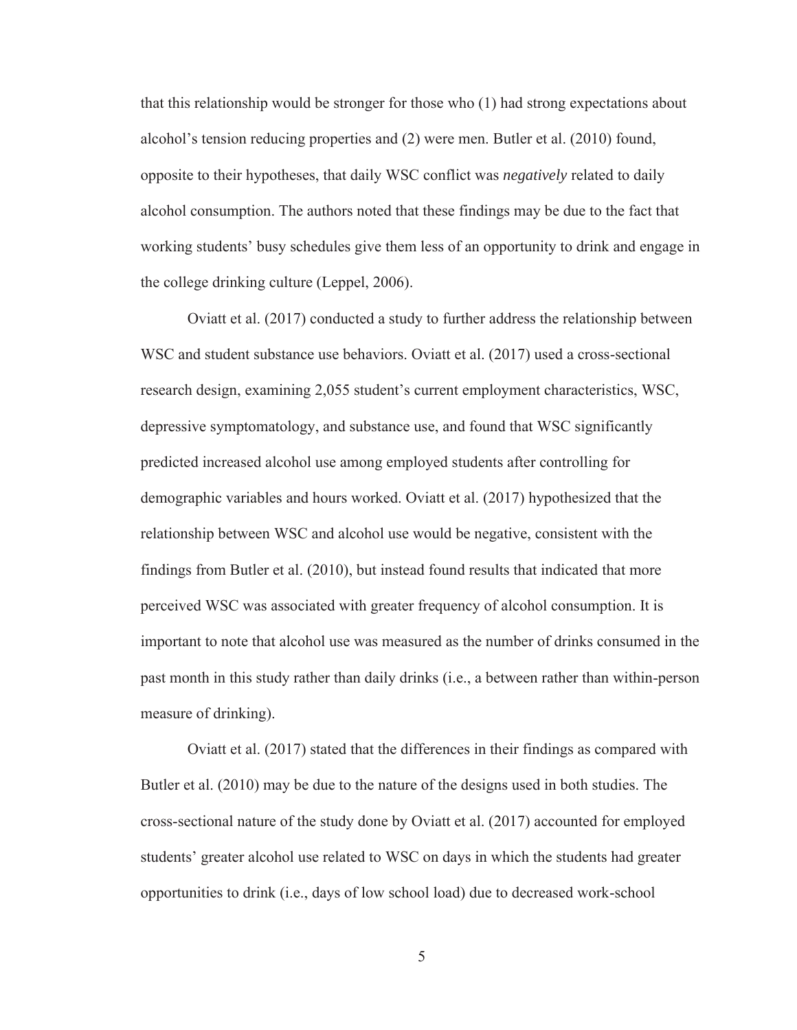that this relationship would be stronger for those who (1) had strong expectations about alcohol's tension reducing properties and (2) were men. Butler et al. (2010) found, opposite to their hypotheses, that daily WSC conflict was *negatively* related to daily alcohol consumption. The authors noted that these findings may be due to the fact that working students' busy schedules give them less of an opportunity to drink and engage in the college drinking culture (Leppel, 2006).

Oviatt et al. (2017) conducted a study to further address the relationship between WSC and student substance use behaviors. Oviatt et al. (2017) used a cross-sectional research design, examining 2,055 student's current employment characteristics, WSC, depressive symptomatology, and substance use, and found that WSC significantly predicted increased alcohol use among employed students after controlling for demographic variables and hours worked. Oviatt et al. (2017) hypothesized that the relationship between WSC and alcohol use would be negative, consistent with the findings from Butler et al. (2010), but instead found results that indicated that more perceived WSC was associated with greater frequency of alcohol consumption. It is important to note that alcohol use was measured as the number of drinks consumed in the past month in this study rather than daily drinks (i.e., a between rather than within-person measure of drinking).

Oviatt et al. (2017) stated that the differences in their findings as compared with Butler et al. (2010) may be due to the nature of the designs used in both studies. The cross-sectional nature of the study done by Oviatt et al. (2017) accounted for employed students' greater alcohol use related to WSC on days in which the students had greater opportunities to drink (i.e., days of low school load) due to decreased work-school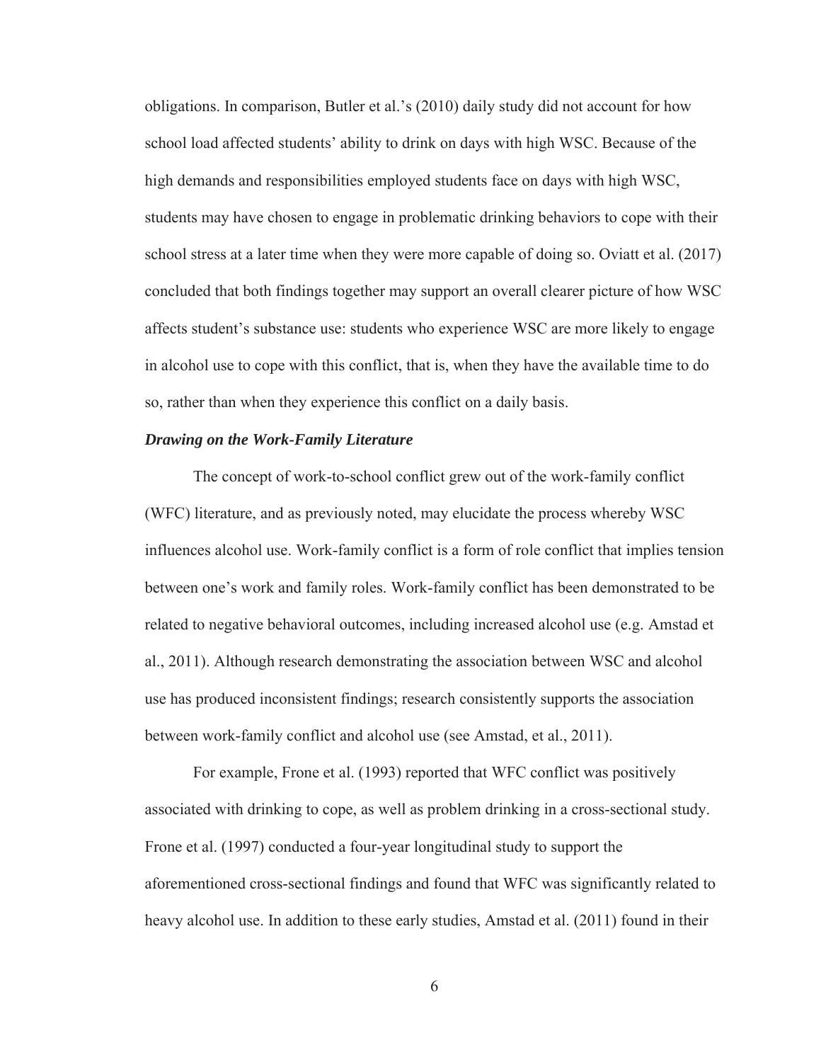obligations. In comparison, Butler et al.'s (2010) daily study did not account for how school load affected students' ability to drink on days with high WSC. Because of the high demands and responsibilities employed students face on days with high WSC, students may have chosen to engage in problematic drinking behaviors to cope with their school stress at a later time when they were more capable of doing so. Oviatt et al. (2017) concluded that both findings together may support an overall clearer picture of how WSC affects student's substance use: students who experience WSC are more likely to engage in alcohol use to cope with this conflict, that is, when they have the available time to do so, rather than when they experience this conflict on a daily basis.

### *Drawing on the Work-Family Literature*

The concept of work-to-school conflict grew out of the work-family conflict (WFC) literature, and as previously noted, may elucidate the process whereby WSC influences alcohol use. Work-family conflict is a form of role conflict that implies tension between one's work and family roles. Work-family conflict has been demonstrated to be related to negative behavioral outcomes, including increased alcohol use (e.g. Amstad et al., 2011). Although research demonstrating the association between WSC and alcohol use has produced inconsistent findings; research consistently supports the association between work-family conflict and alcohol use (see Amstad, et al., 2011).

For example, Frone et al. (1993) reported that WFC conflict was positively associated with drinking to cope, as well as problem drinking in a cross-sectional study. Frone et al. (1997) conducted a four-year longitudinal study to support the aforementioned cross-sectional findings and found that WFC was significantly related to heavy alcohol use. In addition to these early studies, Amstad et al. (2011) found in their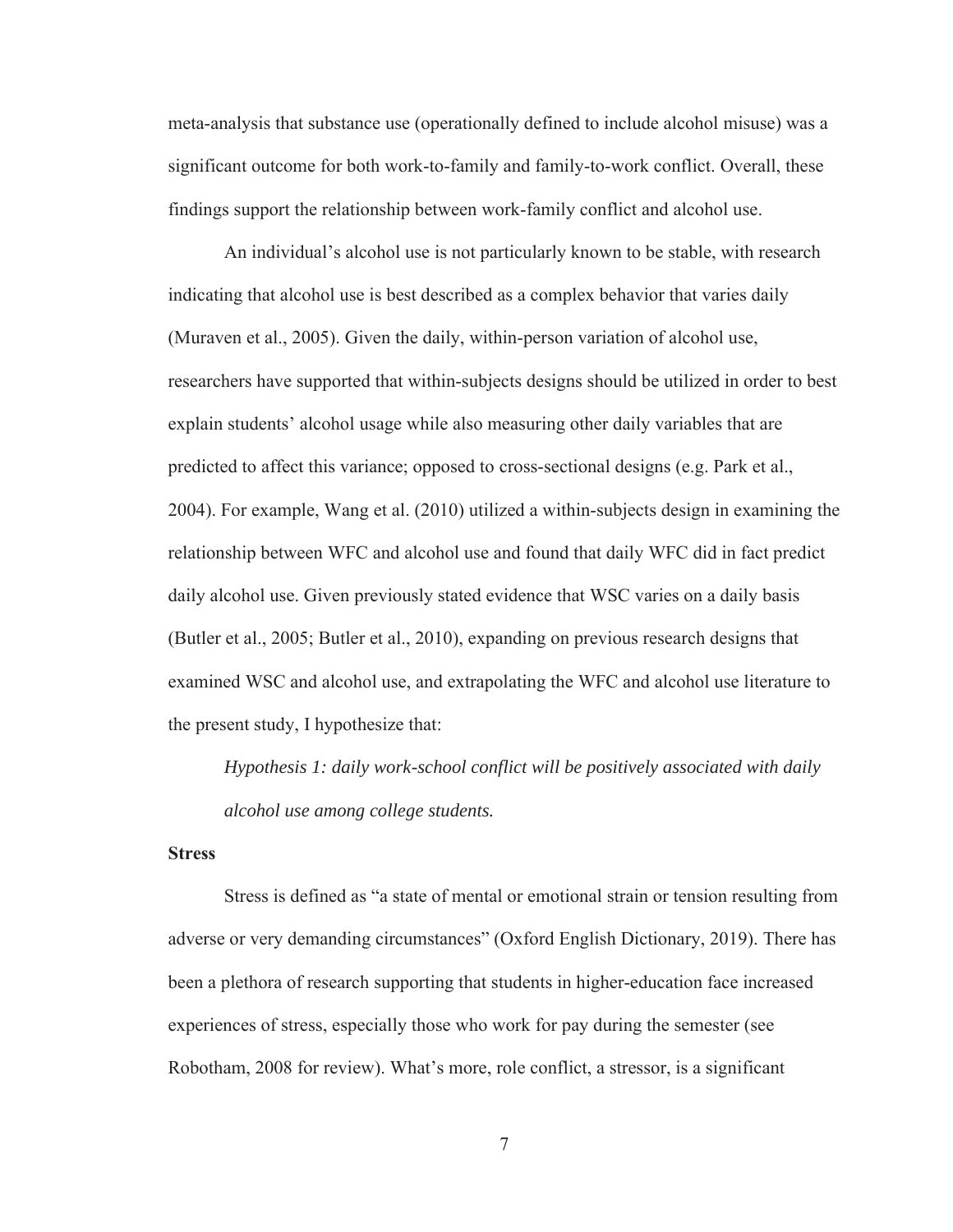meta-analysis that substance use (operationally defined to include alcohol misuse) was a significant outcome for both work-to-family and family-to-work conflict. Overall, these findings support the relationship between work-family conflict and alcohol use.

An individual's alcohol use is not particularly known to be stable, with research indicating that alcohol use is best described as a complex behavior that varies daily (Muraven et al., 2005). Given the daily, within-person variation of alcohol use, researchers have supported that within-subjects designs should be utilized in order to best explain students' alcohol usage while also measuring other daily variables that are predicted to affect this variance; opposed to cross-sectional designs (e.g. Park et al., 2004). For example, Wang et al. (2010) utilized a within-subjects design in examining the relationship between WFC and alcohol use and found that daily WFC did in fact predict daily alcohol use. Given previously stated evidence that WSC varies on a daily basis (Butler et al., 2005; Butler et al., 2010), expanding on previous research designs that examined WSC and alcohol use, and extrapolating the WFC and alcohol use literature to the present study, I hypothesize that:

*Hypothesis 1: daily work-school conflict will be positively associated with daily alcohol use among college students.*

**Stress**

Stress is defined as "a state of mental or emotional strain or tension resulting from adverse or very demanding circumstances" (Oxford English Dictionary, 2019). There has been a plethora of research supporting that students in higher-education face increased experiences of stress, especially those who work for pay during the semester (see Robotham, 2008 for review). What's more, role conflict, a stressor, is a significant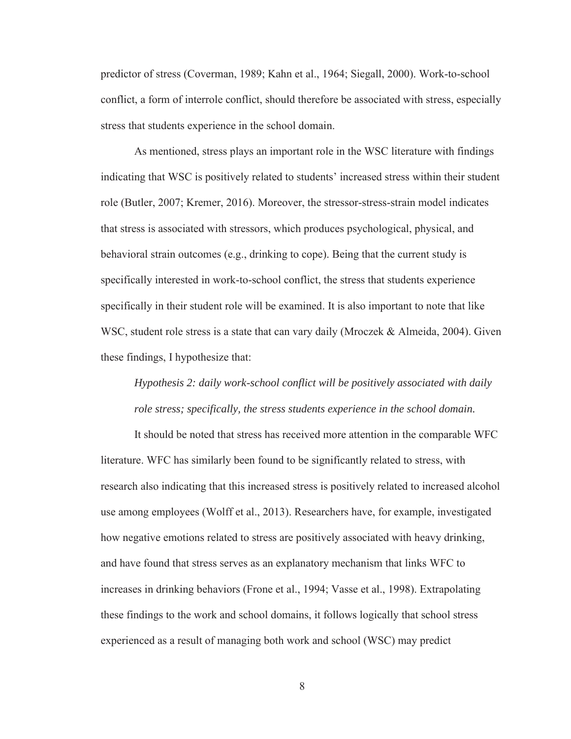predictor of stress (Coverman, 1989; Kahn et al., 1964; Siegall, 2000). Work-to-school conflict, a form of interrole conflict, should therefore be associated with stress, especially stress that students experience in the school domain.

As mentioned, stress plays an important role in the WSC literature with findings indicating that WSC is positively related to students' increased stress within their student role (Butler, 2007; Kremer, 2016). Moreover, the stressor-stress-strain model indicates that stress is associated with stressors, which produces psychological, physical, and behavioral strain outcomes (e.g., drinking to cope). Being that the current study is specifically interested in work-to-school conflict, the stress that students experience specifically in their student role will be examined. It is also important to note that like WSC, student role stress is a state that can vary daily (Mroczek & Almeida, 2004). Given these findings, I hypothesize that:

*Hypothesis 2: daily work-school conflict will be positively associated with daily role stress; specifically, the stress students experience in the school domain.*

It should be noted that stress has received more attention in the comparable WFC literature. WFC has similarly been found to be significantly related to stress, with research also indicating that this increased stress is positively related to increased alcohol use among employees (Wolff et al., 2013). Researchers have, for example, investigated how negative emotions related to stress are positively associated with heavy drinking, and have found that stress serves as an explanatory mechanism that links WFC to increases in drinking behaviors (Frone et al., 1994; Vasse et al., 1998). Extrapolating these findings to the work and school domains, it follows logically that school stress experienced as a result of managing both work and school (WSC) may predict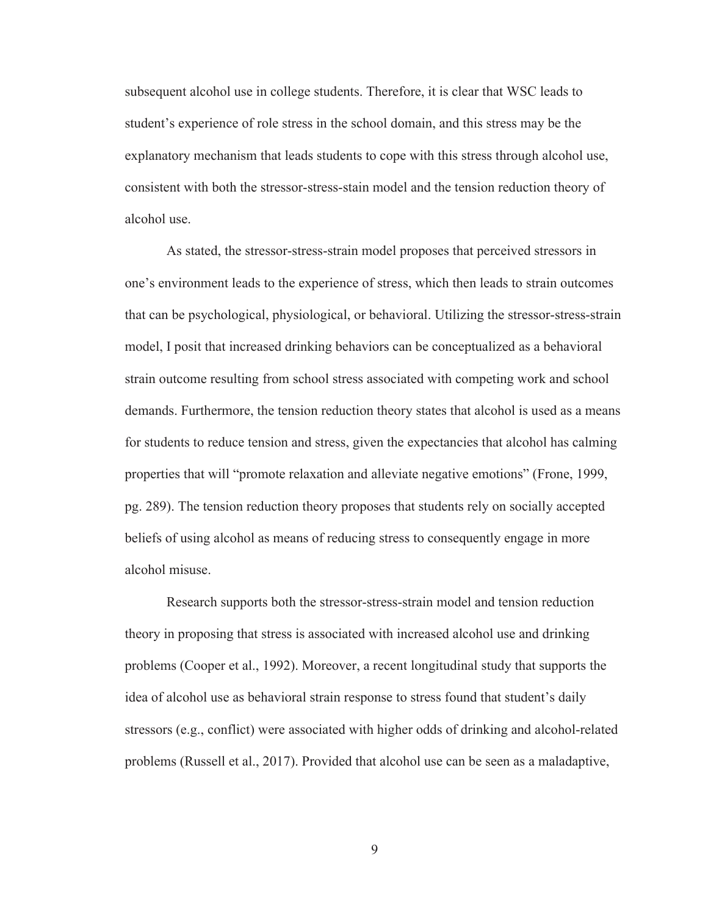subsequent alcohol use in college students. Therefore, it is clear that WSC leads to student's experience of role stress in the school domain, and this stress may be the explanatory mechanism that leads students to cope with this stress through alcohol use, consistent with both the stressor-stress-stain model and the tension reduction theory of alcohol use.

As stated, the stressor-stress-strain model proposes that perceived stressors in one's environment leads to the experience of stress, which then leads to strain outcomes that can be psychological, physiological, or behavioral. Utilizing the stressor-stress-strain model, I posit that increased drinking behaviors can be conceptualized as a behavioral strain outcome resulting from school stress associated with competing work and school demands. Furthermore, the tension reduction theory states that alcohol is used as a means for students to reduce tension and stress, given the expectancies that alcohol has calming properties that will "promote relaxation and alleviate negative emotions" (Frone, 1999, pg. 289). The tension reduction theory proposes that students rely on socially accepted beliefs of using alcohol as means of reducing stress to consequently engage in more alcohol misuse.

Research supports both the stressor-stress-strain model and tension reduction theory in proposing that stress is associated with increased alcohol use and drinking problems (Cooper et al., 1992). Moreover, a recent longitudinal study that supports the idea of alcohol use as behavioral strain response to stress found that student's daily stressors (e.g., conflict) were associated with higher odds of drinking and alcohol-related problems (Russell et al., 2017). Provided that alcohol use can be seen as a maladaptive,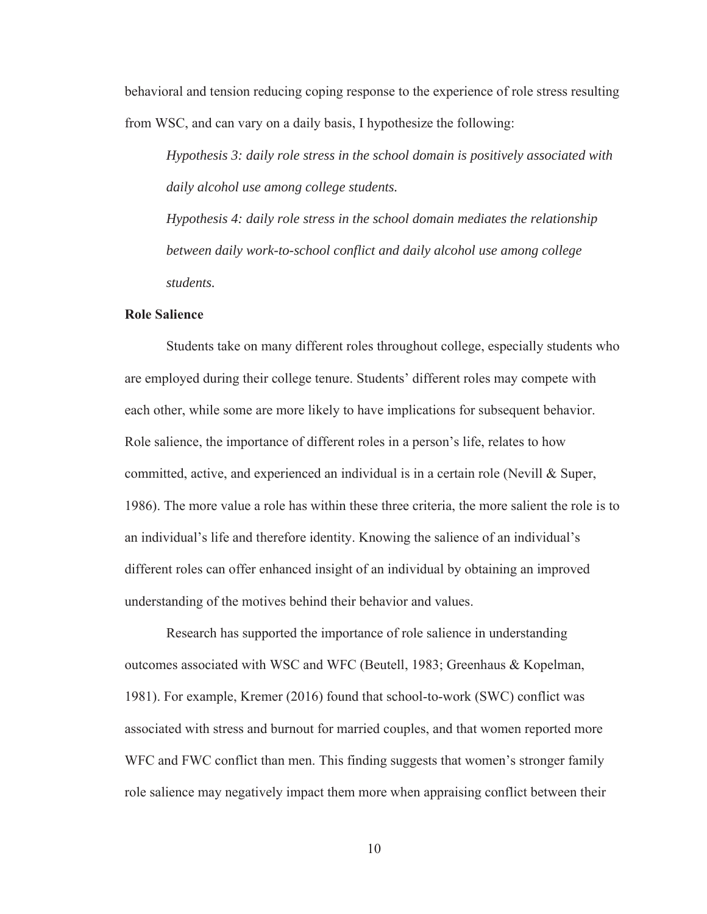behavioral and tension reducing coping response to the experience of role stress resulting from WSC, and can vary on a daily basis, I hypothesize the following:

> *Hypothesis 3: daily role stress in the school domain is positively associated with daily alcohol use among college students.*
>
> *Hypothesis 4: daily role stress in the school domain mediates the relationship between daily work-to-school conflict and daily alcohol use among college students.*

**Role Salience**

Students take on many different roles throughout college, especially students who are employed during their college tenure. Students' different roles may compete with each other, while some are more likely to have implications for subsequent behavior. Role salience, the importance of different roles in a person's life, relates to how committed, active, and experienced an individual is in a certain role (Nevill & Super, 1986). The more value a role has within these three criteria, the more salient the role is to an individual's life and therefore identity. Knowing the salience of an individual's different roles can offer enhanced insight of an individual by obtaining an improved understanding of the motives behind their behavior and values.

Research has supported the importance of role salience in understanding outcomes associated with WSC and WFC (Beutell, 1983; Greenhaus & Kopelman, 1981). For example, Kremer (2016) found that school-to-work (SWC) conflict was associated with stress and burnout for married couples, and that women reported more WFC and FWC conflict than men. This finding suggests that women's stronger family role salience may negatively impact them more when appraising conflict between their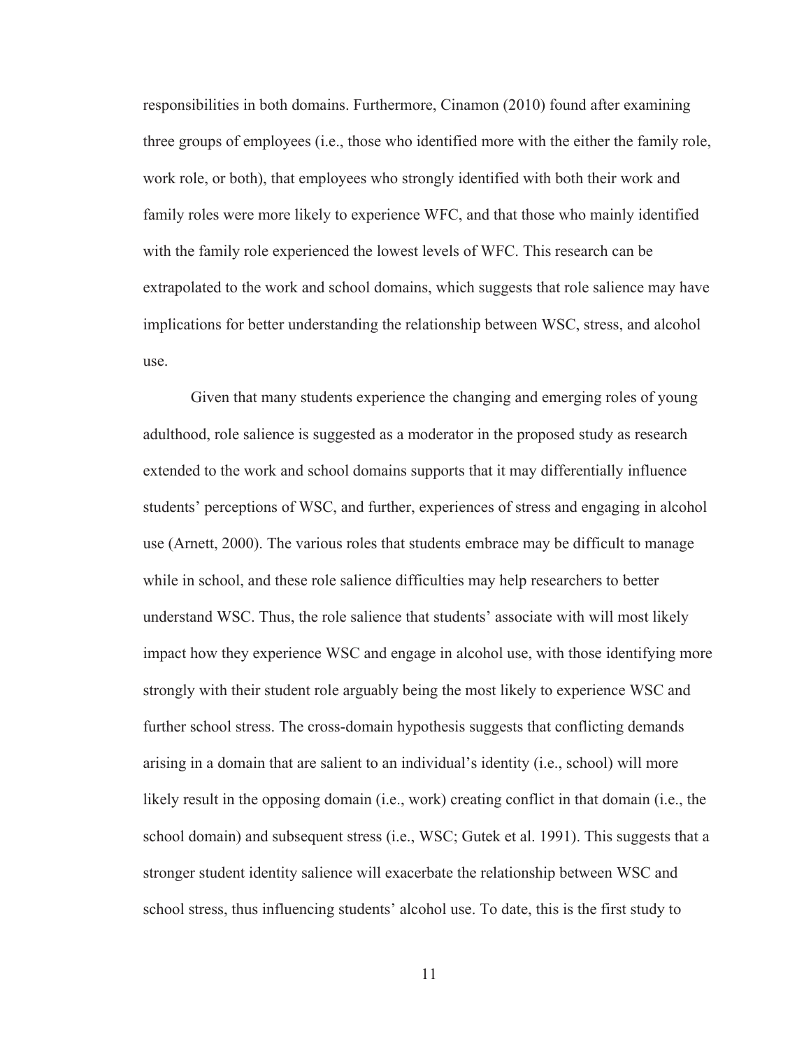responsibilities in both domains. Furthermore, Cinamon (2010) found after examining three groups of employees (i.e., those who identified more with the either the family role, work role, or both), that employees who strongly identified with both their work and family roles were more likely to experience WFC, and that those who mainly identified with the family role experienced the lowest levels of WFC. This research can be extrapolated to the work and school domains, which suggests that role salience may have implications for better understanding the relationship between WSC, stress, and alcohol use.

Given that many students experience the changing and emerging roles of young adulthood, role salience is suggested as a moderator in the proposed study as research extended to the work and school domains supports that it may differentially influence students' perceptions of WSC, and further, experiences of stress and engaging in alcohol use (Arnett, 2000). The various roles that students embrace may be difficult to manage while in school, and these role salience difficulties may help researchers to better understand WSC. Thus, the role salience that students' associate with will most likely impact how they experience WSC and engage in alcohol use, with those identifying more strongly with their student role arguably being the most likely to experience WSC and further school stress. The cross-domain hypothesis suggests that conflicting demands arising in a domain that are salient to an individual's identity (i.e., school) will more likely result in the opposing domain (i.e., work) creating conflict in that domain (i.e., the school domain) and subsequent stress (i.e., WSC; Gutek et al. 1991). This suggests that a stronger student identity salience will exacerbate the relationship between WSC and school stress, thus influencing students' alcohol use. To date, this is the first study to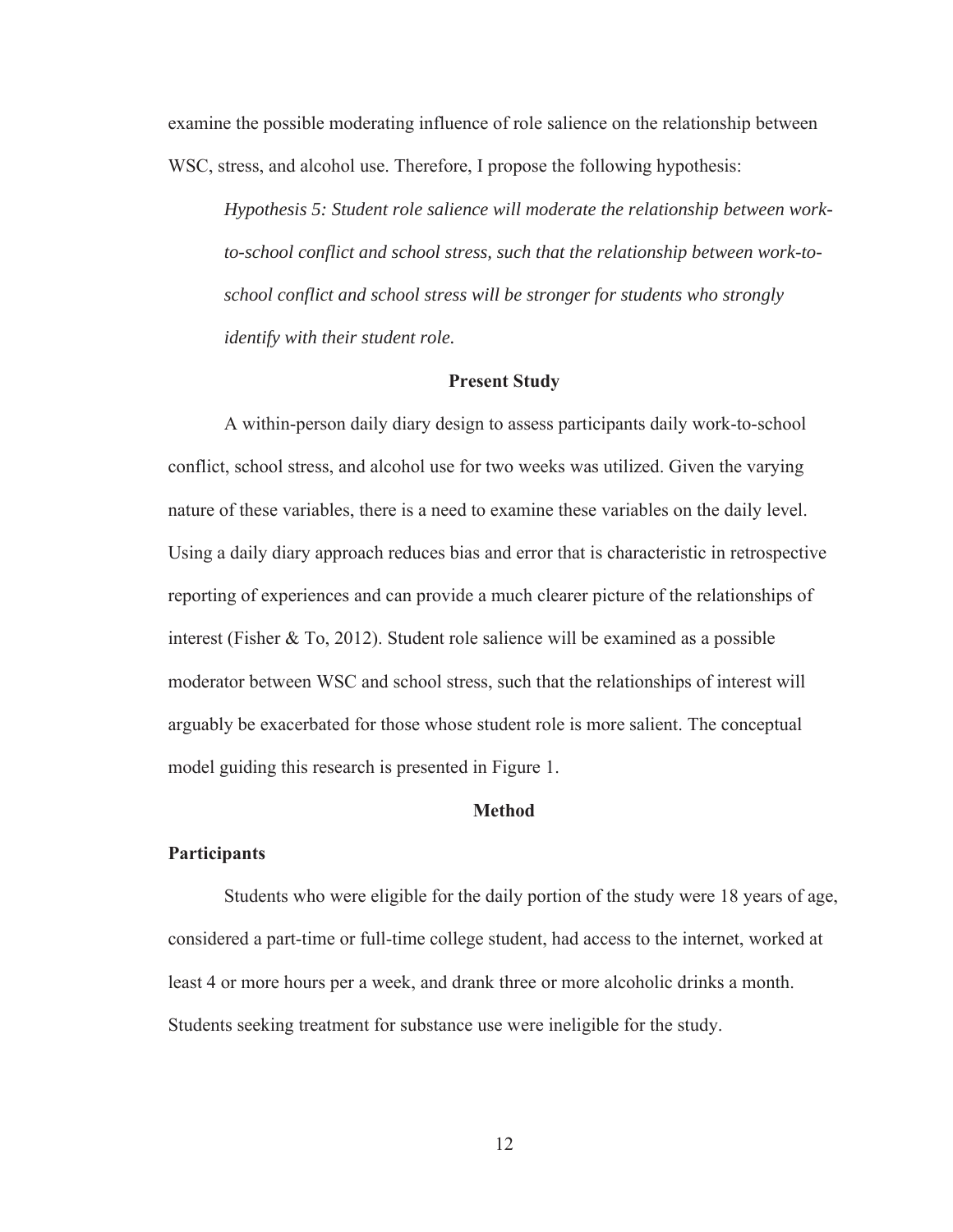examine the possible moderating influence of role salience on the relationship between WSC, stress, and alcohol use. Therefore, I propose the following hypothesis:

*Hypothesis 5: Student role salience will moderate the relationship between work-to-school conflict and school stress, such that the relationship between work-to-school conflict and school stress will be stronger for students who strongly identify with their student role.*

## Present Study

A within-person daily diary design to assess participants daily work-to-school conflict, school stress, and alcohol use for two weeks was utilized. Given the varying nature of these variables, there is a need to examine these variables on the daily level. Using a daily diary approach reduces bias and error that is characteristic in retrospective reporting of experiences and can provide a much clearer picture of the relationships of interest (Fisher & To, 2012). Student role salience will be examined as a possible moderator between WSC and school stress, such that the relationships of interest will arguably be exacerbated for those whose student role is more salient. The conceptual model guiding this research is presented in Figure 1.

## Method

### Participants

Students who were eligible for the daily portion of the study were 18 years of age, considered a part-time or full-time college student, had access to the internet, worked at least 4 or more hours per a week, and drank three or more alcoholic drinks a month. Students seeking treatment for substance use were ineligible for the study.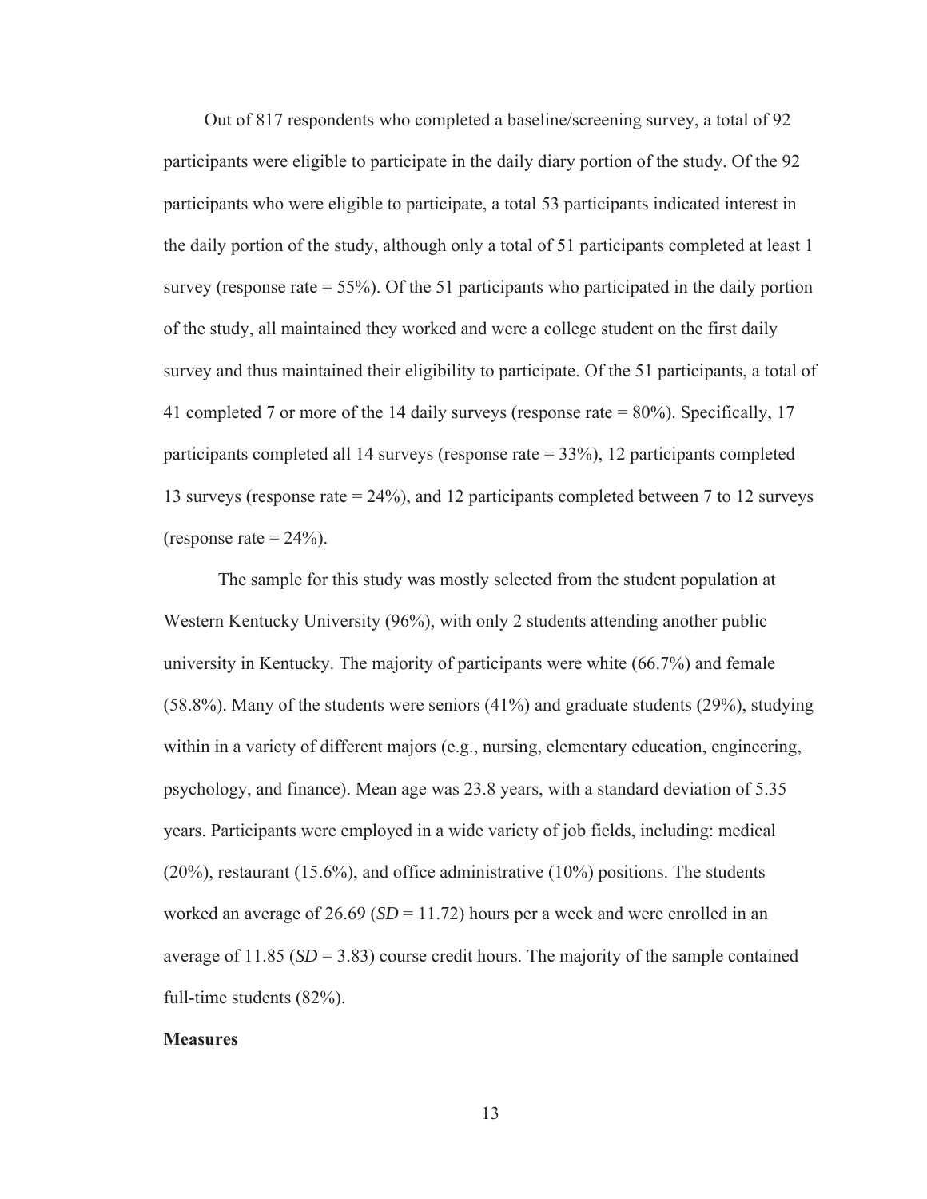Out of 817 respondents who completed a baseline/screening survey, a total of 92 participants were eligible to participate in the daily diary portion of the study. Of the 92 participants who were eligible to participate, a total 53 participants indicated interest in the daily portion of the study, although only a total of 51 participants completed at least 1 survey (response rate = 55%). Of the 51 participants who participated in the daily portion of the study, all maintained they worked and were a college student on the first daily survey and thus maintained their eligibility to participate. Of the 51 participants, a total of 41 completed 7 or more of the 14 daily surveys (response rate = 80%). Specifically, 17 participants completed all 14 surveys (response rate = 33%), 12 participants completed 13 surveys (response rate = 24%), and 12 participants completed between 7 to 12 surveys (response rate = 24%).

The sample for this study was mostly selected from the student population at Western Kentucky University (96%), with only 2 students attending another public university in Kentucky. The majority of participants were white (66.7%) and female (58.8%). Many of the students were seniors (41%) and graduate students (29%), studying within in a variety of different majors (e.g., nursing, elementary education, engineering, psychology, and finance). Mean age was 23.8 years, with a standard deviation of 5.35 years. Participants were employed in a wide variety of job fields, including: medical (20%), restaurant (15.6%), and office administrative (10%) positions. The students worked an average of 26.69 (*SD* = 11.72) hours per a week and were enrolled in an average of 11.85 (*SD* = 3.83) course credit hours. The majority of the sample contained full-time students (82%).

**Measures**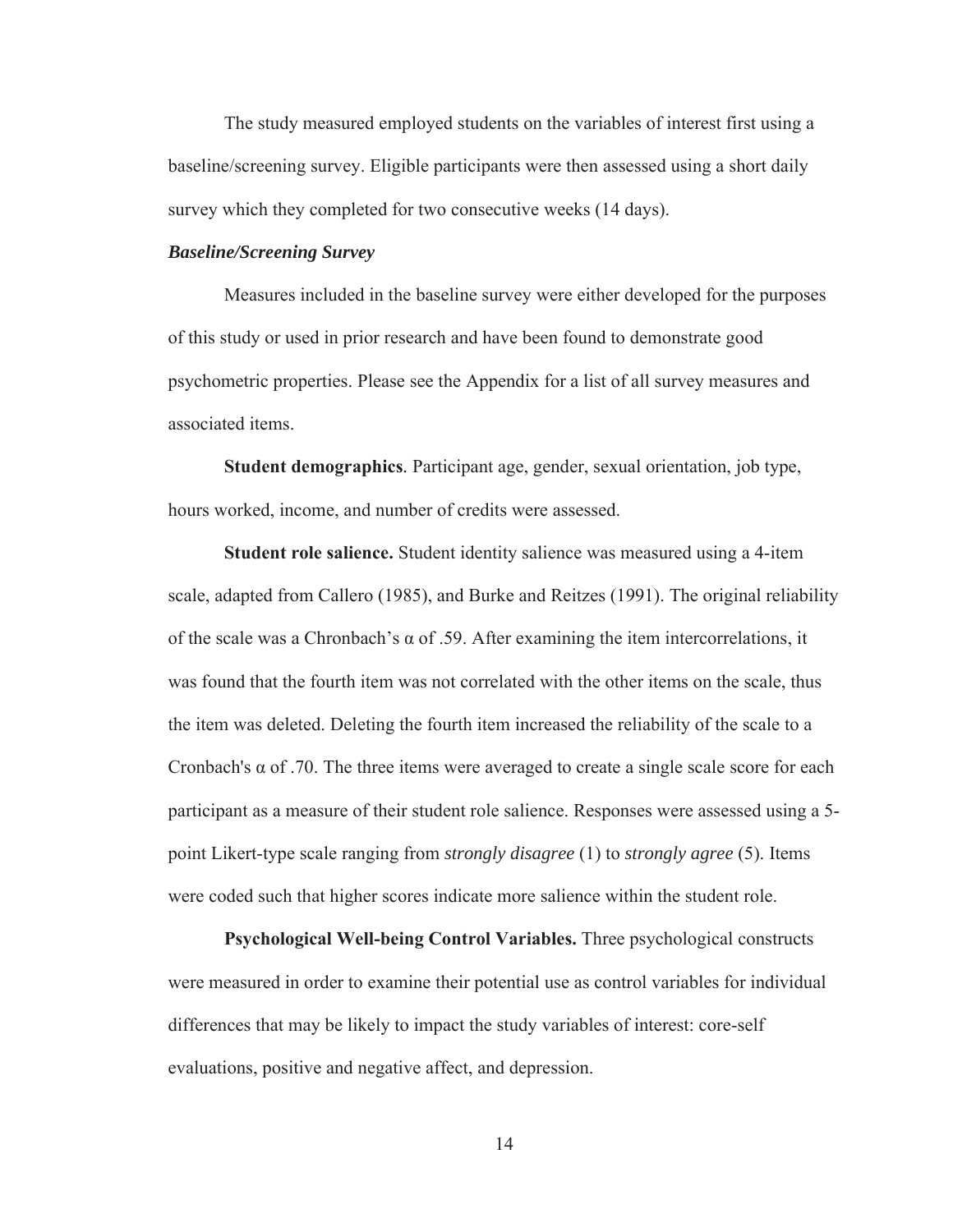The study measured employed students on the variables of interest first using a baseline/screening survey. Eligible participants were then assessed using a short daily survey which they completed for two consecutive weeks (14 days).

### *Baseline/Screening Survey*

Measures included in the baseline survey were either developed for the purposes of this study or used in prior research and have been found to demonstrate good psychometric properties. Please see the Appendix for a list of all survey measures and associated items.

**Student demographics**. Participant age, gender, sexual orientation, job type, hours worked, income, and number of credits were assessed.

**Student role salience.** Student identity salience was measured using a 4-item scale, adapted from Callero (1985), and Burke and Reitzes (1991). The original reliability of the scale was a Chronbach's $\alpha$ of .59. After examining the item intercorrelations, it was found that the fourth item was not correlated with the other items on the scale, thus the item was deleted. Deleting the fourth item increased the reliability of the scale to a Cronbach's $\alpha$ of .70. The three items were averaged to create a single scale score for each participant as a measure of their student role salience. Responses were assessed using a 5-point Likert-type scale ranging from *strongly disagree* (1) to *strongly agree* (5). Items were coded such that higher scores indicate more salience within the student role.

**Psychological Well-being Control Variables.** Three psychological constructs were measured in order to examine their potential use as control variables for individual differences that may be likely to impact the study variables of interest: core-self evaluations, positive and negative affect, and depression.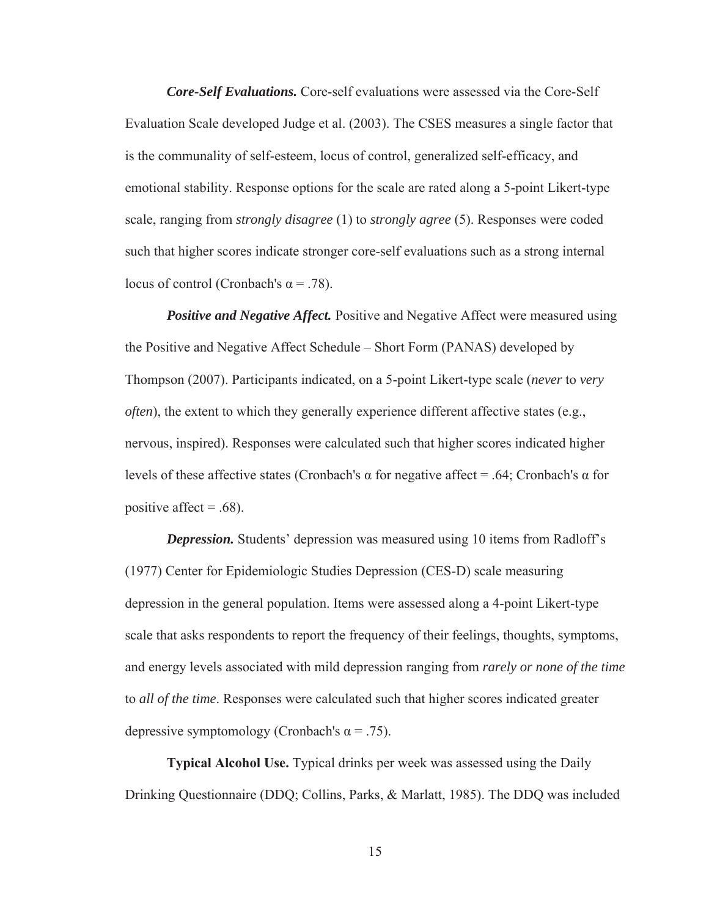***Core-Self Evaluations.*** Core-self evaluations were assessed via the Core-Self Evaluation Scale developed Judge et al. (2003). The CSES measures a single factor that is the communality of self-esteem, locus of control, generalized self-efficacy, and emotional stability. Response options for the scale are rated along a 5-point Likert-type scale, ranging from *strongly disagree* (1) to *strongly agree* (5). Responses were coded such that higher scores indicate stronger core-self evaluations such as a strong internal locus of control (Cronbach's $\alpha = .78$).

***Positive and Negative Affect.*** Positive and Negative Affect were measured using the Positive and Negative Affect Schedule – Short Form (PANAS) developed by Thompson (2007). Participants indicated, on a 5-point Likert-type scale (*never* to *very often*), the extent to which they generally experience different affective states (e.g., nervous, inspired). Responses were calculated such that higher scores indicated higher levels of these affective states (Cronbach's $\alpha$ for negative affect = .64; Cronbach's $\alpha$ for positive affect = .68).

***Depression.*** Students' depression was measured using 10 items from Radloff's (1977) Center for Epidemiologic Studies Depression (CES-D) scale measuring depression in the general population. Items were assessed along a 4-point Likert-type scale that asks respondents to report the frequency of their feelings, thoughts, symptoms, and energy levels associated with mild depression ranging from *rarely or none of the time* to *all of the time*. Responses were calculated such that higher scores indicated greater depressive symptomology (Cronbach's $\alpha = .75$).

**Typical Alcohol Use.** Typical drinks per week was assessed using the Daily Drinking Questionnaire (DDQ; Collins, Parks, & Marlatt, 1985). The DDQ was included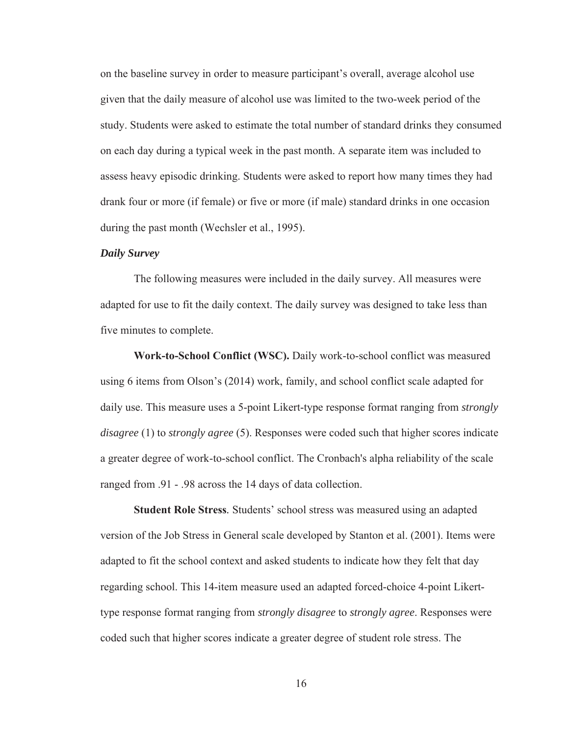on the baseline survey in order to measure participant's overall, average alcohol use given that the daily measure of alcohol use was limited to the two-week period of the study. Students were asked to estimate the total number of standard drinks they consumed on each day during a typical week in the past month. A separate item was included to assess heavy episodic drinking. Students were asked to report how many times they had drank four or more (if female) or five or more (if male) standard drinks in one occasion during the past month (Wechsler et al., 1995).

### *Daily Survey*

The following measures were included in the daily survey. All measures were adapted for use to fit the daily context. The daily survey was designed to take less than five minutes to complete.

**Work-to-School Conflict (WSC).** Daily work-to-school conflict was measured using 6 items from Olson's (2014) work, family, and school conflict scale adapted for daily use. This measure uses a 5-point Likert-type response format ranging from *strongly disagree* (1) to *strongly agree* (5). Responses were coded such that higher scores indicate a greater degree of work-to-school conflict. The Cronbach's alpha reliability of the scale ranged from .91 - .98 across the 14 days of data collection.

**Student Role Stress**. Students' school stress was measured using an adapted version of the Job Stress in General scale developed by Stanton et al. (2001). Items were adapted to fit the school context and asked students to indicate how they felt that day regarding school. This 14-item measure used an adapted forced-choice 4-point Likert-type response format ranging from *strongly disagree* to *strongly agree*. Responses were coded such that higher scores indicate a greater degree of student role stress. The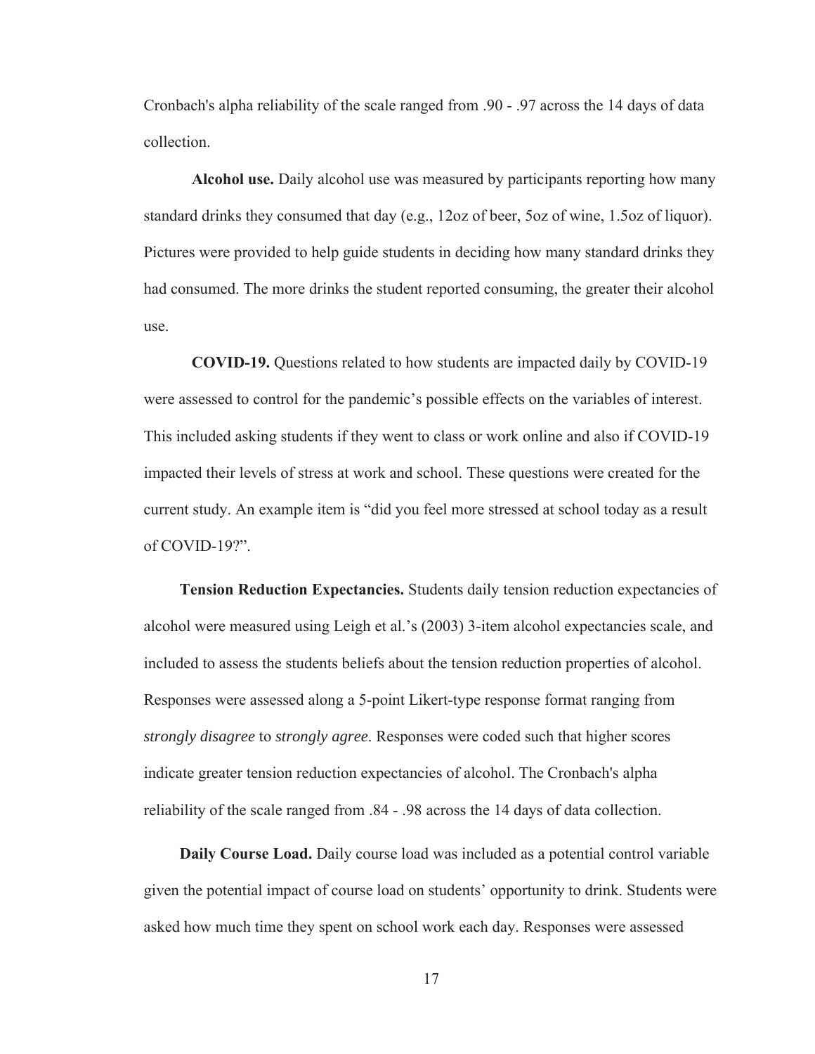Cronbach's alpha reliability of the scale ranged from .90 - .97 across the 14 days of data collection.

**Alcohol use.** Daily alcohol use was measured by participants reporting how many standard drinks they consumed that day (e.g., 12oz of beer, 5oz of wine, 1.5oz of liquor). Pictures were provided to help guide students in deciding how many standard drinks they had consumed. The more drinks the student reported consuming, the greater their alcohol use.

**COVID-19.** Questions related to how students are impacted daily by COVID-19 were assessed to control for the pandemic's possible effects on the variables of interest. This included asking students if they went to class or work online and also if COVID-19 impacted their levels of stress at work and school. These questions were created for the current study. An example item is "did you feel more stressed at school today as a result of COVID-19?".

**Tension Reduction Expectancies.** Students daily tension reduction expectancies of alcohol were measured using Leigh et al.'s (2003) 3-item alcohol expectancies scale, and included to assess the students beliefs about the tension reduction properties of alcohol. Responses were assessed along a 5-point Likert-type response format ranging from *strongly disagree* to *strongly agree*. Responses were coded such that higher scores indicate greater tension reduction expectancies of alcohol. The Cronbach's alpha reliability of the scale ranged from .84 - .98 across the 14 days of data collection.

**Daily Course Load.** Daily course load was included as a potential control variable given the potential impact of course load on students' opportunity to drink. Students were asked how much time they spent on school work each day. Responses were assessed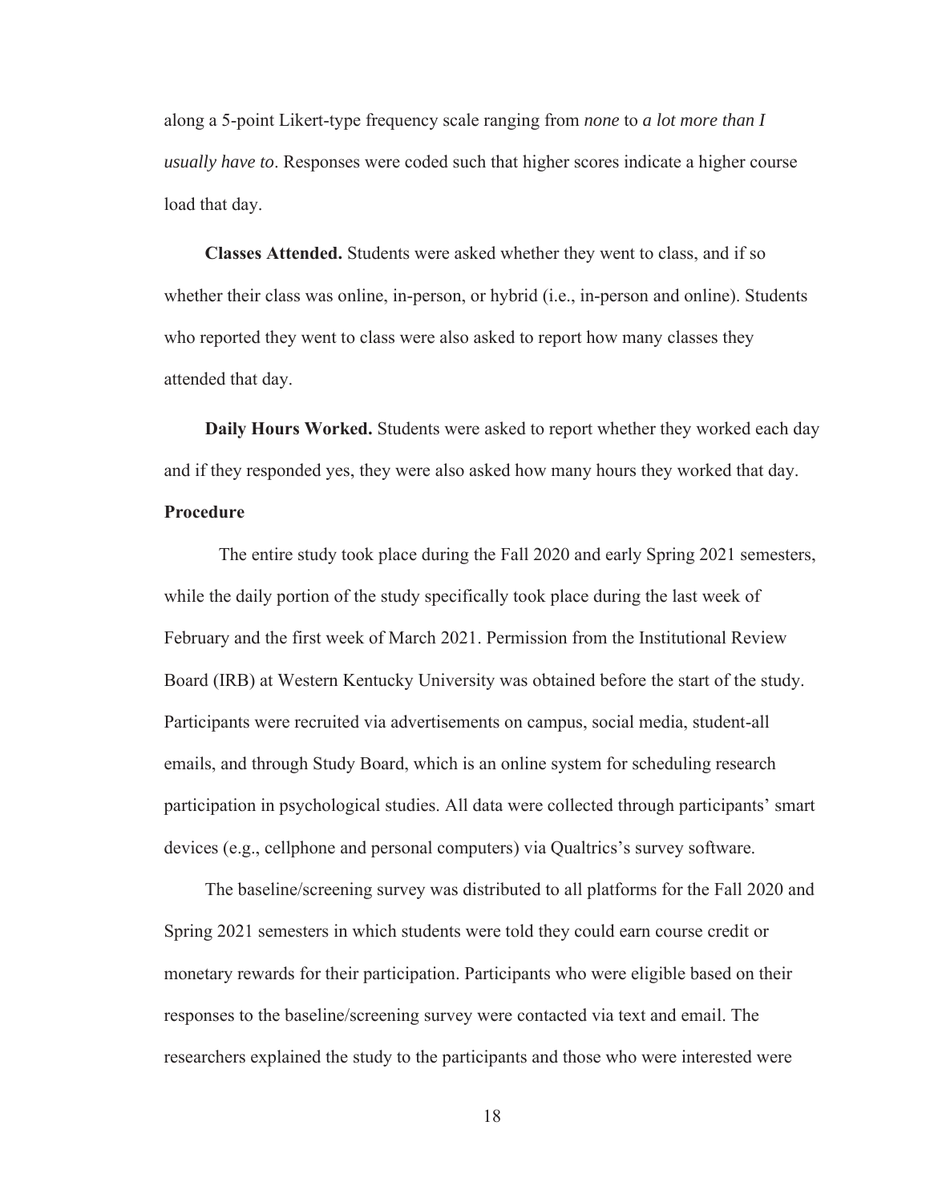along a 5-point Likert-type frequency scale ranging from *none* to *a lot more than I usually have to*. Responses were coded such that higher scores indicate a higher course load that day.

**Classes Attended.** Students were asked whether they went to class, and if so whether their class was online, in-person, or hybrid (i.e., in-person and online). Students who reported they went to class were also asked to report how many classes they attended that day.

**Daily Hours Worked.** Students were asked to report whether they worked each day and if they responded yes, they were also asked how many hours they worked that day.

### Procedure

The entire study took place during the Fall 2020 and early Spring 2021 semesters, while the daily portion of the study specifically took place during the last week of February and the first week of March 2021. Permission from the Institutional Review Board (IRB) at Western Kentucky University was obtained before the start of the study. Participants were recruited via advertisements on campus, social media, student-all emails, and through Study Board, which is an online system for scheduling research participation in psychological studies. All data were collected through participants' smart devices (e.g., cellphone and personal computers) via Qualtrics's survey software.

The baseline/screening survey was distributed to all platforms for the Fall 2020 and Spring 2021 semesters in which students were told they could earn course credit or monetary rewards for their participation. Participants who were eligible based on their responses to the baseline/screening survey were contacted via text and email. The researchers explained the study to the participants and those who were interested were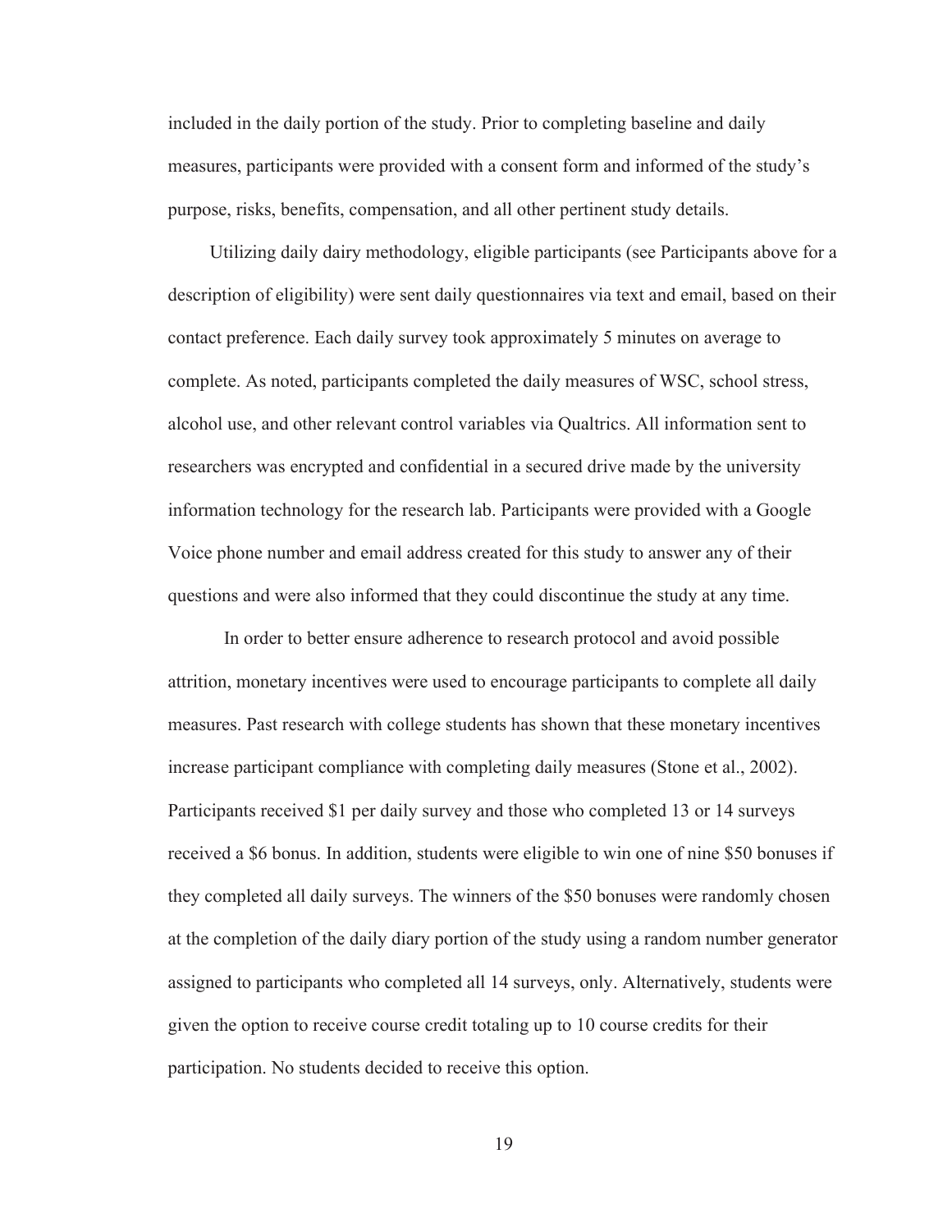included in the daily portion of the study. Prior to completing baseline and daily measures, participants were provided with a consent form and informed of the study's purpose, risks, benefits, compensation, and all other pertinent study details.

Utilizing daily dairy methodology, eligible participants (see Participants above for a description of eligibility) were sent daily questionnaires via text and email, based on their contact preference. Each daily survey took approximately 5 minutes on average to complete. As noted, participants completed the daily measures of WSC, school stress, alcohol use, and other relevant control variables via Qualtrics. All information sent to researchers was encrypted and confidential in a secured drive made by the university information technology for the research lab. Participants were provided with a Google Voice phone number and email address created for this study to answer any of their questions and were also informed that they could discontinue the study at any time.

In order to better ensure adherence to research protocol and avoid possible attrition, monetary incentives were used to encourage participants to complete all daily measures. Past research with college students has shown that these monetary incentives increase participant compliance with completing daily measures (Stone et al., 2002). Participants received $1 per daily survey and those who completed 13 or 14 surveys received a $6 bonus. In addition, students were eligible to win one of nine $50 bonuses if they completed all daily surveys. The winners of the $50 bonuses were randomly chosen at the completion of the daily diary portion of the study using a random number generator assigned to participants who completed all 14 surveys, only. Alternatively, students were given the option to receive course credit totaling up to 10 course credits for their participation. No students decided to receive this option.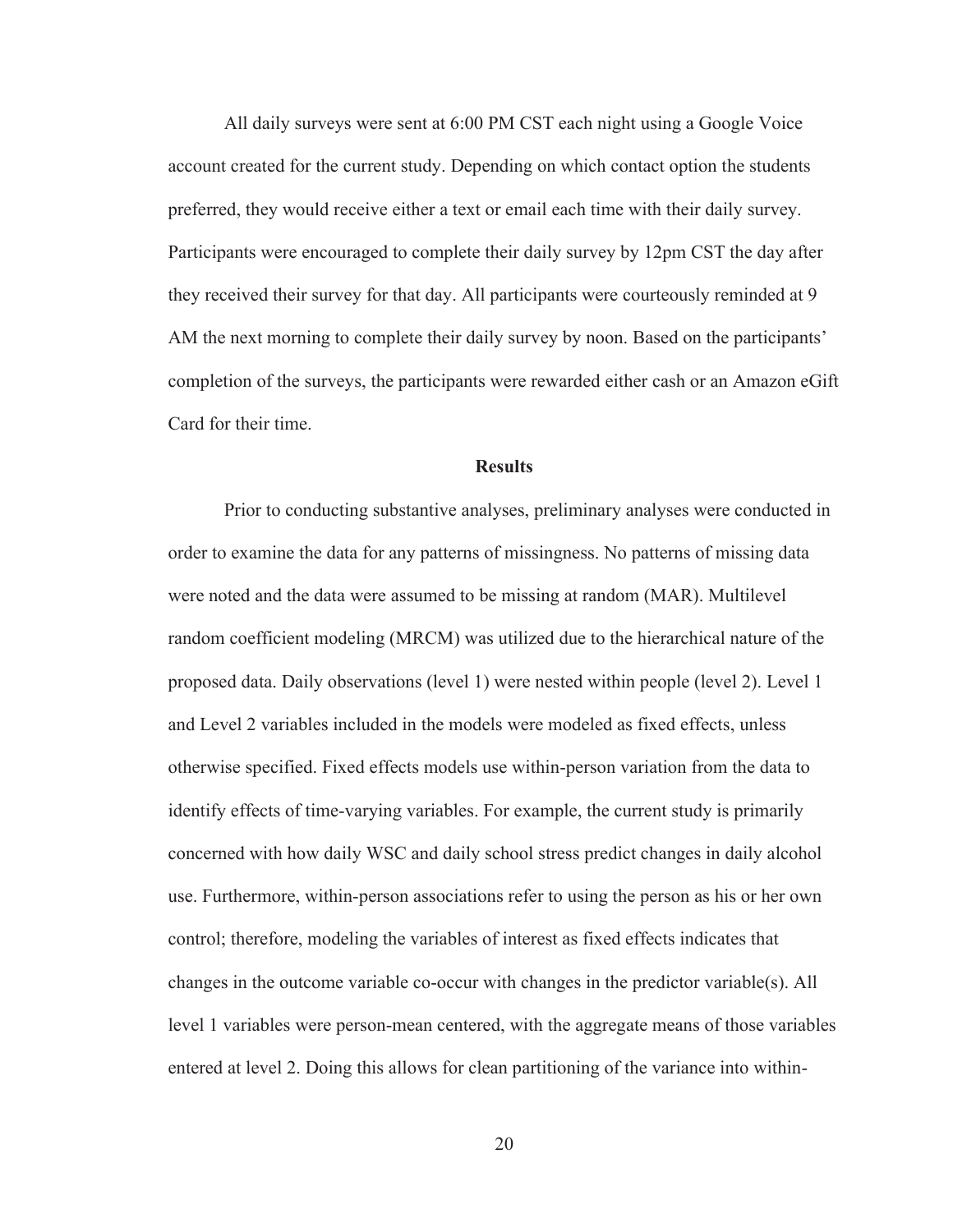All daily surveys were sent at 6:00 PM CST each night using a Google Voice account created for the current study. Depending on which contact option the students preferred, they would receive either a text or email each time with their daily survey. Participants were encouraged to complete their daily survey by 12pm CST the day after they received their survey for that day. All participants were courteously reminded at 9 AM the next morning to complete their daily survey by noon. Based on the participants' completion of the surveys, the participants were rewarded either cash or an Amazon eGift Card for their time.

## Results

Prior to conducting substantive analyses, preliminary analyses were conducted in order to examine the data for any patterns of missingness. No patterns of missing data were noted and the data were assumed to be missing at random (MAR). Multilevel random coefficient modeling (MRCM) was utilized due to the hierarchical nature of the proposed data. Daily observations (level 1) were nested within people (level 2). Level 1 and Level 2 variables included in the models were modeled as fixed effects, unless otherwise specified. Fixed effects models use within-person variation from the data to identify effects of time-varying variables. For example, the current study is primarily concerned with how daily WSC and daily school stress predict changes in daily alcohol use. Furthermore, within-person associations refer to using the person as his or her own control; therefore, modeling the variables of interest as fixed effects indicates that changes in the outcome variable co-occur with changes in the predictor variable(s). All level 1 variables were person-mean centered, with the aggregate means of those variables entered at level 2. Doing this allows for clean partitioning of the variance into within-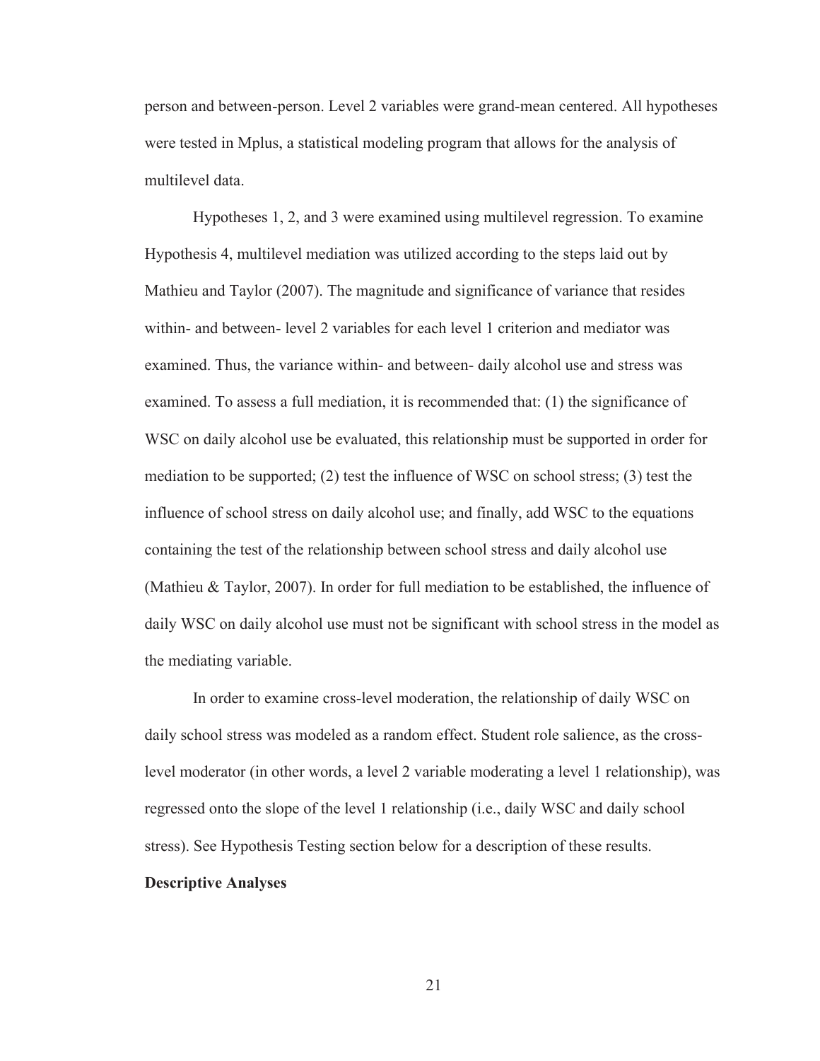person and between-person. Level 2 variables were grand-mean centered. All hypotheses were tested in Mplus, a statistical modeling program that allows for the analysis of multilevel data.

Hypotheses 1, 2, and 3 were examined using multilevel regression. To examine Hypothesis 4, multilevel mediation was utilized according to the steps laid out by Mathieu and Taylor (2007). The magnitude and significance of variance that resides within- and between- level 2 variables for each level 1 criterion and mediator was examined. Thus, the variance within- and between- daily alcohol use and stress was examined. To assess a full mediation, it is recommended that: (1) the significance of WSC on daily alcohol use be evaluated, this relationship must be supported in order for mediation to be supported; (2) test the influence of WSC on school stress; (3) test the influence of school stress on daily alcohol use; and finally, add WSC to the equations containing the test of the relationship between school stress and daily alcohol use (Mathieu & Taylor, 2007). In order for full mediation to be established, the influence of daily WSC on daily alcohol use must not be significant with school stress in the model as the mediating variable.

In order to examine cross-level moderation, the relationship of daily WSC on daily school stress was modeled as a random effect. Student role salience, as the cross-level moderator (in other words, a level 2 variable moderating a level 1 relationship), was regressed onto the slope of the level 1 relationship (i.e., daily WSC and daily school stress). See Hypothesis Testing section below for a description of these results.

**Descriptive Analyses**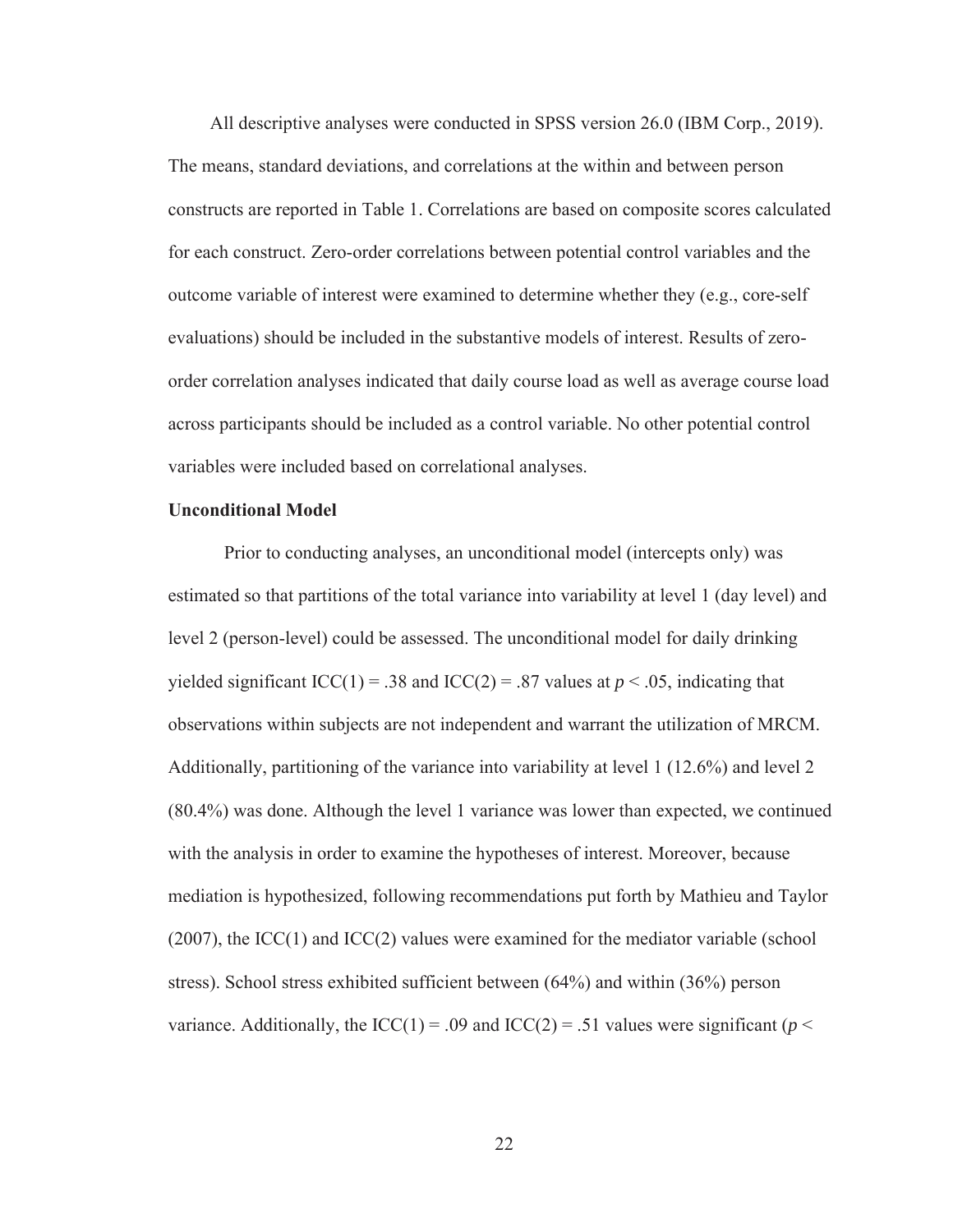All descriptive analyses were conducted in SPSS version 26.0 (IBM Corp., 2019). The means, standard deviations, and correlations at the within and between person constructs are reported in Table 1. Correlations are based on composite scores calculated for each construct. Zero-order correlations between potential control variables and the outcome variable of interest were examined to determine whether they (e.g., core-self evaluations) should be included in the substantive models of interest. Results of zero-order correlation analyses indicated that daily course load as well as average course load across participants should be included as a control variable. No other potential control variables were included based on correlational analyses.

**Unconditional Model**

Prior to conducting analyses, an unconditional model (intercepts only) was estimated so that partitions of the total variance into variability at level 1 (day level) and level 2 (person-level) could be assessed. The unconditional model for daily drinking yielded significant ICC(1) = .38 and ICC(2) = .87 values at $p < .05$, indicating that observations within subjects are not independent and warrant the utilization of MRCM. Additionally, partitioning of the variance into variability at level 1 (12.6%) and level 2 (80.4%) was done. Although the level 1 variance was lower than expected, we continued with the analysis in order to examine the hypotheses of interest. Moreover, because mediation is hypothesized, following recommendations put forth by Mathieu and Taylor (2007), the ICC(1) and ICC(2) values were examined for the mediator variable (school stress). School stress exhibited sufficient between (64%) and within (36%) person variance. Additionally, the ICC(1) = .09 and ICC(2) = .51 values were significant ($p <$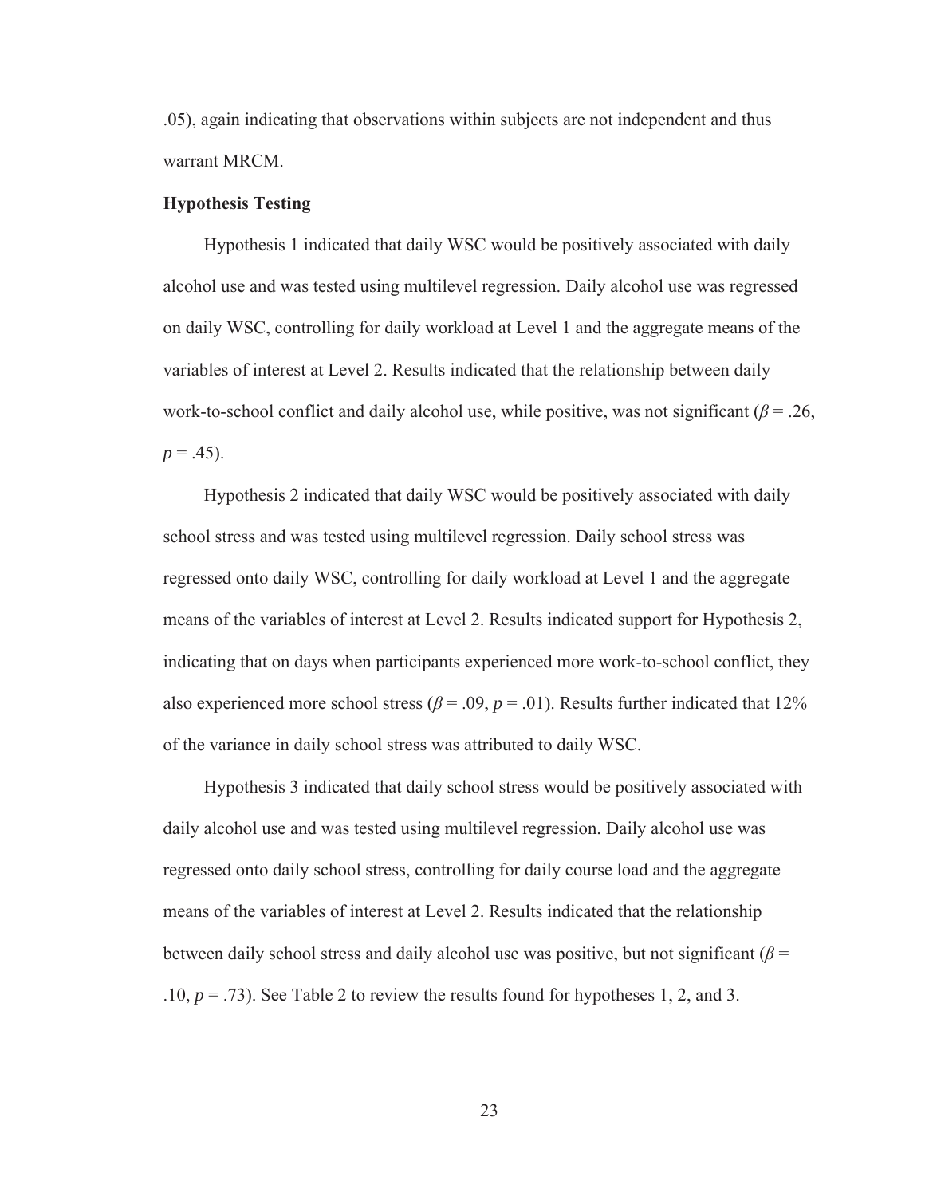.05), again indicating that observations within subjects are not independent and thus warrant MRCM.

**Hypothesis Testing**

Hypothesis 1 indicated that daily WSC would be positively associated with daily alcohol use and was tested using multilevel regression. Daily alcohol use was regressed on daily WSC, controlling for daily workload at Level 1 and the aggregate means of the variables of interest at Level 2. Results indicated that the relationship between daily work-to-school conflict and daily alcohol use, while positive, was not significant ($\beta = .26$, $p = .45$).

Hypothesis 2 indicated that daily WSC would be positively associated with daily school stress and was tested using multilevel regression. Daily school stress was regressed onto daily WSC, controlling for daily workload at Level 1 and the aggregate means of the variables of interest at Level 2. Results indicated support for Hypothesis 2, indicating that on days when participants experienced more work-to-school conflict, they also experienced more school stress ($\beta = .09$, $p = .01$). Results further indicated that 12% of the variance in daily school stress was attributed to daily WSC.

Hypothesis 3 indicated that daily school stress would be positively associated with daily alcohol use and was tested using multilevel regression. Daily alcohol use was regressed onto daily school stress, controlling for daily course load and the aggregate means of the variables of interest at Level 2. Results indicated that the relationship between daily school stress and daily alcohol use was positive, but not significant ($\beta = .10$, $p = .73$). See Table 2 to review the results found for hypotheses 1, 2, and 3.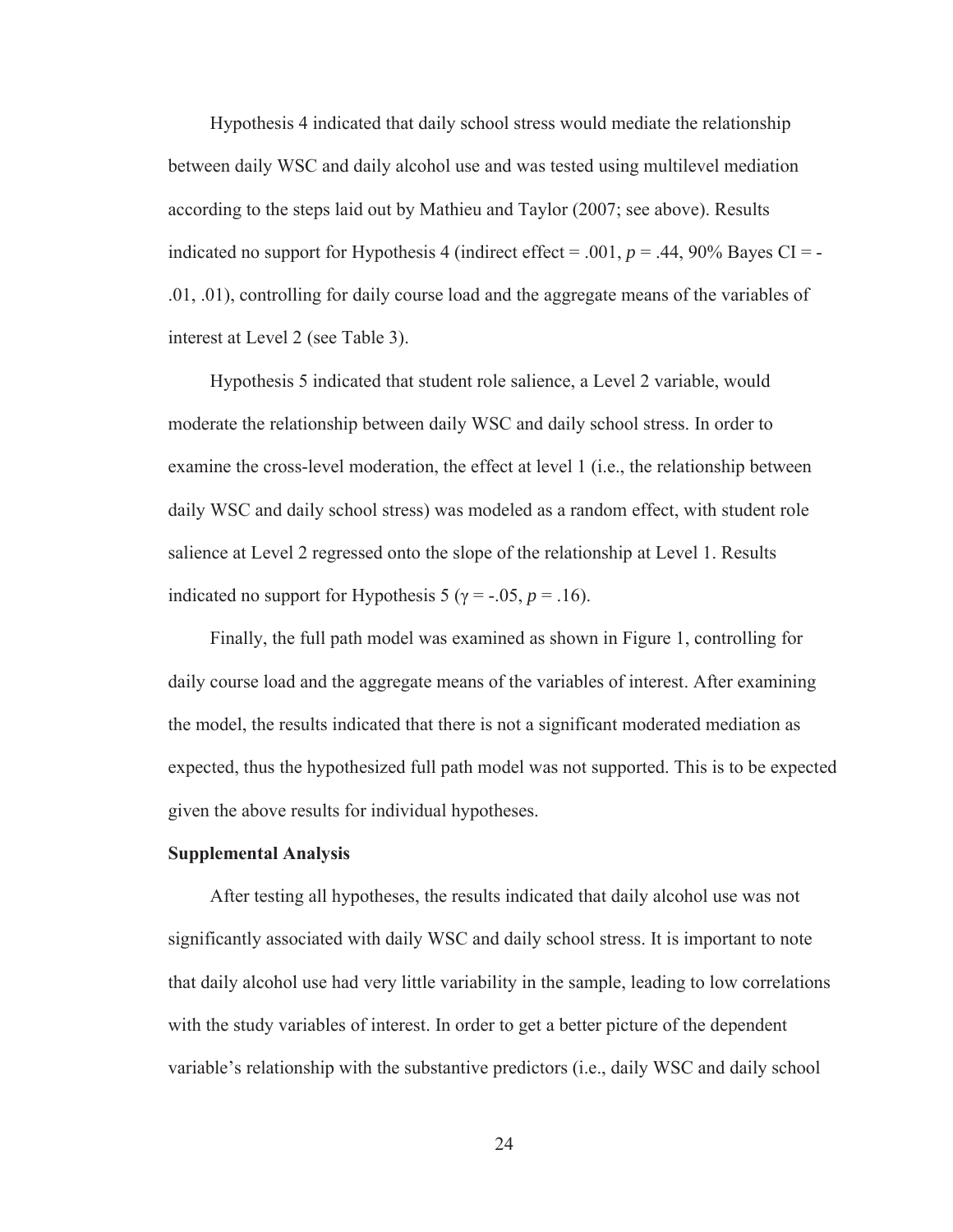Hypothesis 4 indicated that daily school stress would mediate the relationship between daily WSC and daily alcohol use and was tested using multilevel mediation according to the steps laid out by Mathieu and Taylor (2007; see above). Results indicated no support for Hypothesis 4 (indirect effect = .001, $p = .44$, 90% Bayes CI = -.01, .01), controlling for daily course load and the aggregate means of the variables of interest at Level 2 (see Table 3).

Hypothesis 5 indicated that student role salience, a Level 2 variable, would moderate the relationship between daily WSC and daily school stress. In order to examine the cross-level moderation, the effect at level 1 (i.e., the relationship between daily WSC and daily school stress) was modeled as a random effect, with student role salience at Level 2 regressed onto the slope of the relationship at Level 1. Results indicated no support for Hypothesis 5 ($\gamma = -.05$, $p = .16$).

Finally, the full path model was examined as shown in Figure 1, controlling for daily course load and the aggregate means of the variables of interest. After examining the model, the results indicated that there is not a significant moderated mediation as expected, thus the hypothesized full path model was not supported. This is to be expected given the above results for individual hypotheses.

**Supplemental Analysis**

After testing all hypotheses, the results indicated that daily alcohol use was not significantly associated with daily WSC and daily school stress. It is important to note that daily alcohol use had very little variability in the sample, leading to low correlations with the study variables of interest. In order to get a better picture of the dependent variable's relationship with the substantive predictors (i.e., daily WSC and daily school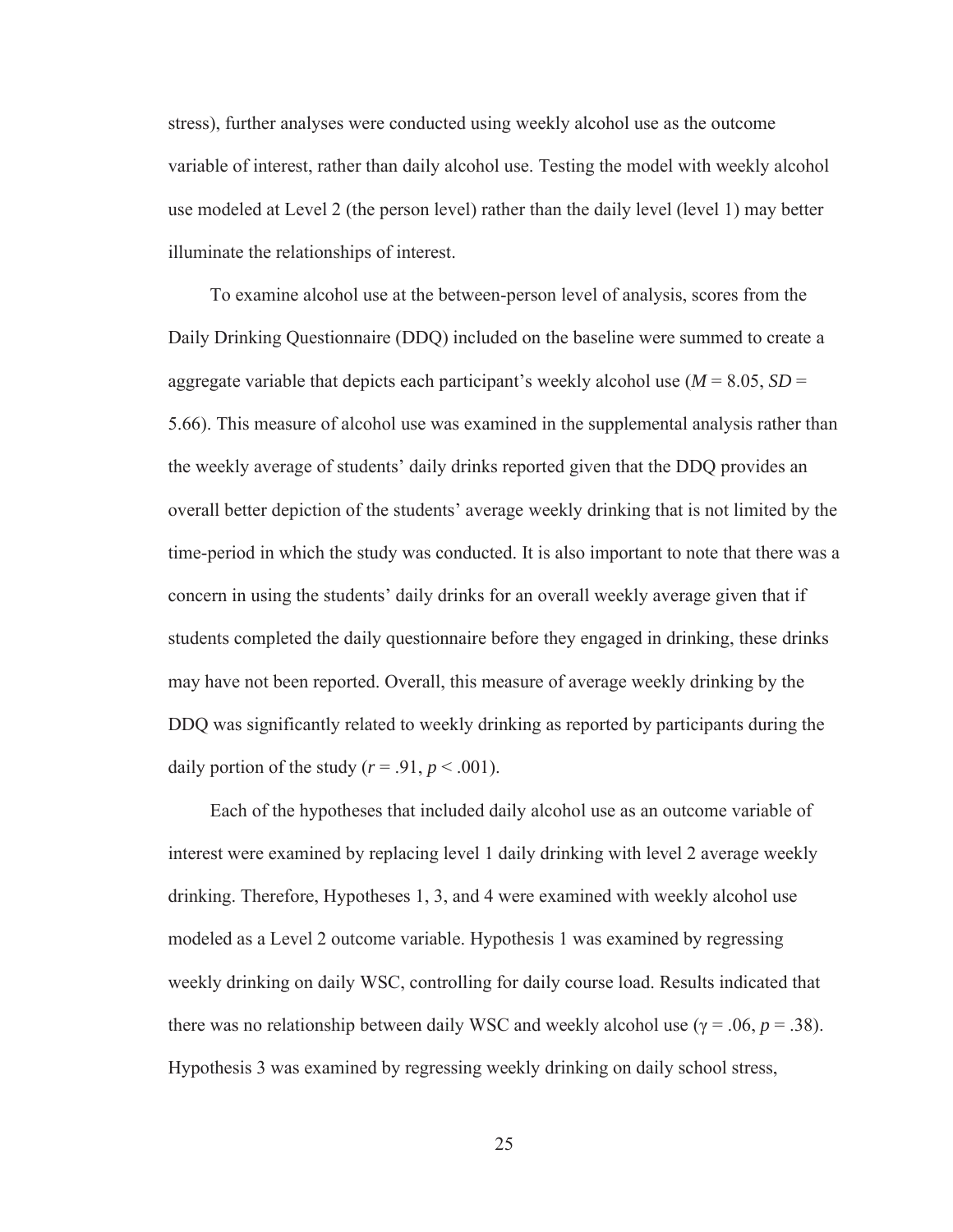stress), further analyses were conducted using weekly alcohol use as the outcome variable of interest, rather than daily alcohol use. Testing the model with weekly alcohol use modeled at Level 2 (the person level) rather than the daily level (level 1) may better illuminate the relationships of interest.

To examine alcohol use at the between-person level of analysis, scores from the Daily Drinking Questionnaire (DDQ) included on the baseline were summed to create a aggregate variable that depicts each participant's weekly alcohol use ($M$ = 8.05, $SD$ = 5.66). This measure of alcohol use was examined in the supplemental analysis rather than the weekly average of students' daily drinks reported given that the DDQ provides an overall better depiction of the students' average weekly drinking that is not limited by the time-period in which the study was conducted. It is also important to note that there was a concern in using the students' daily drinks for an overall weekly average given that if students completed the daily questionnaire before they engaged in drinking, these drinks may have not been reported. Overall, this measure of average weekly drinking by the DDQ was significantly related to weekly drinking as reported by participants during the daily portion of the study ($r = .91$, $p < .001$).

Each of the hypotheses that included daily alcohol use as an outcome variable of interest were examined by replacing level 1 daily drinking with level 2 average weekly drinking. Therefore, Hypotheses 1, 3, and 4 were examined with weekly alcohol use modeled as a Level 2 outcome variable. Hypothesis 1 was examined by regressing weekly drinking on daily WSC, controlling for daily course load. Results indicated that there was no relationship between daily WSC and weekly alcohol use ($\gamma = .06$, $p = .38$). Hypothesis 3 was examined by regressing weekly drinking on daily school stress,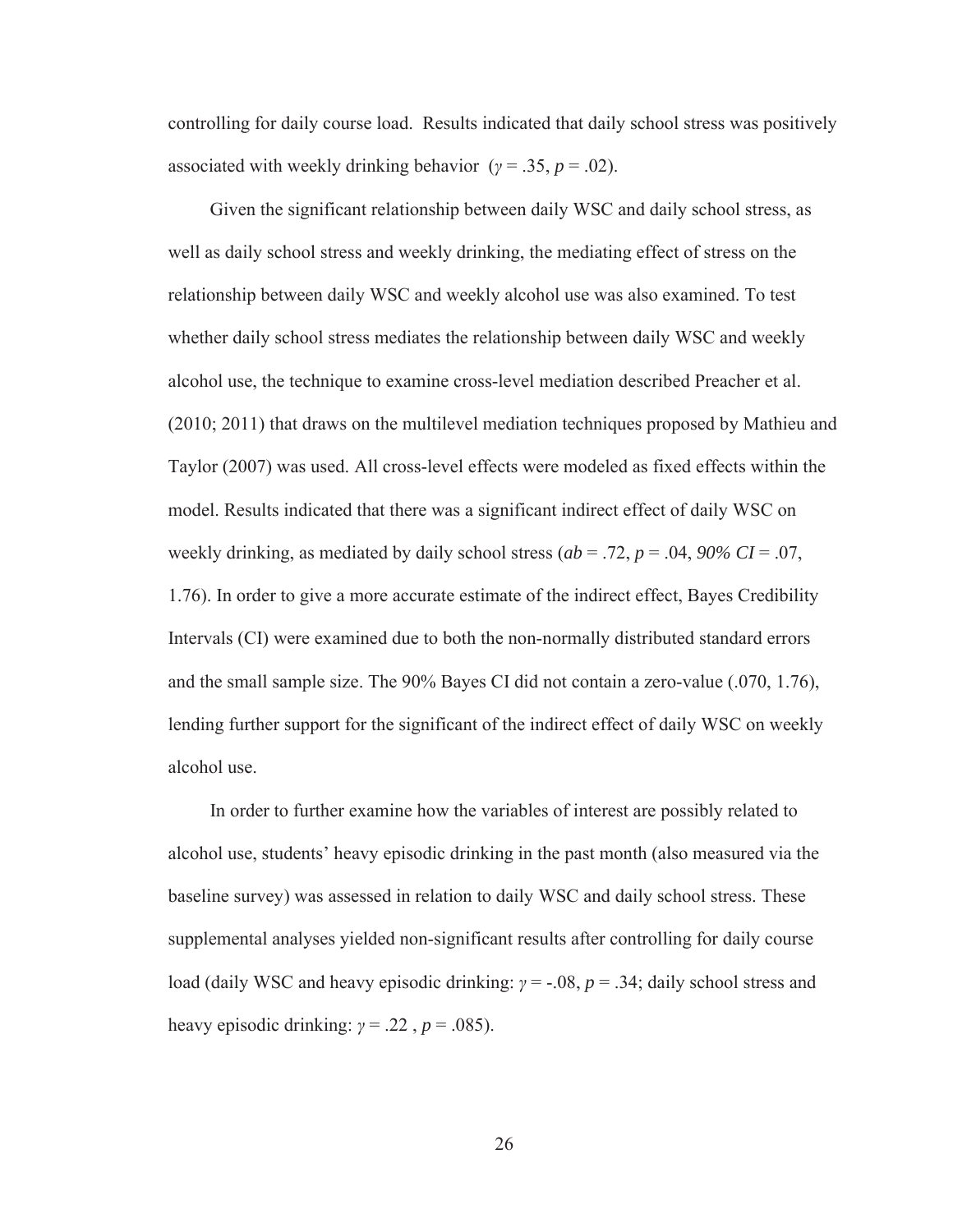controlling for daily course load. Results indicated that daily school stress was positively associated with weekly drinking behavior ($\gamma = .35$, $p = .02$).

Given the significant relationship between daily WSC and daily school stress, as well as daily school stress and weekly drinking, the mediating effect of stress on the relationship between daily WSC and weekly alcohol use was also examined. To test whether daily school stress mediates the relationship between daily WSC and weekly alcohol use, the technique to examine cross-level mediation described Preacher et al. (2010; 2011) that draws on the multilevel mediation techniques proposed by Mathieu and Taylor (2007) was used. All cross-level effects were modeled as fixed effects within the model. Results indicated that there was a significant indirect effect of daily WSC on weekly drinking, as mediated by daily school stress ($ab = .72$, $p = .04$, *90% CI* = .07, 1.76). In order to give a more accurate estimate of the indirect effect, Bayes Credibility Intervals (CI) were examined due to both the non-normally distributed standard errors and the small sample size. The 90% Bayes CI did not contain a zero-value (.070, 1.76), lending further support for the significant of the indirect effect of daily WSC on weekly alcohol use.

In order to further examine how the variables of interest are possibly related to alcohol use, students' heavy episodic drinking in the past month (also measured via the baseline survey) was assessed in relation to daily WSC and daily school stress. These supplemental analyses yielded non-significant results after controlling for daily course load (daily WSC and heavy episodic drinking: $\gamma = -.08$, $p = .34$; daily school stress and heavy episodic drinking: $\gamma = .22$ , $p = .085$).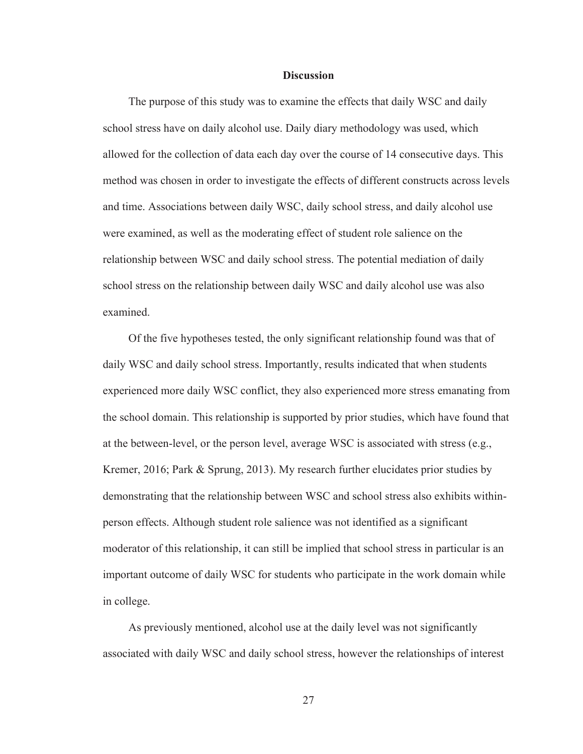# Discussion

The purpose of this study was to examine the effects that daily WSC and daily school stress have on daily alcohol use. Daily diary methodology was used, which allowed for the collection of data each day over the course of 14 consecutive days. This method was chosen in order to investigate the effects of different constructs across levels and time. Associations between daily WSC, daily school stress, and daily alcohol use were examined, as well as the moderating effect of student role salience on the relationship between WSC and daily school stress. The potential mediation of daily school stress on the relationship between daily WSC and daily alcohol use was also examined.

Of the five hypotheses tested, the only significant relationship found was that of daily WSC and daily school stress. Importantly, results indicated that when students experienced more daily WSC conflict, they also experienced more stress emanating from the school domain. This relationship is supported by prior studies, which have found that at the between-level, or the person level, average WSC is associated with stress (e.g., Kremer, 2016; Park & Sprung, 2013). My research further elucidates prior studies by demonstrating that the relationship between WSC and school stress also exhibits within-person effects. Although student role salience was not identified as a significant moderator of this relationship, it can still be implied that school stress in particular is an important outcome of daily WSC for students who participate in the work domain while in college.

As previously mentioned, alcohol use at the daily level was not significantly associated with daily WSC and daily school stress, however the relationships of interest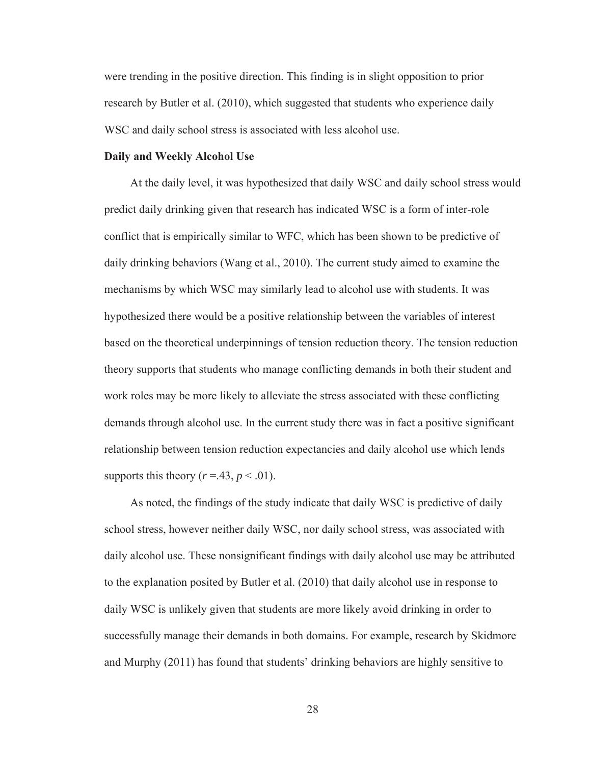were trending in the positive direction. This finding is in slight opposition to prior research by Butler et al. (2010), which suggested that students who experience daily WSC and daily school stress is associated with less alcohol use.

**Daily and Weekly Alcohol Use**

At the daily level, it was hypothesized that daily WSC and daily school stress would predict daily drinking given that research has indicated WSC is a form of inter-role conflict that is empirically similar to WFC, which has been shown to be predictive of daily drinking behaviors (Wang et al., 2010). The current study aimed to examine the mechanisms by which WSC may similarly lead to alcohol use with students. It was hypothesized there would be a positive relationship between the variables of interest based on the theoretical underpinnings of tension reduction theory. The tension reduction theory supports that students who manage conflicting demands in both their student and work roles may be more likely to alleviate the stress associated with these conflicting demands through alcohol use. In the current study there was in fact a positive significant relationship between tension reduction expectancies and daily alcohol use which lends supports this theory ($r = .43$, $p < .01$).

As noted, the findings of the study indicate that daily WSC is predictive of daily school stress, however neither daily WSC, nor daily school stress, was associated with daily alcohol use. These nonsignificant findings with daily alcohol use may be attributed to the explanation posited by Butler et al. (2010) that daily alcohol use in response to daily WSC is unlikely given that students are more likely avoid drinking in order to successfully manage their demands in both domains. For example, research by Skidmore and Murphy (2011) has found that students' drinking behaviors are highly sensitive to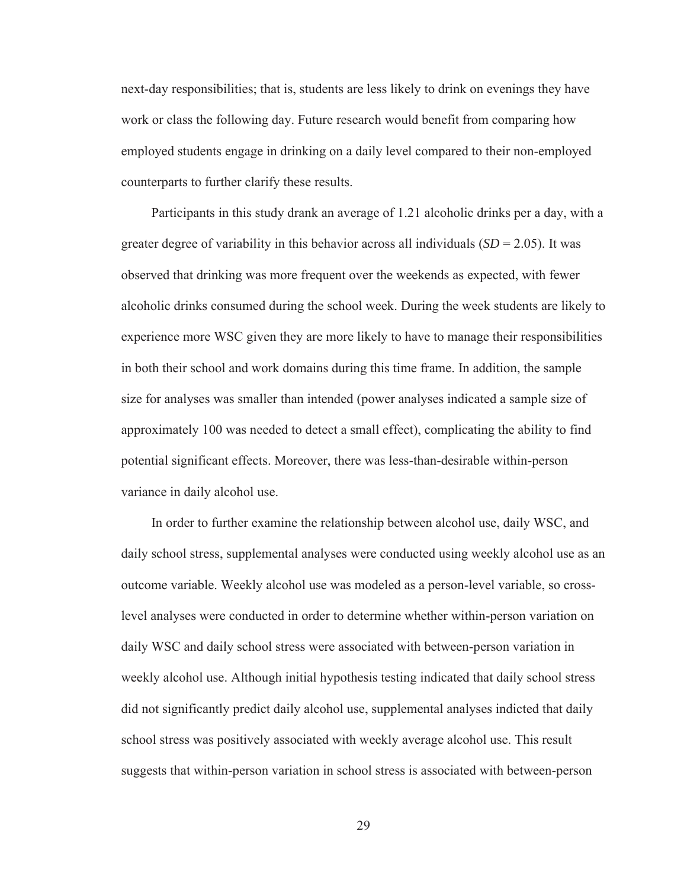next-day responsibilities; that is, students are less likely to drink on evenings they have work or class the following day. Future research would benefit from comparing how employed students engage in drinking on a daily level compared to their non-employed counterparts to further clarify these results.

Participants in this study drank an average of 1.21 alcoholic drinks per a day, with a greater degree of variability in this behavior across all individuals (*SD* = 2.05). It was observed that drinking was more frequent over the weekends as expected, with fewer alcoholic drinks consumed during the school week. During the week students are likely to experience more WSC given they are more likely to have to manage their responsibilities in both their school and work domains during this time frame. In addition, the sample size for analyses was smaller than intended (power analyses indicated a sample size of approximately 100 was needed to detect a small effect), complicating the ability to find potential significant effects. Moreover, there was less-than-desirable within-person variance in daily alcohol use.

In order to further examine the relationship between alcohol use, daily WSC, and daily school stress, supplemental analyses were conducted using weekly alcohol use as an outcome variable. Weekly alcohol use was modeled as a person-level variable, so cross-level analyses were conducted in order to determine whether within-person variation on daily WSC and daily school stress were associated with between-person variation in weekly alcohol use. Although initial hypothesis testing indicated that daily school stress did not significantly predict daily alcohol use, supplemental analyses indicted that daily school stress was positively associated with weekly average alcohol use. This result suggests that within-person variation in school stress is associated with between-person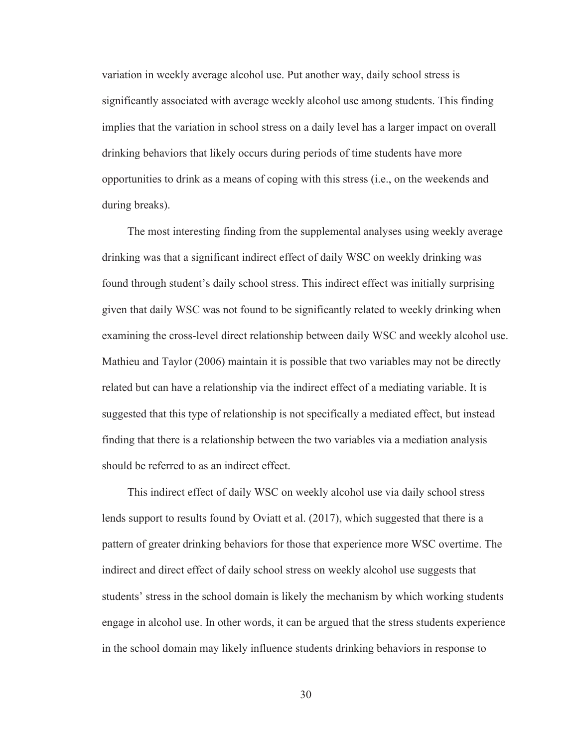variation in weekly average alcohol use. Put another way, daily school stress is significantly associated with average weekly alcohol use among students. This finding implies that the variation in school stress on a daily level has a larger impact on overall drinking behaviors that likely occurs during periods of time students have more opportunities to drink as a means of coping with this stress (i.e., on the weekends and during breaks).

The most interesting finding from the supplemental analyses using weekly average drinking was that a significant indirect effect of daily WSC on weekly drinking was found through student's daily school stress. This indirect effect was initially surprising given that daily WSC was not found to be significantly related to weekly drinking when examining the cross-level direct relationship between daily WSC and weekly alcohol use. Mathieu and Taylor (2006) maintain it is possible that two variables may not be directly related but can have a relationship via the indirect effect of a mediating variable. It is suggested that this type of relationship is not specifically a mediated effect, but instead finding that there is a relationship between the two variables via a mediation analysis should be referred to as an indirect effect.

This indirect effect of daily WSC on weekly alcohol use via daily school stress lends support to results found by Oviatt et al. (2017), which suggested that there is a pattern of greater drinking behaviors for those that experience more WSC overtime. The indirect and direct effect of daily school stress on weekly alcohol use suggests that students' stress in the school domain is likely the mechanism by which working students engage in alcohol use. In other words, it can be argued that the stress students experience in the school domain may likely influence students drinking behaviors in response to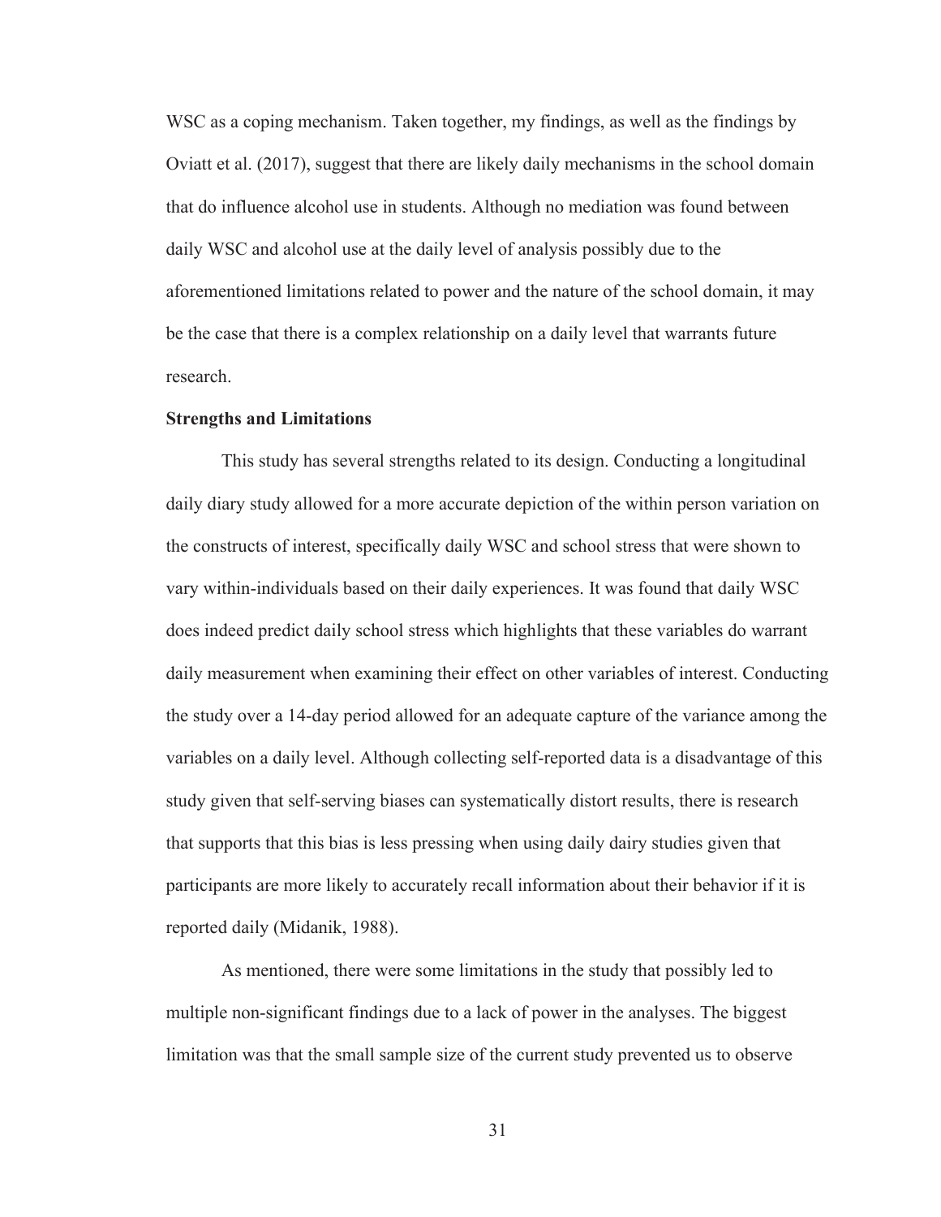WSC as a coping mechanism. Taken together, my findings, as well as the findings by Oviatt et al. (2017), suggest that there are likely daily mechanisms in the school domain that do influence alcohol use in students. Although no mediation was found between daily WSC and alcohol use at the daily level of analysis possibly due to the aforementioned limitations related to power and the nature of the school domain, it may be the case that there is a complex relationship on a daily level that warrants future research.

**Strengths and Limitations**

This study has several strengths related to its design. Conducting a longitudinal daily diary study allowed for a more accurate depiction of the within person variation on the constructs of interest, specifically daily WSC and school stress that were shown to vary within-individuals based on their daily experiences. It was found that daily WSC does indeed predict daily school stress which highlights that these variables do warrant daily measurement when examining their effect on other variables of interest. Conducting the study over a 14-day period allowed for an adequate capture of the variance among the variables on a daily level. Although collecting self-reported data is a disadvantage of this study given that self-serving biases can systematically distort results, there is research that supports that this bias is less pressing when using daily dairy studies given that participants are more likely to accurately recall information about their behavior if it is reported daily (Midanik, 1988).

As mentioned, there were some limitations in the study that possibly led to multiple non-significant findings due to a lack of power in the analyses. The biggest limitation was that the small sample size of the current study prevented us to observe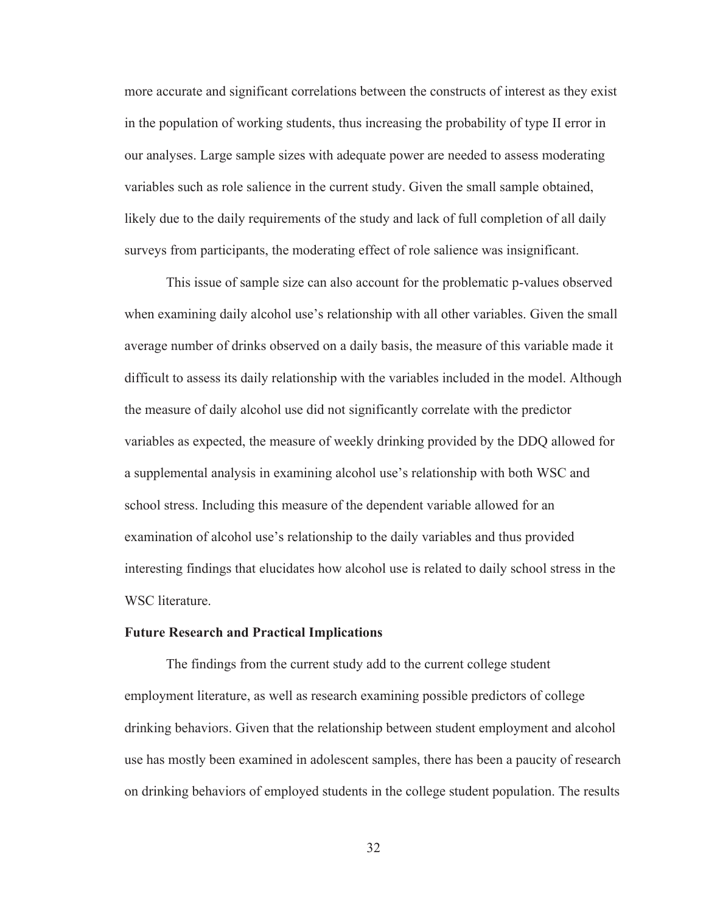more accurate and significant correlations between the constructs of interest as they exist in the population of working students, thus increasing the probability of type II error in our analyses. Large sample sizes with adequate power are needed to assess moderating variables such as role salience in the current study. Given the small sample obtained, likely due to the daily requirements of the study and lack of full completion of all daily surveys from participants, the moderating effect of role salience was insignificant.

This issue of sample size can also account for the problematic p-values observed when examining daily alcohol use's relationship with all other variables. Given the small average number of drinks observed on a daily basis, the measure of this variable made it difficult to assess its daily relationship with the variables included in the model. Although the measure of daily alcohol use did not significantly correlate with the predictor variables as expected, the measure of weekly drinking provided by the DDQ allowed for a supplemental analysis in examining alcohol use's relationship with both WSC and school stress. Including this measure of the dependent variable allowed for an examination of alcohol use's relationship to the daily variables and thus provided interesting findings that elucidates how alcohol use is related to daily school stress in the WSC literature.

**Future Research and Practical Implications**

The findings from the current study add to the current college student employment literature, as well as research examining possible predictors of college drinking behaviors. Given that the relationship between student employment and alcohol use has mostly been examined in adolescent samples, there has been a paucity of research on drinking behaviors of employed students in the college student population. The results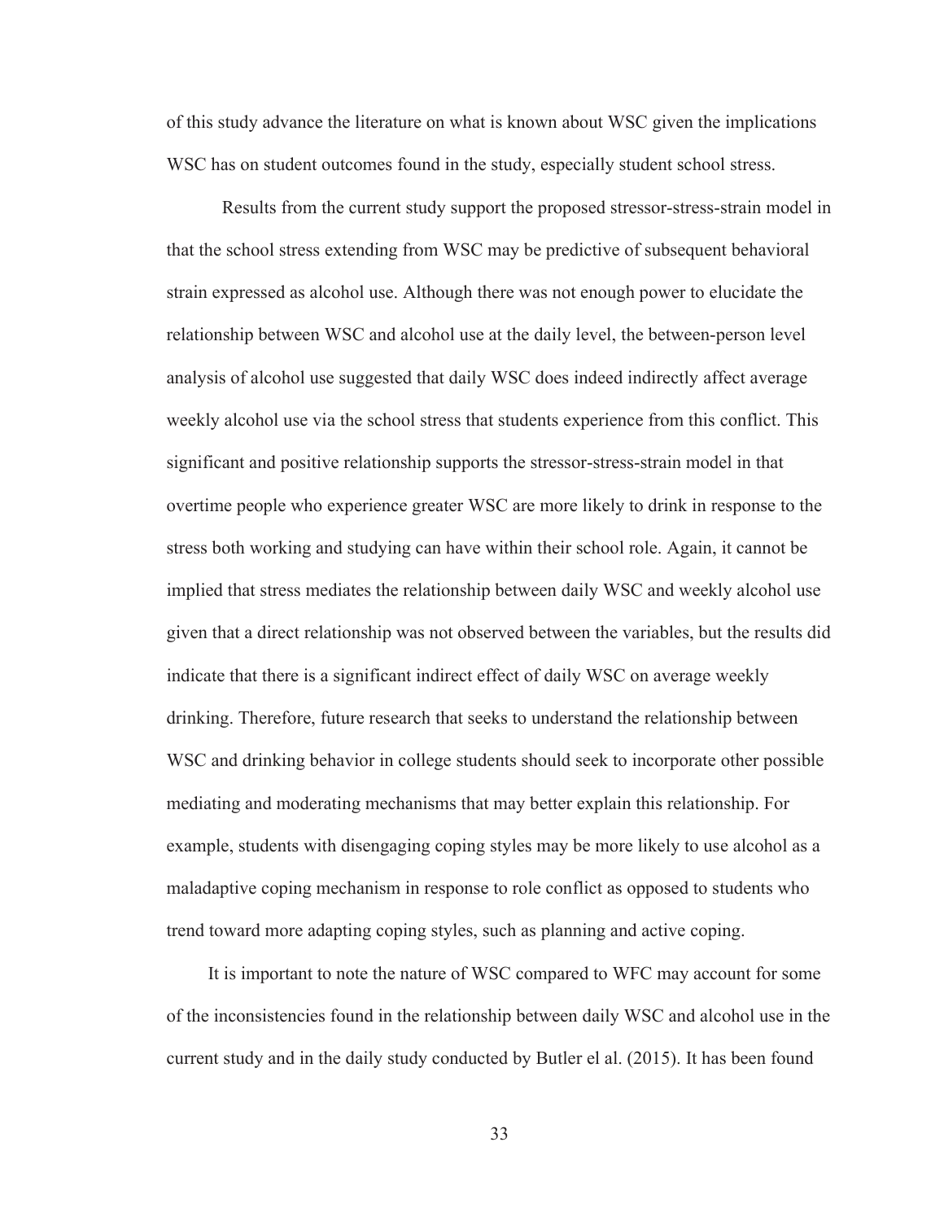of this study advance the literature on what is known about WSC given the implications WSC has on student outcomes found in the study, especially student school stress.

Results from the current study support the proposed stressor-stress-strain model in that the school stress extending from WSC may be predictive of subsequent behavioral strain expressed as alcohol use. Although there was not enough power to elucidate the relationship between WSC and alcohol use at the daily level, the between-person level analysis of alcohol use suggested that daily WSC does indeed indirectly affect average weekly alcohol use via the school stress that students experience from this conflict. This significant and positive relationship supports the stressor-stress-strain model in that overtime people who experience greater WSC are more likely to drink in response to the stress both working and studying can have within their school role. Again, it cannot be implied that stress mediates the relationship between daily WSC and weekly alcohol use given that a direct relationship was not observed between the variables, but the results did indicate that there is a significant indirect effect of daily WSC on average weekly drinking. Therefore, future research that seeks to understand the relationship between WSC and drinking behavior in college students should seek to incorporate other possible mediating and moderating mechanisms that may better explain this relationship. For example, students with disengaging coping styles may be more likely to use alcohol as a maladaptive coping mechanism in response to role conflict as opposed to students who trend toward more adapting coping styles, such as planning and active coping.

It is important to note the nature of WSC compared to WFC may account for some of the inconsistencies found in the relationship between daily WSC and alcohol use in the current study and in the daily study conducted by Butler el al. (2015). It has been found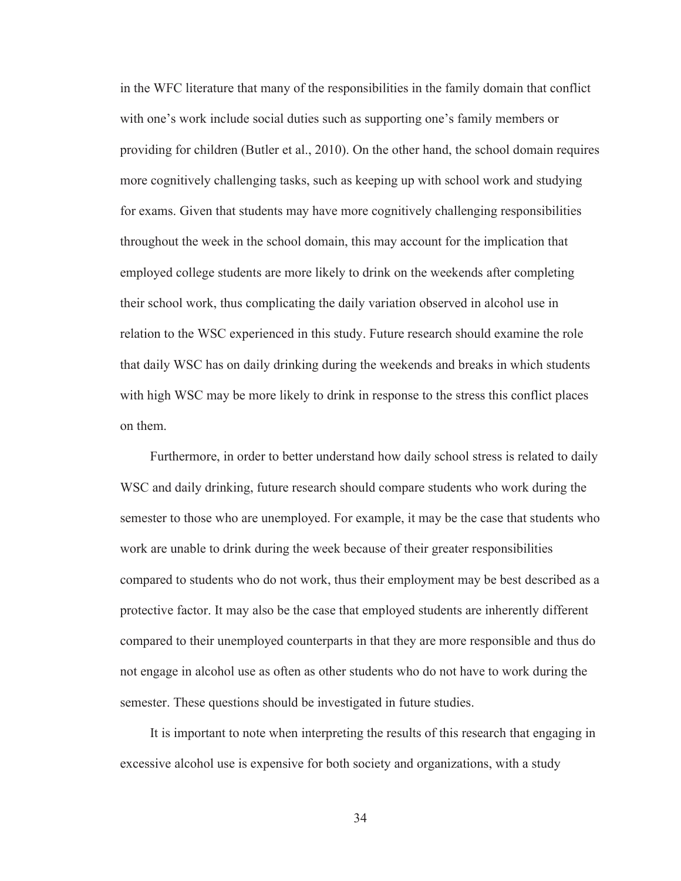in the WFC literature that many of the responsibilities in the family domain that conflict with one's work include social duties such as supporting one's family members or providing for children (Butler et al., 2010). On the other hand, the school domain requires more cognitively challenging tasks, such as keeping up with school work and studying for exams. Given that students may have more cognitively challenging responsibilities throughout the week in the school domain, this may account for the implication that employed college students are more likely to drink on the weekends after completing their school work, thus complicating the daily variation observed in alcohol use in relation to the WSC experienced in this study. Future research should examine the role that daily WSC has on daily drinking during the weekends and breaks in which students with high WSC may be more likely to drink in response to the stress this conflict places on them.

Furthermore, in order to better understand how daily school stress is related to daily WSC and daily drinking, future research should compare students who work during the semester to those who are unemployed. For example, it may be the case that students who work are unable to drink during the week because of their greater responsibilities compared to students who do not work, thus their employment may be best described as a protective factor. It may also be the case that employed students are inherently different compared to their unemployed counterparts in that they are more responsible and thus do not engage in alcohol use as often as other students who do not have to work during the semester. These questions should be investigated in future studies.

It is important to note when interpreting the results of this research that engaging in excessive alcohol use is expensive for both society and organizations, with a study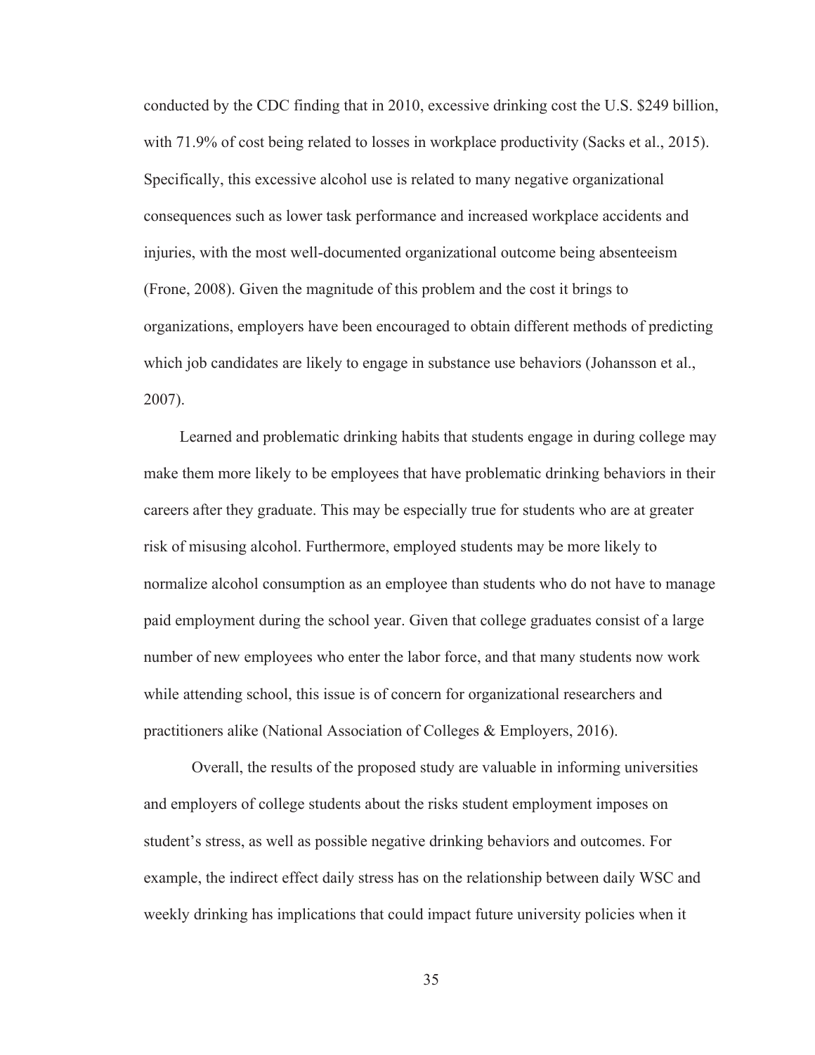conducted by the CDC finding that in 2010, excessive drinking cost the U.S. $249 billion, with 71.9% of cost being related to losses in workplace productivity (Sacks et al., 2015). Specifically, this excessive alcohol use is related to many negative organizational consequences such as lower task performance and increased workplace accidents and injuries, with the most well-documented organizational outcome being absenteeism (Frone, 2008). Given the magnitude of this problem and the cost it brings to organizations, employers have been encouraged to obtain different methods of predicting which job candidates are likely to engage in substance use behaviors (Johansson et al., 2007).

Learned and problematic drinking habits that students engage in during college may make them more likely to be employees that have problematic drinking behaviors in their careers after they graduate. This may be especially true for students who are at greater risk of misusing alcohol. Furthermore, employed students may be more likely to normalize alcohol consumption as an employee than students who do not have to manage paid employment during the school year. Given that college graduates consist of a large number of new employees who enter the labor force, and that many students now work while attending school, this issue is of concern for organizational researchers and practitioners alike (National Association of Colleges & Employers, 2016).

Overall, the results of the proposed study are valuable in informing universities and employers of college students about the risks student employment imposes on student's stress, as well as possible negative drinking behaviors and outcomes. For example, the indirect effect daily stress has on the relationship between daily WSC and weekly drinking has implications that could impact future university policies when it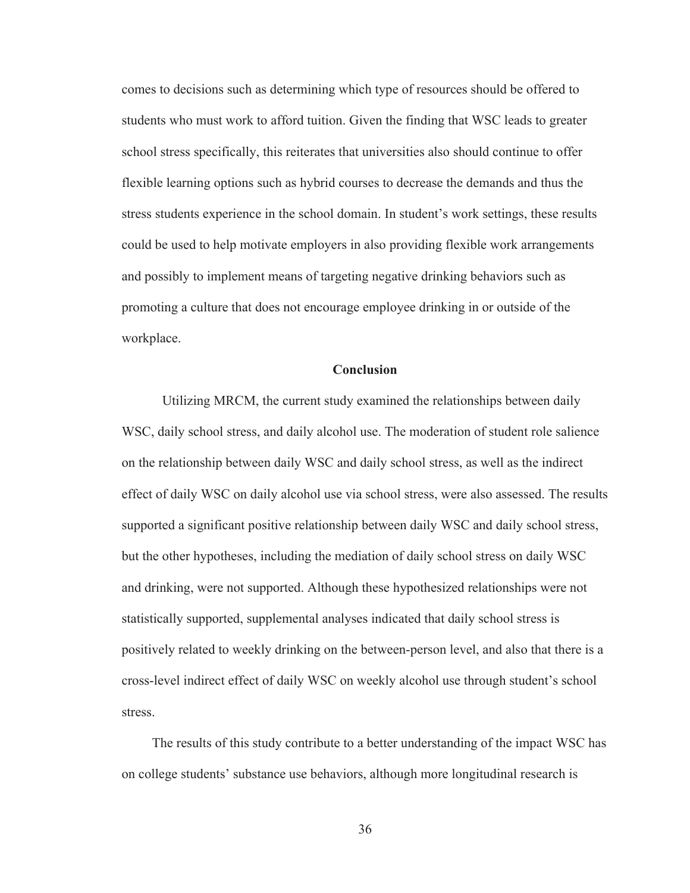comes to decisions such as determining which type of resources should be offered to students who must work to afford tuition. Given the finding that WSC leads to greater school stress specifically, this reiterates that universities also should continue to offer flexible learning options such as hybrid courses to decrease the demands and thus the stress students experience in the school domain. In student's work settings, these results could be used to help motivate employers in also providing flexible work arrangements and possibly to implement means of targeting negative drinking behaviors such as promoting a culture that does not encourage employee drinking in or outside of the workplace.

## Conclusion

Utilizing MRCM, the current study examined the relationships between daily WSC, daily school stress, and daily alcohol use. The moderation of student role salience on the relationship between daily WSC and daily school stress, as well as the indirect effect of daily WSC on daily alcohol use via school stress, were also assessed. The results supported a significant positive relationship between daily WSC and daily school stress, but the other hypotheses, including the mediation of daily school stress on daily WSC and drinking, were not supported. Although these hypothesized relationships were not statistically supported, supplemental analyses indicated that daily school stress is positively related to weekly drinking on the between-person level, and also that there is a cross-level indirect effect of daily WSC on weekly alcohol use through student's school stress.

The results of this study contribute to a better understanding of the impact WSC has on college students' substance use behaviors, although more longitudinal research is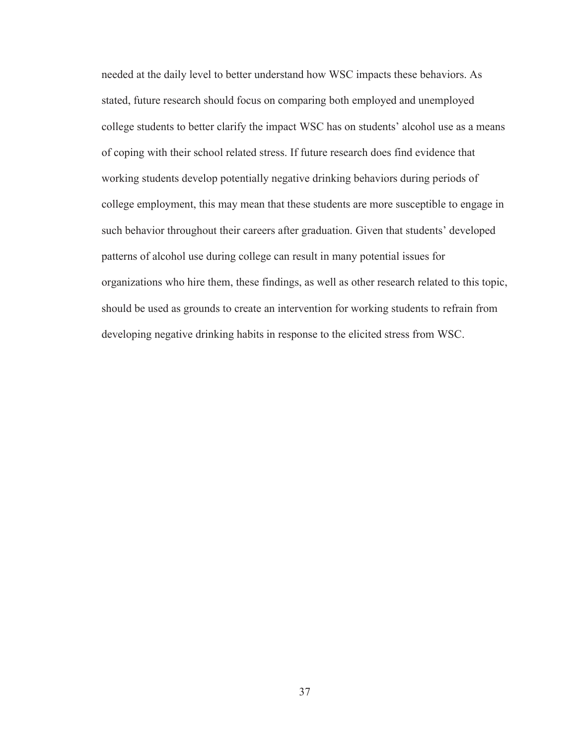needed at the daily level to better understand how WSC impacts these behaviors. As stated, future research should focus on comparing both employed and unemployed college students to better clarify the impact WSC has on students' alcohol use as a means of coping with their school related stress. If future research does find evidence that working students develop potentially negative drinking behaviors during periods of college employment, this may mean that these students are more susceptible to engage in such behavior throughout their careers after graduation. Given that students' developed patterns of alcohol use during college can result in many potential issues for organizations who hire them, these findings, as well as other research related to this topic, should be used as grounds to create an intervention for working students to refrain from developing negative drinking habits in response to the elicited stress from WSC.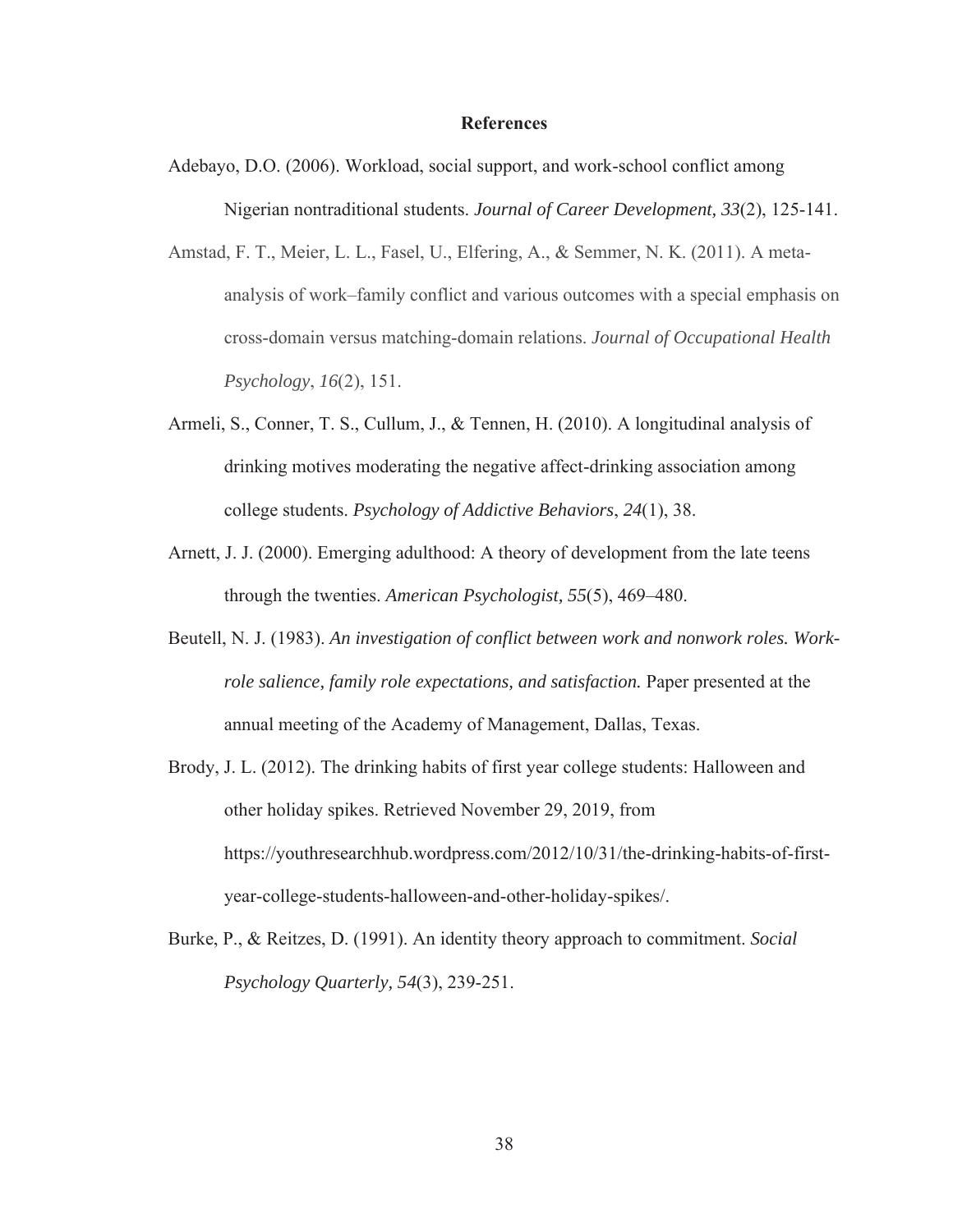# References

Adebayo, D.O. (2006). Workload, social support, and work-school conflict among Nigerian nontraditional students. *Journal of Career Development, 33*(2), 125-141.

Amstad, F. T., Meier, L. L., Fasel, U., Elfering, A., & Semmer, N. K. (2011). A meta-analysis of work–family conflict and various outcomes with a special emphasis on cross-domain versus matching-domain relations. *Journal of Occupational Health Psychology*, *16*(2), 151.

Armeli, S., Conner, T. S., Cullum, J., & Tennen, H. (2010). A longitudinal analysis of drinking motives moderating the negative affect-drinking association among college students. *Psychology of Addictive Behaviors*, *24*(1), 38.

Arnett, J. J. (2000). Emerging adulthood: A theory of development from the late teens through the twenties. *American Psychologist, 55*(5), 469–480.

Beutell, N. J. (1983). *An investigation of conflict between work and nonwork roles. Work-role salience, family role expectations, and satisfaction.* Paper presented at the annual meeting of the Academy of Management, Dallas, Texas.

Brody, J. L. (2012). The drinking habits of first year college students: Halloween and other holiday spikes. Retrieved November 29, 2019, from https://youthresearchhub.wordpress.com/2012/10/31/the-drinking-habits-of-first-year-college-students-halloween-and-other-holiday-spikes/.

Burke, P., & Reitzes, D. (1991). An identity theory approach to commitment. *Social Psychology Quarterly, 54*(3), 239-251.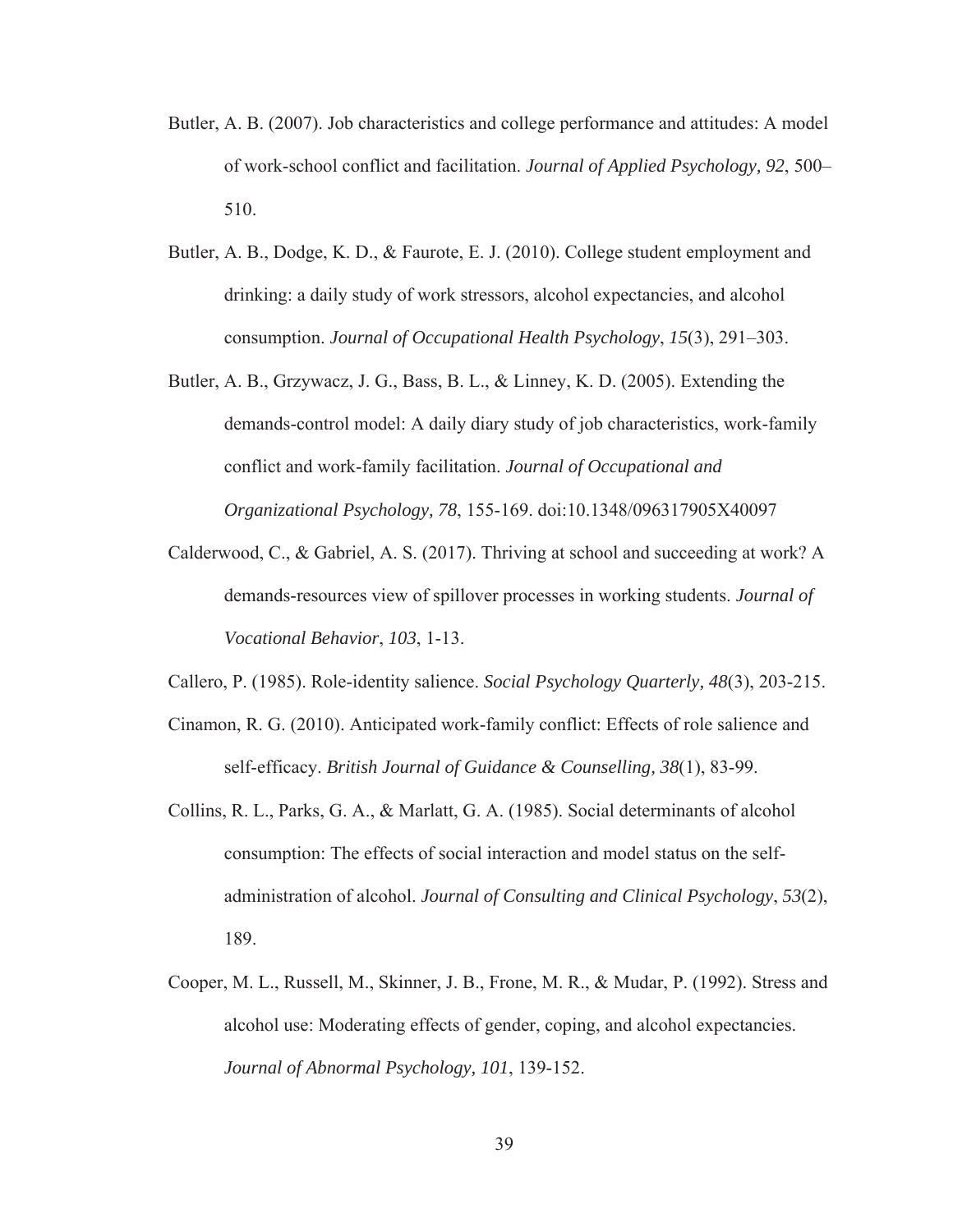Butler, A. B. (2007). Job characteristics and college performance and attitudes: A model of work-school conflict and facilitation. *Journal of Applied Psychology, 92*, 500–510.

Butler, A. B., Dodge, K. D., & Faurote, E. J. (2010). College student employment and drinking: a daily study of work stressors, alcohol expectancies, and alcohol consumption. *Journal of Occupational Health Psychology*, *15*(3), 291–303.

Butler, A. B., Grzywacz, J. G., Bass, B. L., & Linney, K. D. (2005). Extending the demands-control model: A daily diary study of job characteristics, work-family conflict and work-family facilitation. *Journal of Occupational and Organizational Psychology, 78*, 155-169. doi:10.1348/096317905X40097

Calderwood, C., & Gabriel, A. S. (2017). Thriving at school and succeeding at work? A demands-resources view of spillover processes in working students. *Journal of Vocational Behavior*, *103*, 1-13.

Callero, P. (1985). Role-identity salience. *Social Psychology Quarterly, 48*(3), 203-215.

Cinamon, R. G. (2010). Anticipated work-family conflict: Effects of role salience and self-efficacy. *British Journal of Guidance & Counselling, 38*(1), 83-99.

Collins, R. L., Parks, G. A., & Marlatt, G. A. (1985). Social determinants of alcohol consumption: The effects of social interaction and model status on the self-administration of alcohol. *Journal of Consulting and Clinical Psychology*, *53*(2), 189.

Cooper, M. L., Russell, M., Skinner, J. B., Frone, M. R., & Mudar, P. (1992). Stress and alcohol use: Moderating effects of gender, coping, and alcohol expectancies. *Journal of Abnormal Psychology, 101*, 139-152.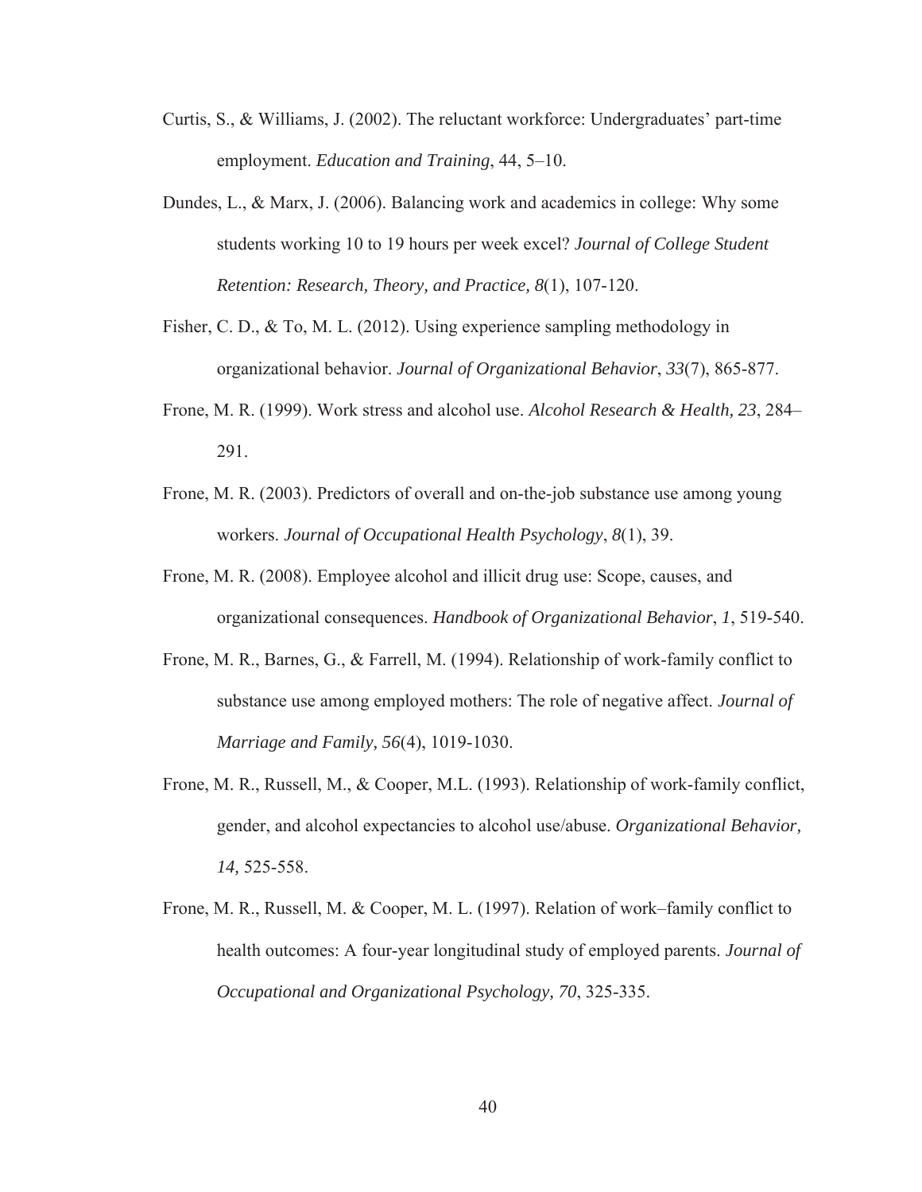Curtis, S., & Williams, J. (2002). The reluctant workforce: Undergraduates' part-time employment. *Education and Training*, 44, 5–10.

Dundes, L., & Marx, J. (2006). Balancing work and academics in college: Why some students working 10 to 19 hours per week excel? *Journal of College Student Retention: Research, Theory, and Practice, 8*(1), 107-120.

Fisher, C. D., & To, M. L. (2012). Using experience sampling methodology in organizational behavior. *Journal of Organizational Behavior*, *33*(7), 865-877.

Frone, M. R. (1999). Work stress and alcohol use. *Alcohol Research & Health, 23*, 284–291.

Frone, M. R. (2003). Predictors of overall and on-the-job substance use among young workers. *Journal of Occupational Health Psychology*, *8*(1), 39.

Frone, M. R. (2008). Employee alcohol and illicit drug use: Scope, causes, and organizational consequences. *Handbook of Organizational Behavior*, *1*, 519-540.

Frone, M. R., Barnes, G., & Farrell, M. (1994). Relationship of work-family conflict to substance use among employed mothers: The role of negative affect. *Journal of Marriage and Family, 56*(4), 1019-1030.

Frone, M. R., Russell, M., & Cooper, M.L. (1993). Relationship of work-family conflict, gender, and alcohol expectancies to alcohol use/abuse. *Organizational Behavior, 14,* 525-558.

Frone, M. R., Russell, M. & Cooper, M. L. (1997). Relation of work–family conflict to health outcomes: A four-year longitudinal study of employed parents. *Journal of Occupational and Organizational Psychology, 70*, 325-335.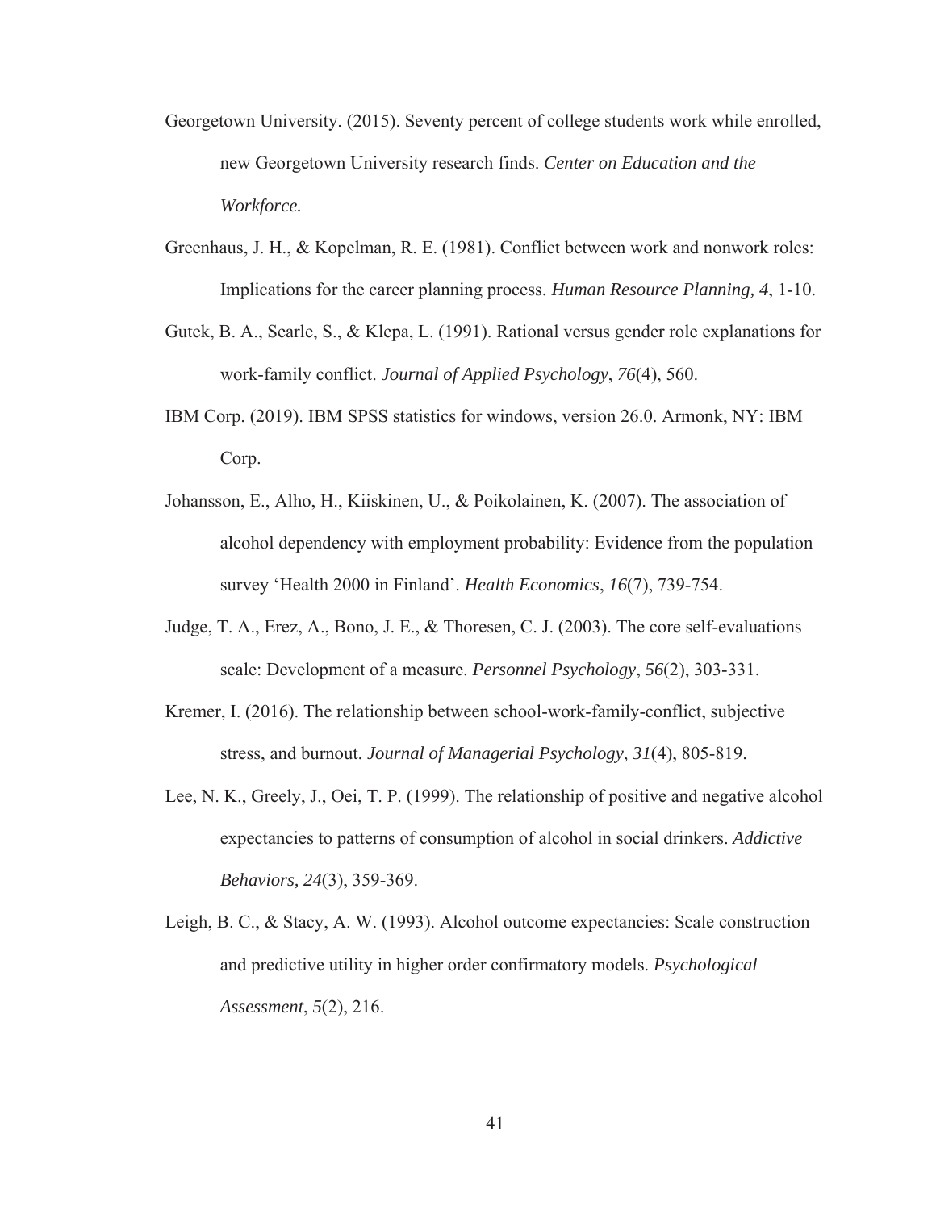Georgetown University. (2015). Seventy percent of college students work while enrolled, new Georgetown University research finds. *Center on Education and the Workforce.*

Greenhaus, J. H., & Kopelman, R. E. (1981). Conflict between work and nonwork roles: Implications for the career planning process. *Human Resource Planning, 4*, 1-10.

Gutek, B. A., Searle, S., & Klepa, L. (1991). Rational versus gender role explanations for work-family conflict. *Journal of Applied Psychology*, *76*(4), 560.

IBM Corp. (2019). IBM SPSS statistics for windows, version 26.0. Armonk, NY: IBM Corp.

Johansson, E., Alho, H., Kiiskinen, U., & Poikolainen, K. (2007). The association of alcohol dependency with employment probability: Evidence from the population survey 'Health 2000 in Finland'. *Health Economics*, *16*(7), 739-754.

Judge, T. A., Erez, A., Bono, J. E., & Thoresen, C. J. (2003). The core self-evaluations scale: Development of a measure. *Personnel Psychology*, *56*(2), 303-331.

Kremer, I. (2016). The relationship between school-work-family-conflict, subjective stress, and burnout. *Journal of Managerial Psychology*, *31*(4), 805-819.

Lee, N. K., Greely, J., Oei, T. P. (1999). The relationship of positive and negative alcohol expectancies to patterns of consumption of alcohol in social drinkers. *Addictive Behaviors, 24*(3), 359-369.

Leigh, B. C., & Stacy, A. W. (1993). Alcohol outcome expectancies: Scale construction and predictive utility in higher order confirmatory models. *Psychological Assessment*, *5*(2), 216.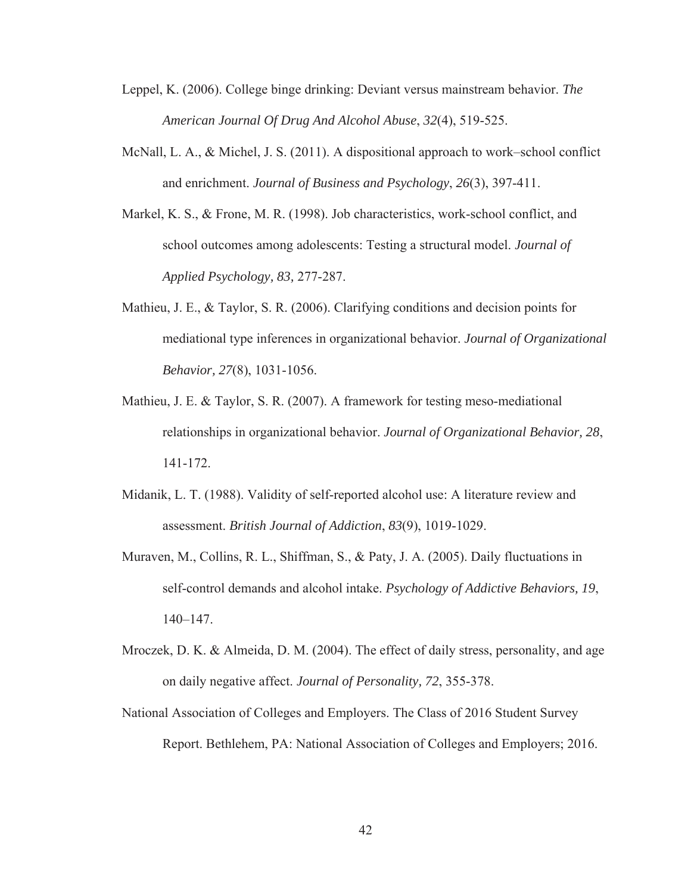Leppel, K. (2006). College binge drinking: Deviant versus mainstream behavior. *The American Journal Of Drug And Alcohol Abuse*, *32*(4), 519-525.

McNall, L. A., & Michel, J. S. (2011). A dispositional approach to work–school conflict and enrichment. *Journal of Business and Psychology*, *26*(3), 397-411.

Markel, K. S., & Frone, M. R. (1998). Job characteristics, work-school conflict, and school outcomes among adolescents: Testing a structural model. *Journal of Applied Psychology, 83,* 277-287.

Mathieu, J. E., & Taylor, S. R. (2006). Clarifying conditions and decision points for mediational type inferences in organizational behavior. *Journal of Organizational Behavior, 27*(8), 1031-1056.

Mathieu, J. E. & Taylor, S. R. (2007). A framework for testing meso-mediational relationships in organizational behavior. *Journal of Organizational Behavior, 28*, 141-172.

Midanik, L. T. (1988). Validity of self-reported alcohol use: A literature review and assessment. *British Journal of Addiction*, *83*(9), 1019-1029.

Muraven, M., Collins, R. L., Shiffman, S., & Paty, J. A. (2005). Daily fluctuations in self-control demands and alcohol intake. *Psychology of Addictive Behaviors, 19*, 140–147.

Mroczek, D. K. & Almeida, D. M. (2004). The effect of daily stress, personality, and age on daily negative affect. *Journal of Personality, 72*, 355-378.

National Association of Colleges and Employers. The Class of 2016 Student Survey Report. Bethlehem, PA: National Association of Colleges and Employers; 2016.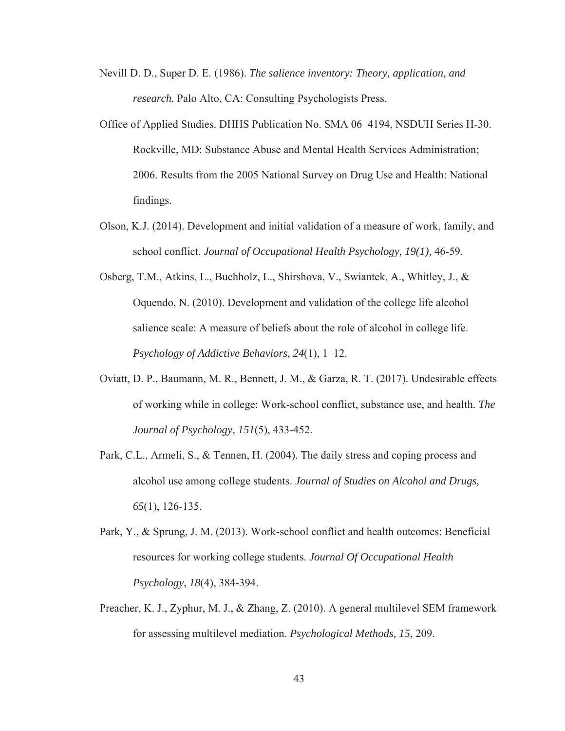Nevill D. D., Super D. E. (1986). *The salience inventory: Theory, application, and research.* Palo Alto, CA: Consulting Psychologists Press.

Office of Applied Studies. DHHS Publication No. SMA 06–4194, NSDUH Series H-30. Rockville, MD: Substance Abuse and Mental Health Services Administration; 2006. Results from the 2005 National Survey on Drug Use and Health: National findings.

Olson, K.J. (2014). Development and initial validation of a measure of work, family, and school conflict. *Journal of Occupational Health Psychology, 19(1),* 46-59.

Osberg, T.M., Atkins, L., Buchholz, L., Shirshova, V., Swiantek, A., Whitley, J., & Oquendo, N. (2010). Development and validation of the college life alcohol salience scale: A measure of beliefs about the role of alcohol in college life. *Psychology of Addictive Behaviors, 24*(1), 1–12.

Oviatt, D. P., Baumann, M. R., Bennett, J. M., & Garza, R. T. (2017). Undesirable effects of working while in college: Work-school conflict, substance use, and health. *The Journal of Psychology*, *151*(5), 433-452.

Park, C.L., Armeli, S., & Tennen, H. (2004). The daily stress and coping process and alcohol use among college students. *Journal of Studies on Alcohol and Drugs, 65*(1), 126-135.

Park, Y., & Sprung, J. M. (2013). Work-school conflict and health outcomes: Beneficial resources for working college students. *Journal Of Occupational Health Psychology*, *18*(4), 384-394.

Preacher, K. J., Zyphur, M. J., & Zhang, Z. (2010). A general multilevel SEM framework for assessing multilevel mediation. *Psychological Methods, 15*, 209.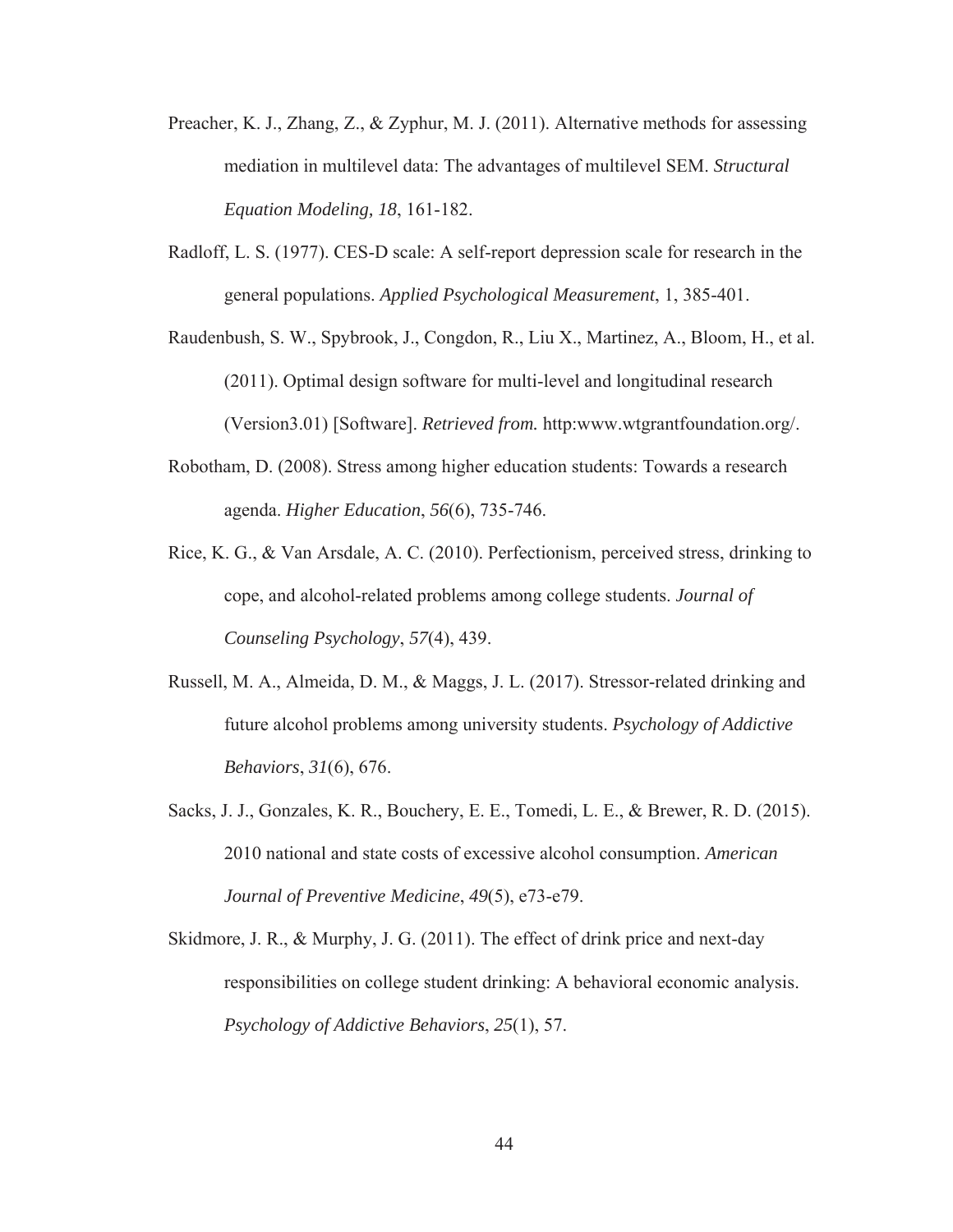Preacher, K. J., Zhang, Z., & Zyphur, M. J. (2011). Alternative methods for assessing mediation in multilevel data: The advantages of multilevel SEM. *Structural Equation Modeling, 18*, 161-182.

Radloff, L. S. (1977). CES-D scale: A self-report depression scale for research in the general populations. *Applied Psychological Measurement*, 1, 385-401.

Raudenbush, S. W., Spybrook, J., Congdon, R., Liu X., Martinez, A., Bloom, H., et al. (2011). Optimal design software for multi-level and longitudinal research (Version3.01) [Software]. *Retrieved from.* http:www.wtgrantfoundation.org/.

Robotham, D. (2008). Stress among higher education students: Towards a research agenda. *Higher Education*, *56*(6), 735-746.

Rice, K. G., & Van Arsdale, A. C. (2010). Perfectionism, perceived stress, drinking to cope, and alcohol-related problems among college students. *Journal of Counseling Psychology*, *57*(4), 439.

Russell, M. A., Almeida, D. M., & Maggs, J. L. (2017). Stressor-related drinking and future alcohol problems among university students. *Psychology of Addictive Behaviors*, *31*(6), 676.

Sacks, J. J., Gonzales, K. R., Bouchery, E. E., Tomedi, L. E., & Brewer, R. D. (2015). 2010 national and state costs of excessive alcohol consumption. *American Journal of Preventive Medicine*, *49*(5), e73-e79.

Skidmore, J. R., & Murphy, J. G. (2011). The effect of drink price and next-day responsibilities on college student drinking: A behavioral economic analysis. *Psychology of Addictive Behaviors*, *25*(1), 57.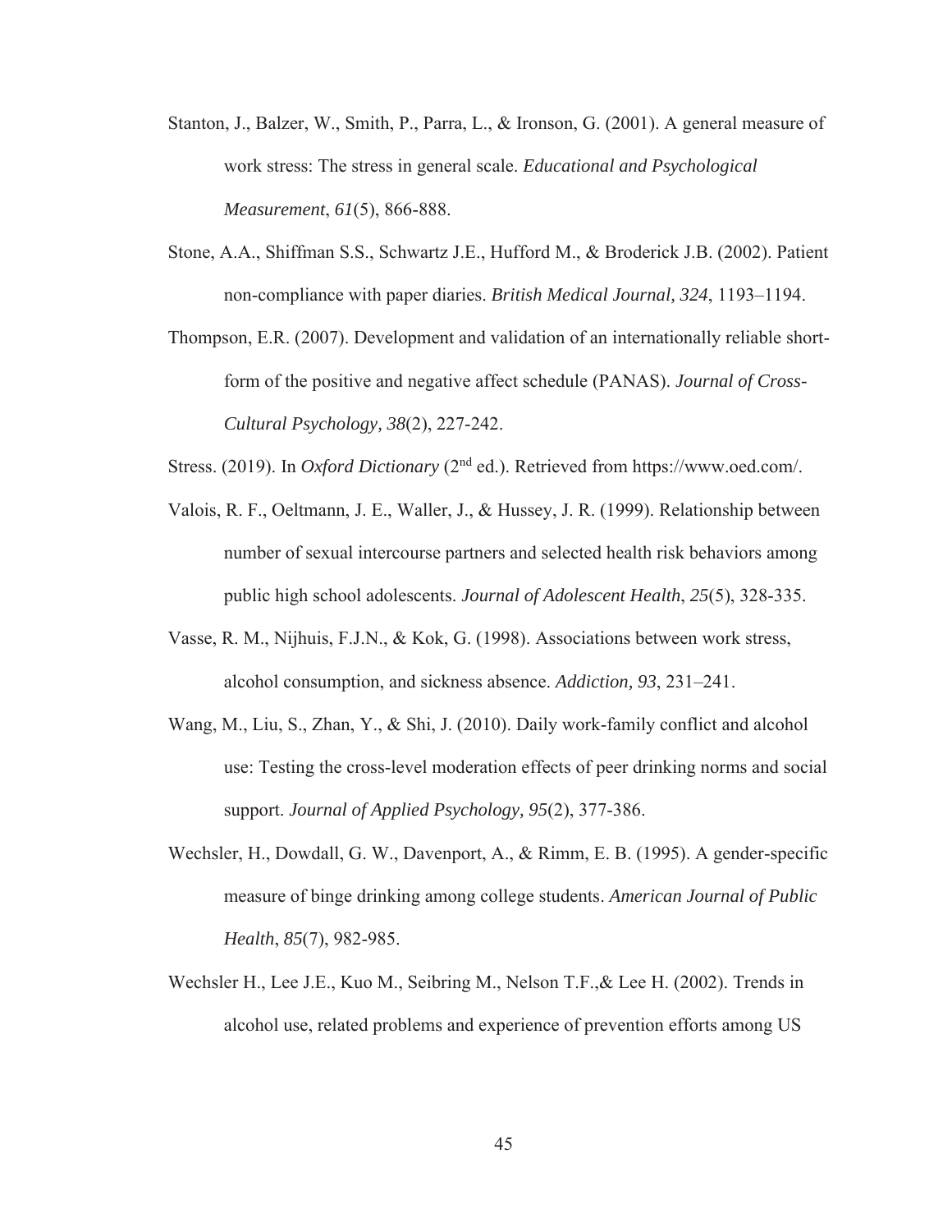Stanton, J., Balzer, W., Smith, P., Parra, L., & Ironson, G. (2001). A general measure of work stress: The stress in general scale. *Educational and Psychological Measurement*, *61*(5), 866-888.

Stone, A.A., Shiffman S.S., Schwartz J.E., Hufford M., & Broderick J.B. (2002). Patient non-compliance with paper diaries. *British Medical Journal, 324*, 1193–1194.

Thompson, E.R. (2007). Development and validation of an internationally reliable short-form of the positive and negative affect schedule (PANAS). *Journal of Cross-Cultural Psychology, 38*(2), 227-242.

Stress. (2019). In *Oxford Dictionary* (2nd ed.). Retrieved from https://www.oed.com/.

Valois, R. F., Oeltmann, J. E., Waller, J., & Hussey, J. R. (1999). Relationship between number of sexual intercourse partners and selected health risk behaviors among public high school adolescents. *Journal of Adolescent Health*, *25*(5), 328-335.

Vasse, R. M., Nijhuis, F.J.N., & Kok, G. (1998). Associations between work stress, alcohol consumption, and sickness absence. *Addiction, 93*, 231–241.

Wang, M., Liu, S., Zhan, Y., & Shi, J. (2010). Daily work-family conflict and alcohol use: Testing the cross-level moderation effects of peer drinking norms and social support. *Journal of Applied Psychology, 95*(2), 377-386.

Wechsler, H., Dowdall, G. W., Davenport, A., & Rimm, E. B. (1995). A gender-specific measure of binge drinking among college students. *American Journal of Public Health*, *85*(7), 982-985.

Wechsler H., Lee J.E., Kuo M., Seibring M., Nelson T.F.,& Lee H. (2002). Trends in alcohol use, related problems and experience of prevention efforts among US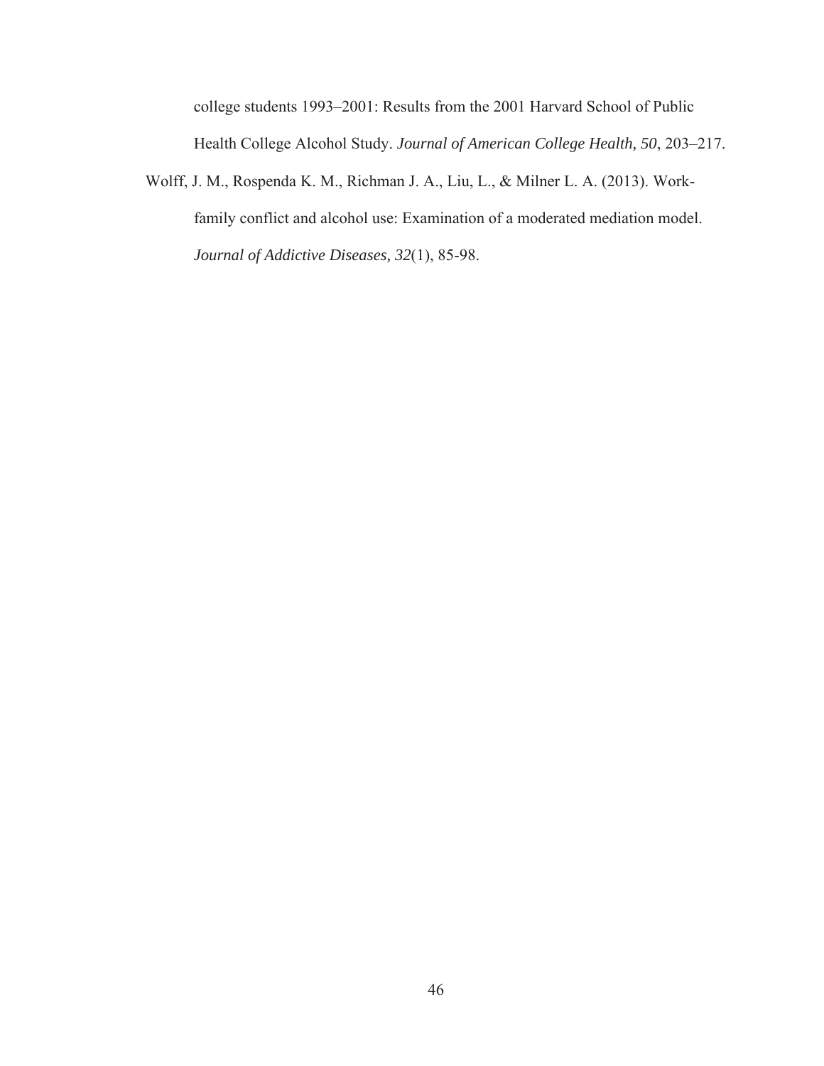college students 1993–2001: Results from the 2001 Harvard School of Public Health College Alcohol Study. *Journal of American College Health, 50*, 203–217.

Wolff, J. M., Rospenda K. M., Richman J. A., Liu, L., & Milner L. A. (2013). Work-family conflict and alcohol use: Examination of a moderated mediation model. *Journal of Addictive Diseases, 32*(1), 85-98.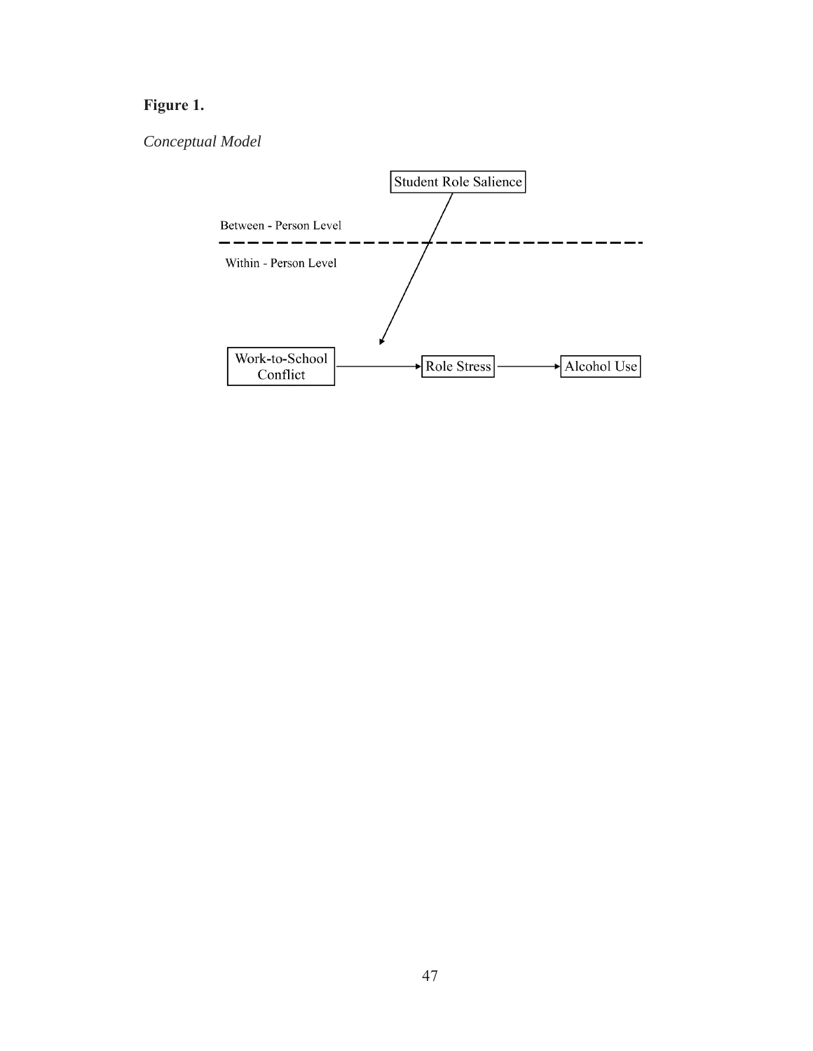**Figure 1.**

*Conceptual Model*

Student Role Salience

Between - Person Level

Within - Person Level

Work-to-School Conflict → Role Stress → Alcohol Use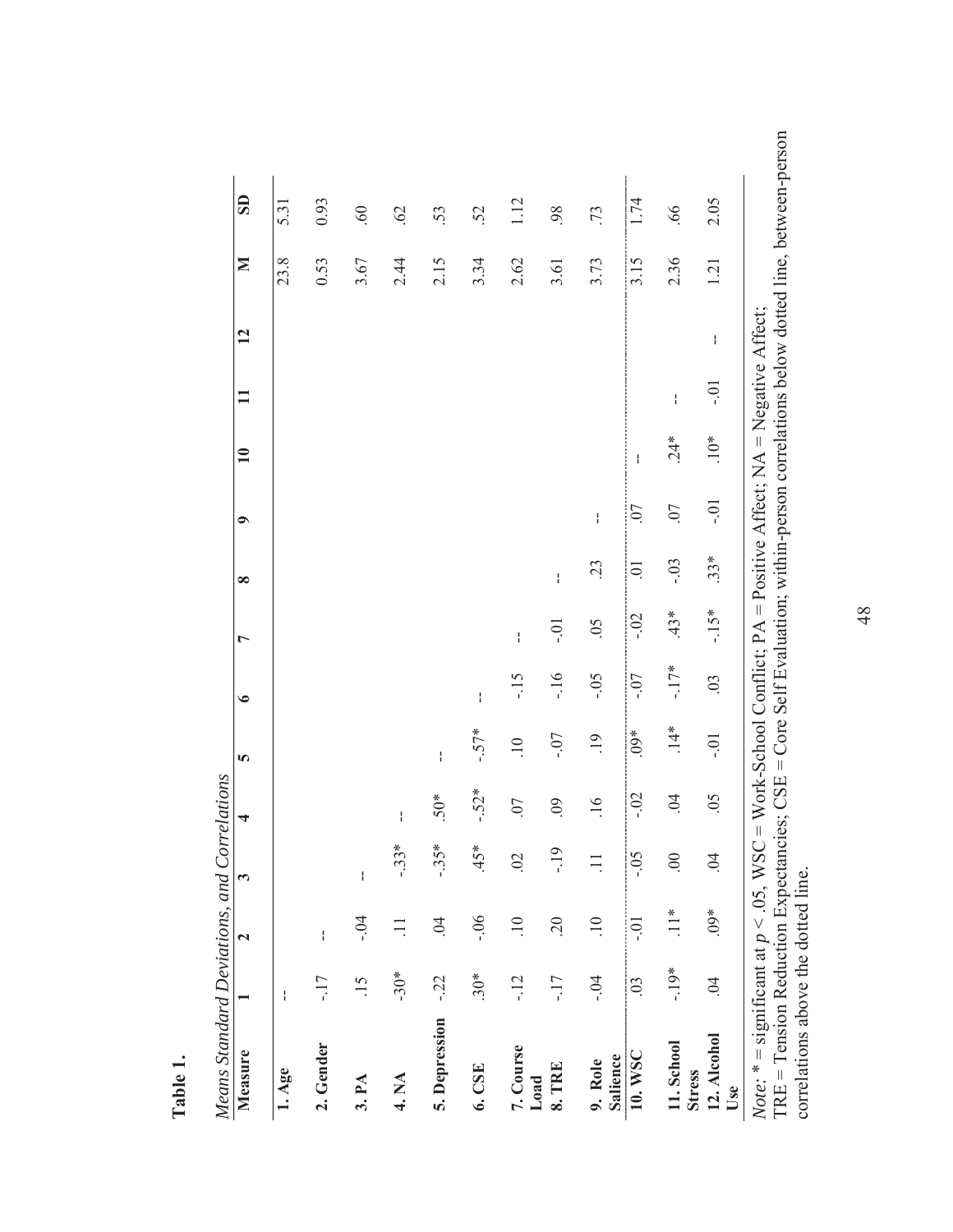**Table 1.**

*Means Standard Deviations, and Correlations*

| Measure | 1 | 2 | 3 | 4 | 5 | 6 | 7 | 8 | 9 | 10 | 11 | 12 | M | SD |
|---|---|---|---|---|---|---|---|---|---|---|---|---|---|---|
| **1. Age** | -- | | | | | | | | | | | | 23.8 | 5.31 |
| **2. Gender** | -.17 | -- | | | | | | | | | | | 0.53 | 0.93 |
| **3. PA** | .15 | -.04 | -- | | | | | | | | | | 3.67 | .60 |
| **4. NA** | -.30* | .11 | -.33* | -- | | | | | | | | | 2.44 | .62 |
| **5. Depression** | -.22 | .04 | -.35* | .50* | -- | | | | | | | | 2.15 | .53 |
| **6. CSE** | .30* | -.06 | .45* | -.52* | -.57* | -- | | | | | | | 3.34 | .52 |
| **7. Course Load** | -.12 | .10 | .02 | .07 | .10 | -.15 | -- | | | | | | 2.62 | 1.12 |
| **8. TRE** | -.17 | .20 | -.19 | .09 | -.07 | -.16 | -.01 | -- | | | | | 3.61 | .98 |
| **9. Role Salience** | -.04 | .10 | .11 | .16 | .19 | -.05 | .05 | .23 | -- | | | | 3.73 | .73 |
| **10. WSC** | .03 | -.01 | -.05 | -.02 | .09* | -.07 | -.02 | .01 | .07 | -- | | | 3.15 | 1.74 |
| **11. School Stress** | -.19* | .11* | .00 | .04 | .14* | -.17* | .43* | -.03 | .07 | .24* | -- | | 2.36 | .66 |
| **12. Alcohol Use** | .04 | .09* | .04 | .05 | -.01 | .03 | -.15* | .33* | -.01 | .10* | -.01 | -- | 1.21 | 2.05 |

*Note:* * = significant at $p < .05$, WSC = Work-School Conflict; PA = Positive Affect; NA = Negative Affect; TRE = Tension Reduction Expectancies; CSE = Core Self Evaluation; within-person correlations below dotted line, between-person correlations above the dotted line.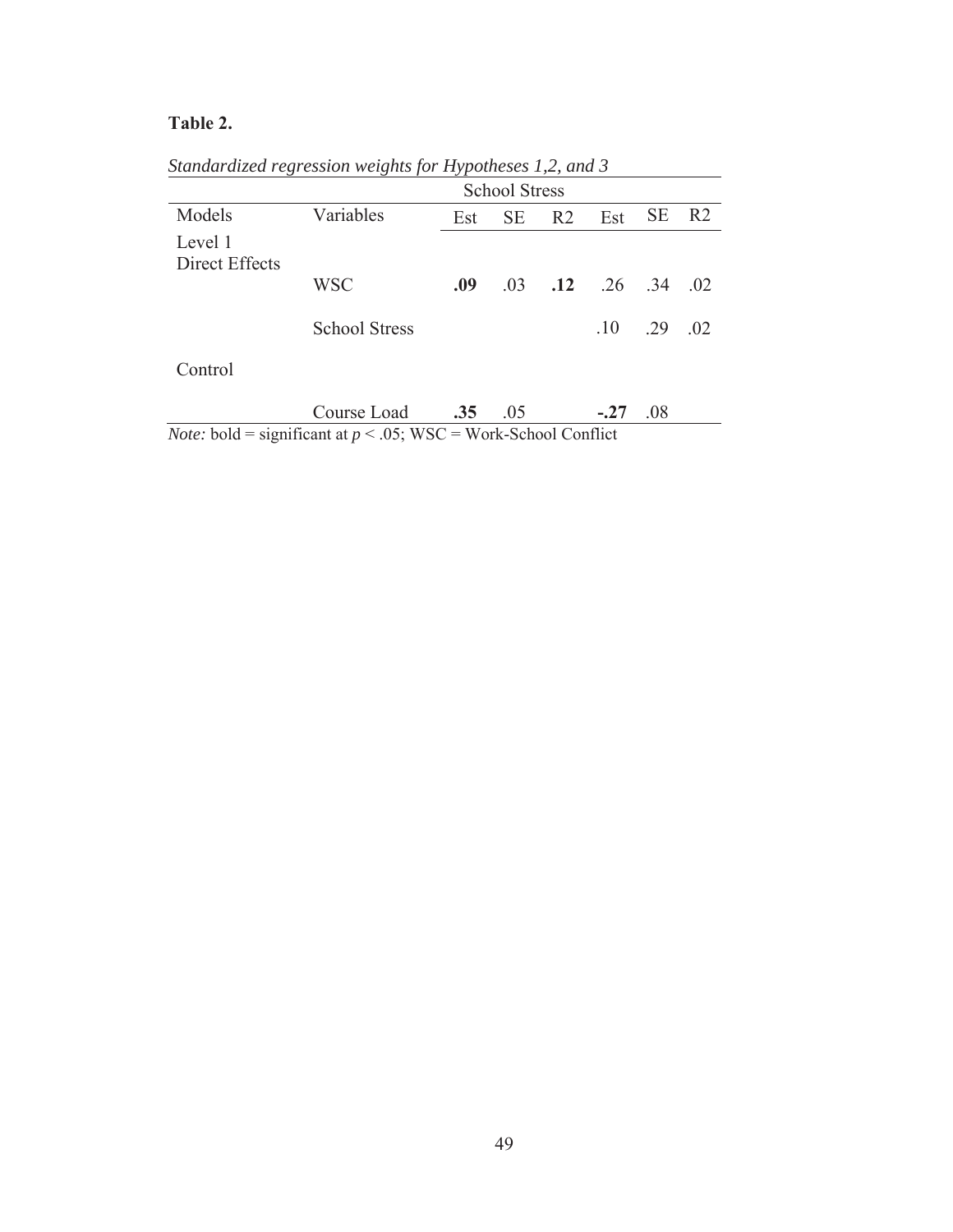**Table 2.**

*Standardized regression weights for Hypotheses 1,2, and 3*

| Models | Variables | School Stress | | | | | |
|---|---|---|---|---|---|---|---|
| | | Est | SE | R2 | Est | SE | R2 |
| Level 1 Direct Effects | | | | | | | |
| | WSC | **.09** | .03 | **.12** | .26 | .34 | .02 |
| | School Stress | | | | .10 | .29 | .02 |
| Control | | | | | | | |
| | Course Load | **.35** | .05 | | **-.27** | .08 | |

*Note:* bold = significant at $p < .05$; WSC = Work-School Conflict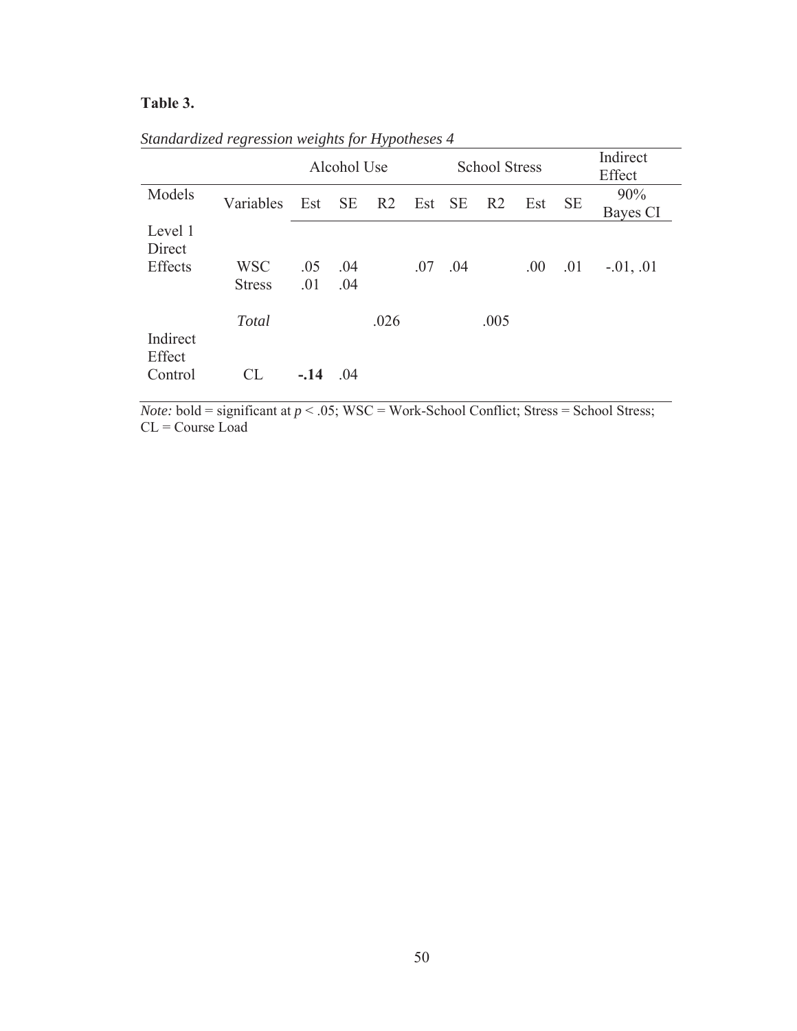**Table 3.**

*Standardized regression weights for Hypotheses 4*

| | | Alcohol Use | | | School Stress | | | Indirect Effect | | |
|---|---|---|---|---|---|---|---|---|---|---|
| Models | Variables | Est | SE | R2 | Est | SE | R2 | Est | SE | 90% Bayes CI |
| Level 1 Direct Effects | WSC | .05 | .04 | | .07 | .04 | | .00 | .01 | -.01, .01 |
| | Stress | .01 | .04 | | | | | | | |
| | *Total* | | | .026 | | | .005 | | | |
| Indirect Effect Control | CL | **-.14** | .04 | | | | | | | |

*Note:* bold = significant at $p < .05$; WSC = Work-School Conflict; Stress = School Stress; CL = Course Load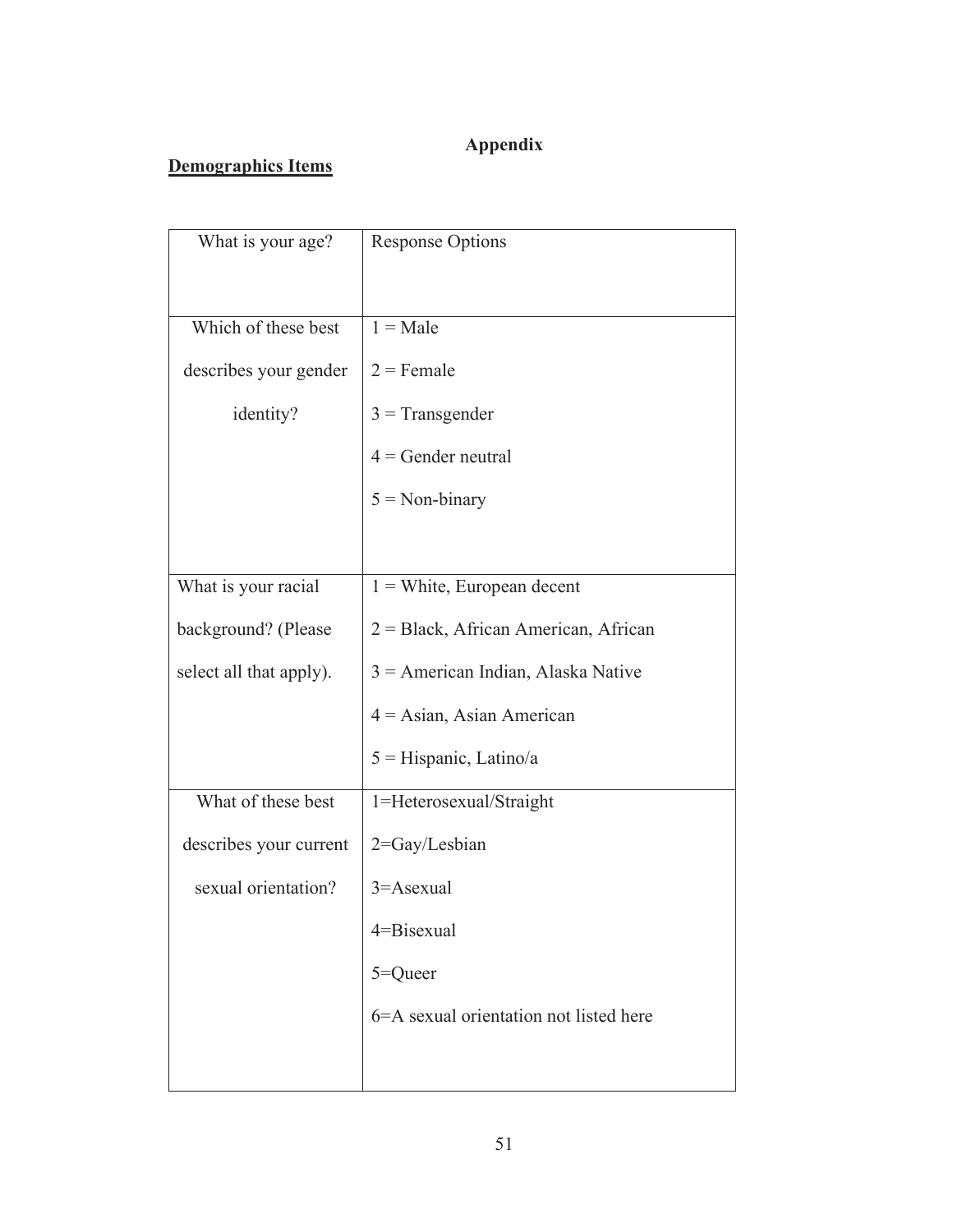# Appendix

**<u>Demographics Items</u>**

| What is your age? | Response Options |
|---|---|
| Which of these best describes your gender identity? | 1 = Male<br>2 = Female<br>3 = Transgender<br>4 = Gender neutral<br>5 = Non-binary |
| What is your racial background? (Please select all that apply). | 1 = White, European decent<br>2 = Black, African American, African<br>3 = American Indian, Alaska Native<br>4 = Asian, Asian American<br>5 = Hispanic, Latino/a |
| What of these best describes your current sexual orientation? | 1=Heterosexual/Straight<br>2=Gay/Lesbian<br>3=Asexual<br>4=Bisexual<br>5=Queer<br>6=A sexual orientation not listed here |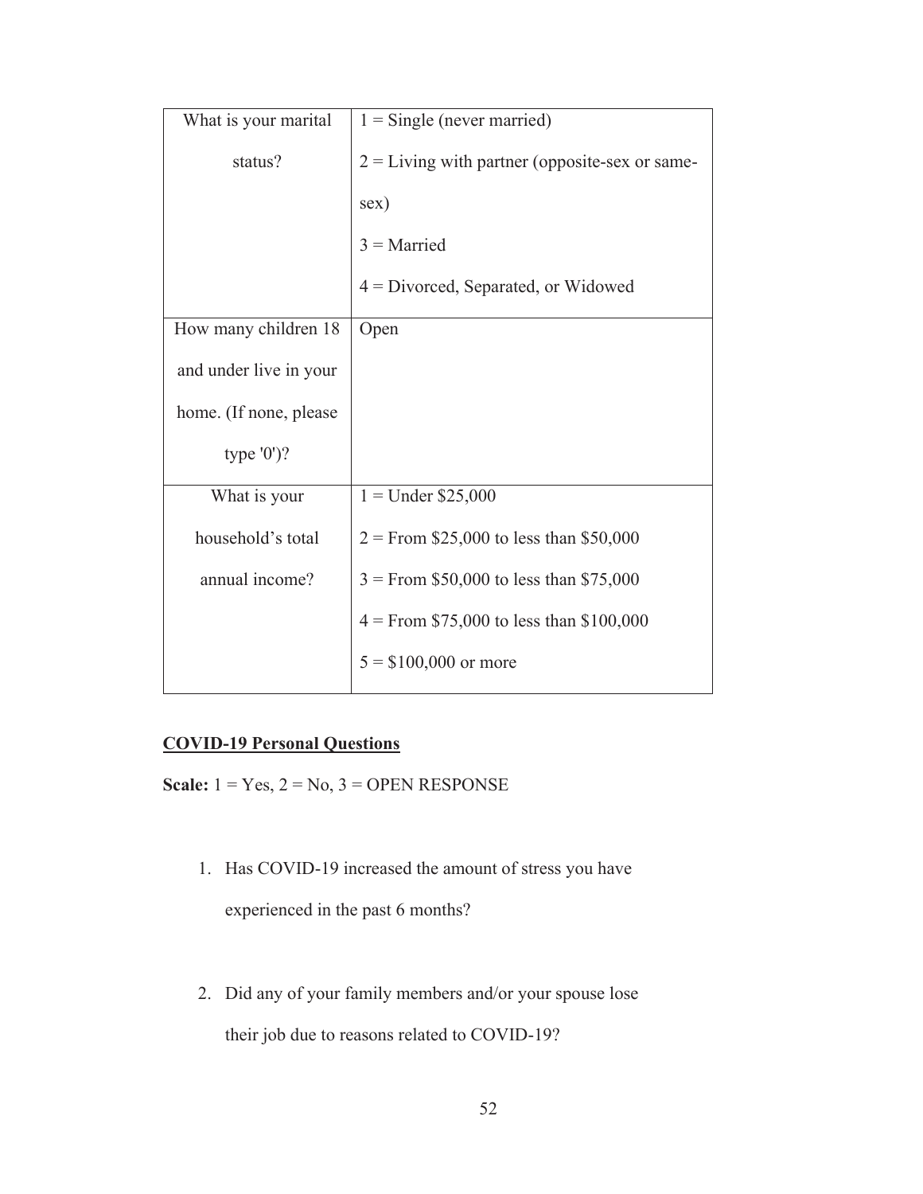| What is your marital status? | 1 = Single (never married)<br>2 = Living with partner (opposite-sex or same-sex)<br>3 = Married<br>4 = Divorced, Separated, or Widowed |
| --- | --- |
| How many children 18 and under live in your home. (If none, please type '0')? | Open |
| What is your household's total annual income? | 1 = Under $25,000<br>2 = From $25,000 to less than $50,000<br>3 = From $50,000 to less than $75,000<br>4 = From $75,000 to less than $100,000<br>5 = $100,000 or more |

**COVID-19 Personal Questions**

**Scale:** 1 = Yes, 2 = No, 3 = OPEN RESPONSE

1. Has COVID-19 increased the amount of stress you have experienced in the past 6 months?

2. Did any of your family members and/or your spouse lose their job due to reasons related to COVID-19?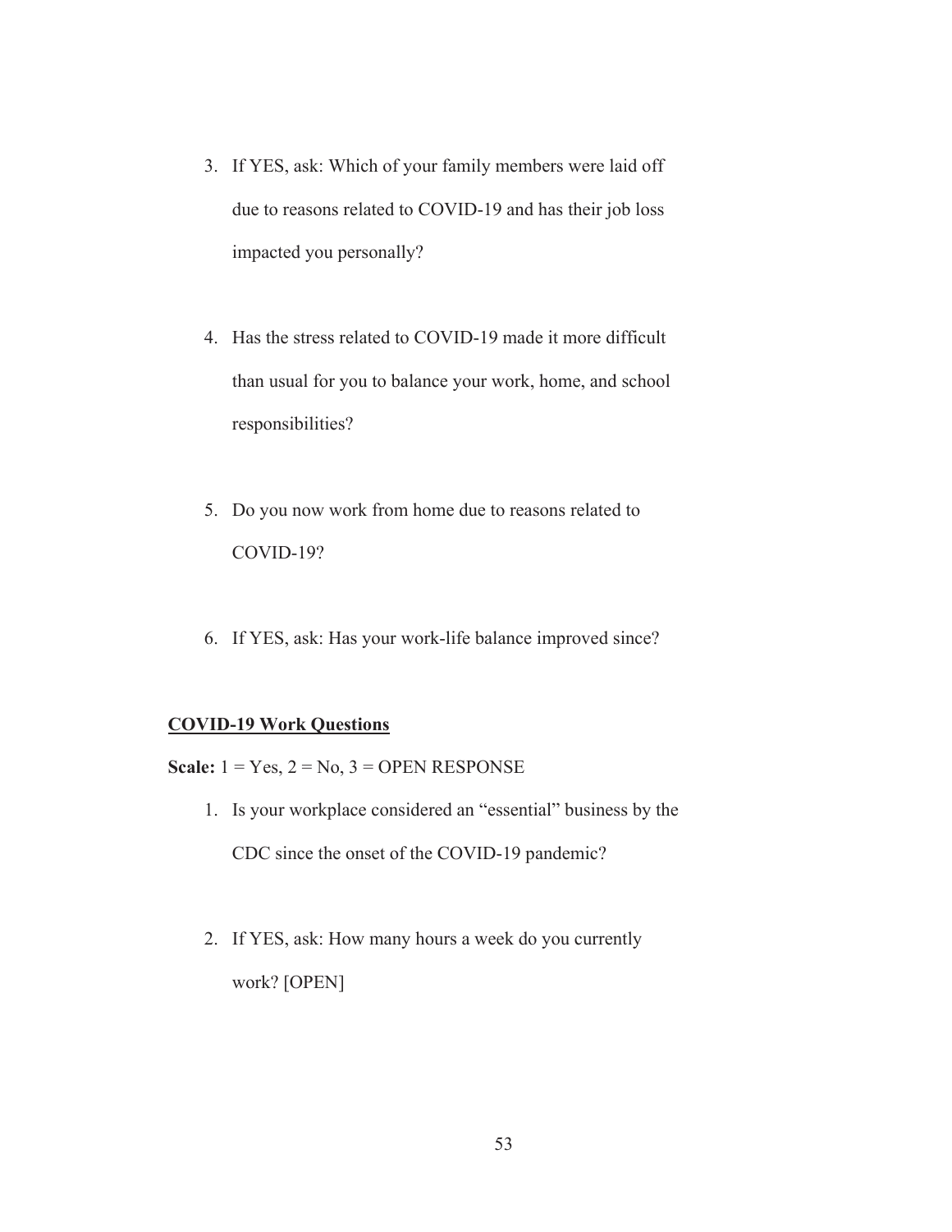3. If YES, ask: Which of your family members were laid off due to reasons related to COVID-19 and has their job loss impacted you personally?

4. Has the stress related to COVID-19 made it more difficult than usual for you to balance your work, home, and school responsibilities?

5. Do you now work from home due to reasons related to COVID-19?

6. If YES, ask: Has your work-life balance improved since?

**<u>COVID-19 Work Questions</u>**

**Scale:** 1 = Yes, 2 = No, 3 = OPEN RESPONSE

1. Is your workplace considered an "essential" business by the CDC since the onset of the COVID-19 pandemic?

2. If YES, ask: How many hours a week do you currently work? [OPEN]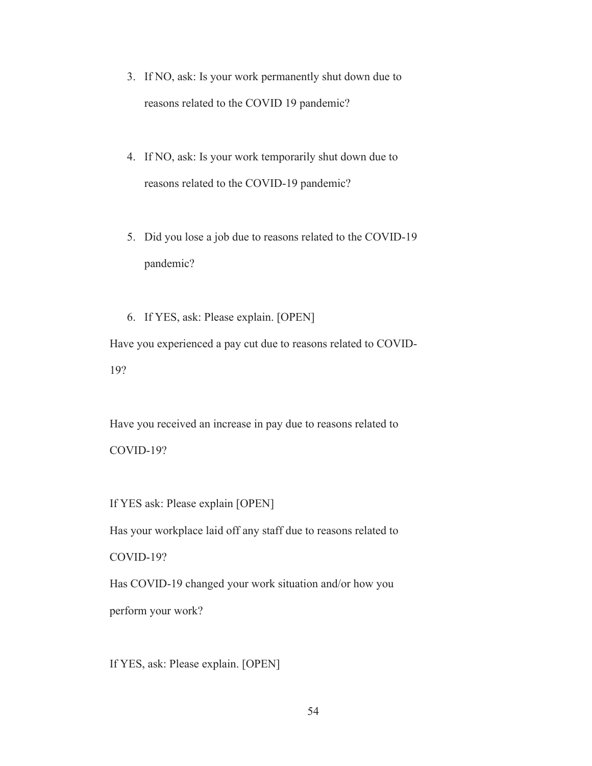3. If NO, ask: Is your work permanently shut down due to reasons related to the COVID 19 pandemic?

4. If NO, ask: Is your work temporarily shut down due to reasons related to the COVID-19 pandemic?

5. Did you lose a job due to reasons related to the COVID-19 pandemic?

6. If YES, ask: Please explain. [OPEN]

Have you experienced a pay cut due to reasons related to COVID-19?

Have you received an increase in pay due to reasons related to COVID-19?

If YES ask: Please explain [OPEN]

Has your workplace laid off any staff due to reasons related to COVID-19?

Has COVID-19 changed your work situation and/or how you perform your work?

If YES, ask: Please explain. [OPEN]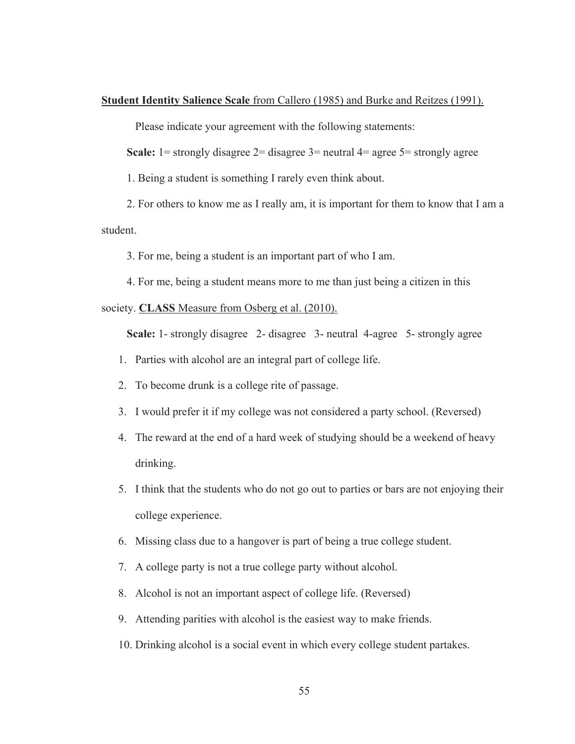**Student Identity Salience Scale** from Callero (1985) and Burke and Reitzes (1991).

Please indicate your agreement with the following statements:

**Scale:** 1= strongly disagree 2= disagree 3= neutral 4= agree 5= strongly agree

1. Being a student is something I rarely even think about.

2. For others to know me as I really am, it is important for them to know that I am a student.

3. For me, being a student is an important part of who I am.

4. For me, being a student means more to me than just being a citizen in this society.

**CLASS** Measure from Osberg et al. (2010).

**Scale:** 1- strongly disagree 2- disagree 3- neutral 4-agree 5- strongly agree

1. Parties with alcohol are an integral part of college life.
2. To become drunk is a college rite of passage.
3. I would prefer it if my college was not considered a party school. (Reversed)
4. The reward at the end of a hard week of studying should be a weekend of heavy drinking.
5. I think that the students who do not go out to parties or bars are not enjoying their college experience.
6. Missing class due to a hangover is part of being a true college student.
7. A college party is not a true college party without alcohol.
8. Alcohol is not an important aspect of college life. (Reversed)
9. Attending parities with alcohol is the easiest way to make friends.
10. Drinking alcohol is a social event in which every college student partakes.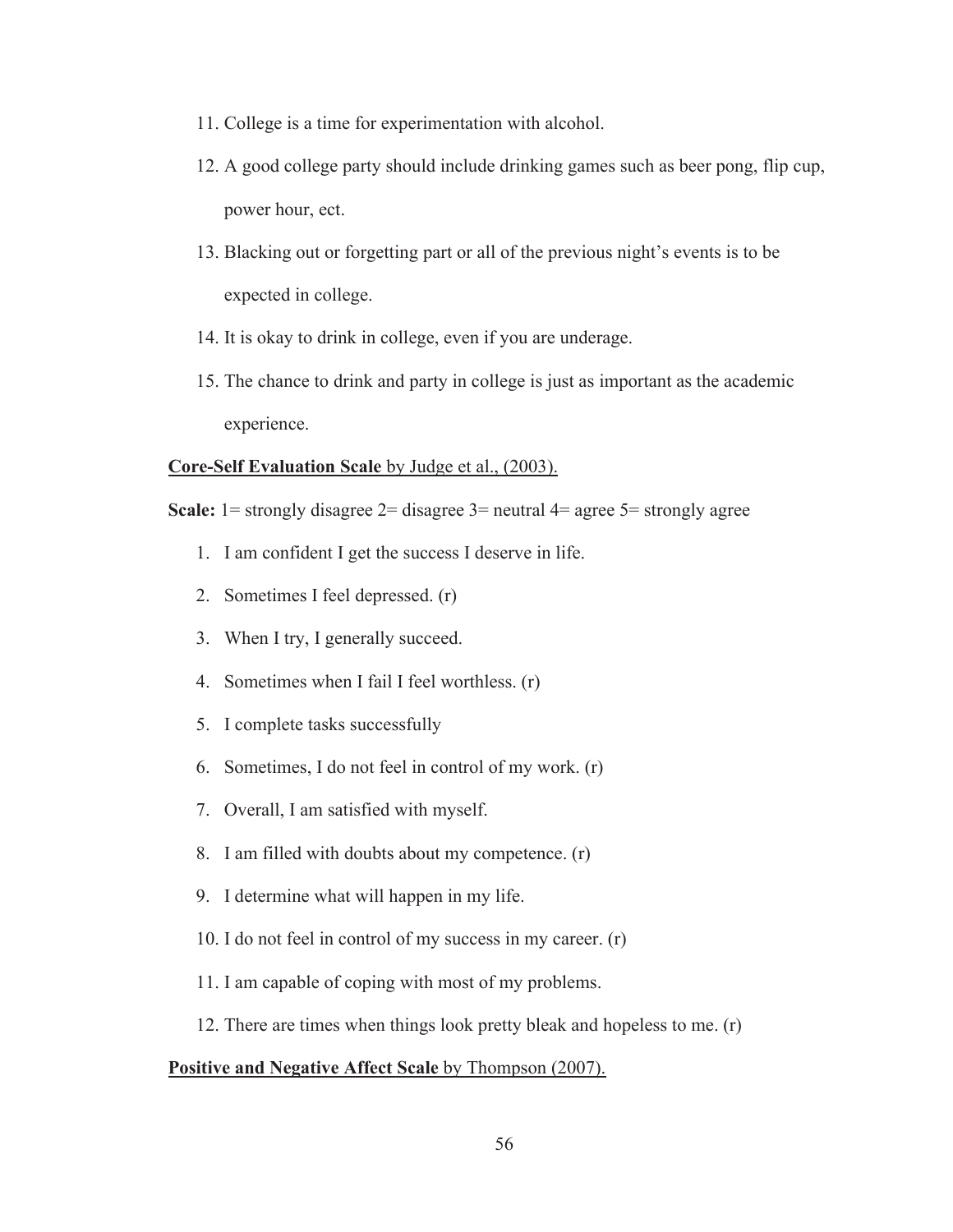11. College is a time for experimentation with alcohol.
12. A good college party should include drinking games such as beer pong, flip cup, power hour, ect.
13. Blacking out or forgetting part or all of the previous night's events is to be expected in college.
14. It is okay to drink in college, even if you are underage.
15. The chance to drink and party in college is just as important as the academic experience.

**Core-Self Evaluation Scale** by Judge et al., (2003).

**Scale:** 1= strongly disagree 2= disagree 3= neutral 4= agree 5= strongly agree

1. I am confident I get the success I deserve in life.
2. Sometimes I feel depressed. (r)
3. When I try, I generally succeed.
4. Sometimes when I fail I feel worthless. (r)
5. I complete tasks successfully
6. Sometimes, I do not feel in control of my work. (r)
7. Overall, I am satisfied with myself.
8. I am filled with doubts about my competence. (r)
9. I determine what will happen in my life.
10. I do not feel in control of my success in my career. (r)
11. I am capable of coping with most of my problems.
12. There are times when things look pretty bleak and hopeless to me. (r)

**Positive and Negative Affect Scale** by Thompson (2007).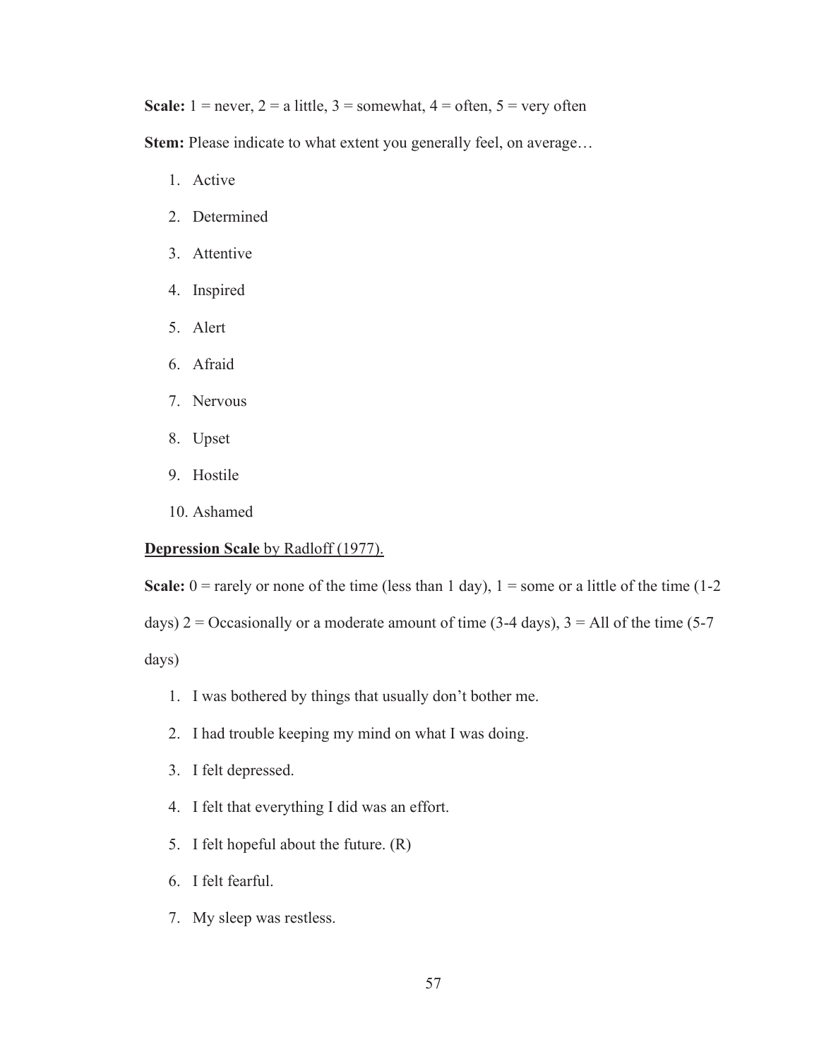**Scale:** 1 = never, 2 = a little, 3 = somewhat, 4 = often, 5 = very often

**Stem:** Please indicate to what extent you generally feel, on average…

1. Active
2. Determined
3. Attentive
4. Inspired
5. Alert
6. Afraid
7. Nervous
8. Upset
9. Hostile
10. Ashamed

<u>**Depression Scale** by Radloff (1977).</u>

**Scale:** 0 = rarely or none of the time (less than 1 day), 1 = some or a little of the time (1-2 days) 2 = Occasionally or a moderate amount of time (3-4 days), 3 = All of the time (5-7 days)

1. I was bothered by things that usually don't bother me.
2. I had trouble keeping my mind on what I was doing.
3. I felt depressed.
4. I felt that everything I did was an effort.
5. I felt hopeful about the future. (R)
6. I felt fearful.
7. My sleep was restless.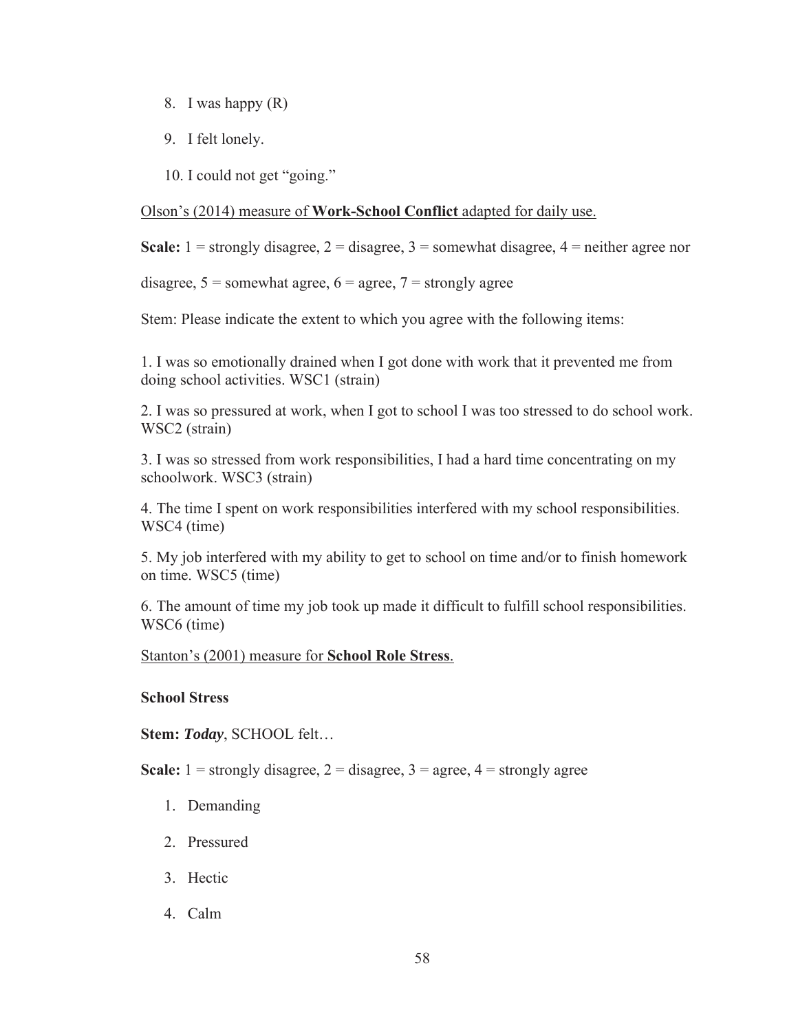8. I was happy (R)

9. I felt lonely.

10. I could not get "going."

Olson's (2014) measure of **Work-School Conflict** adapted for daily use.

**Scale:** 1 = strongly disagree, 2 = disagree, 3 = somewhat disagree, 4 = neither agree nor disagree, 5 = somewhat agree, 6 = agree, 7 = strongly agree

Stem: Please indicate the extent to which you agree with the following items:

1. I was so emotionally drained when I got done with work that it prevented me from doing school activities. WSC1 (strain)

2. I was so pressured at work, when I got to school I was too stressed to do school work. WSC2 (strain)

3. I was so stressed from work responsibilities, I had a hard time concentrating on my schoolwork. WSC3 (strain)

4. The time I spent on work responsibilities interfered with my school responsibilities. WSC4 (time)

5. My job interfered with my ability to get to school on time and/or to finish homework on time. WSC5 (time)

6. The amount of time my job took up made it difficult to fulfill school responsibilities. WSC6 (time)

Stanton's (2001) measure for **School Role Stress**.

**School Stress**

**Stem:** ***Today***, SCHOOL felt…

**Scale:** 1 = strongly disagree, 2 = disagree, 3 = agree, 4 = strongly agree

1. Demanding

2. Pressured

3. Hectic

4. Calm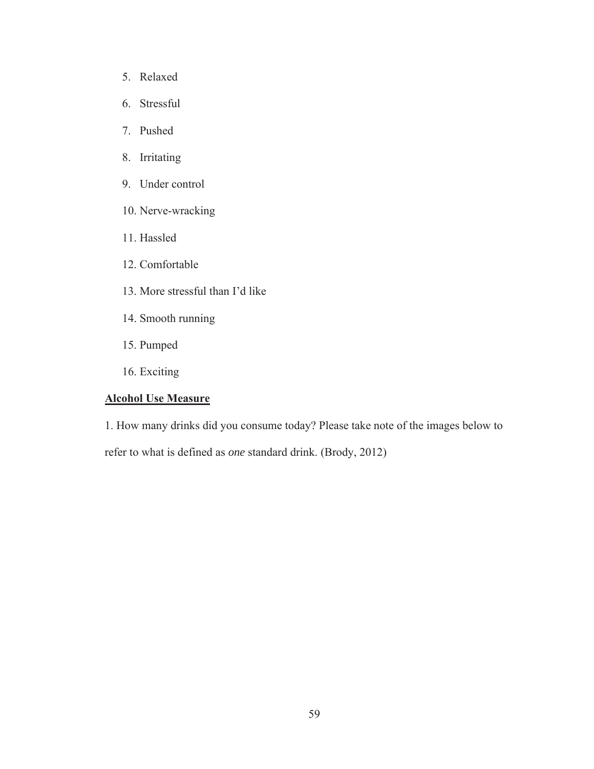5. Relaxed
6. Stressful
7. Pushed
8. Irritating
9. Under control
10. Nerve-wracking
11. Hassled
12. Comfortable
13. More stressful than I'd like
14. Smooth running
15. Pumped
16. Exciting

**<u>Alcohol Use Measure</u>**

1. How many drinks did you consume today? Please take note of the images below to refer to what is defined as *one* standard drink. (Brody, 2012)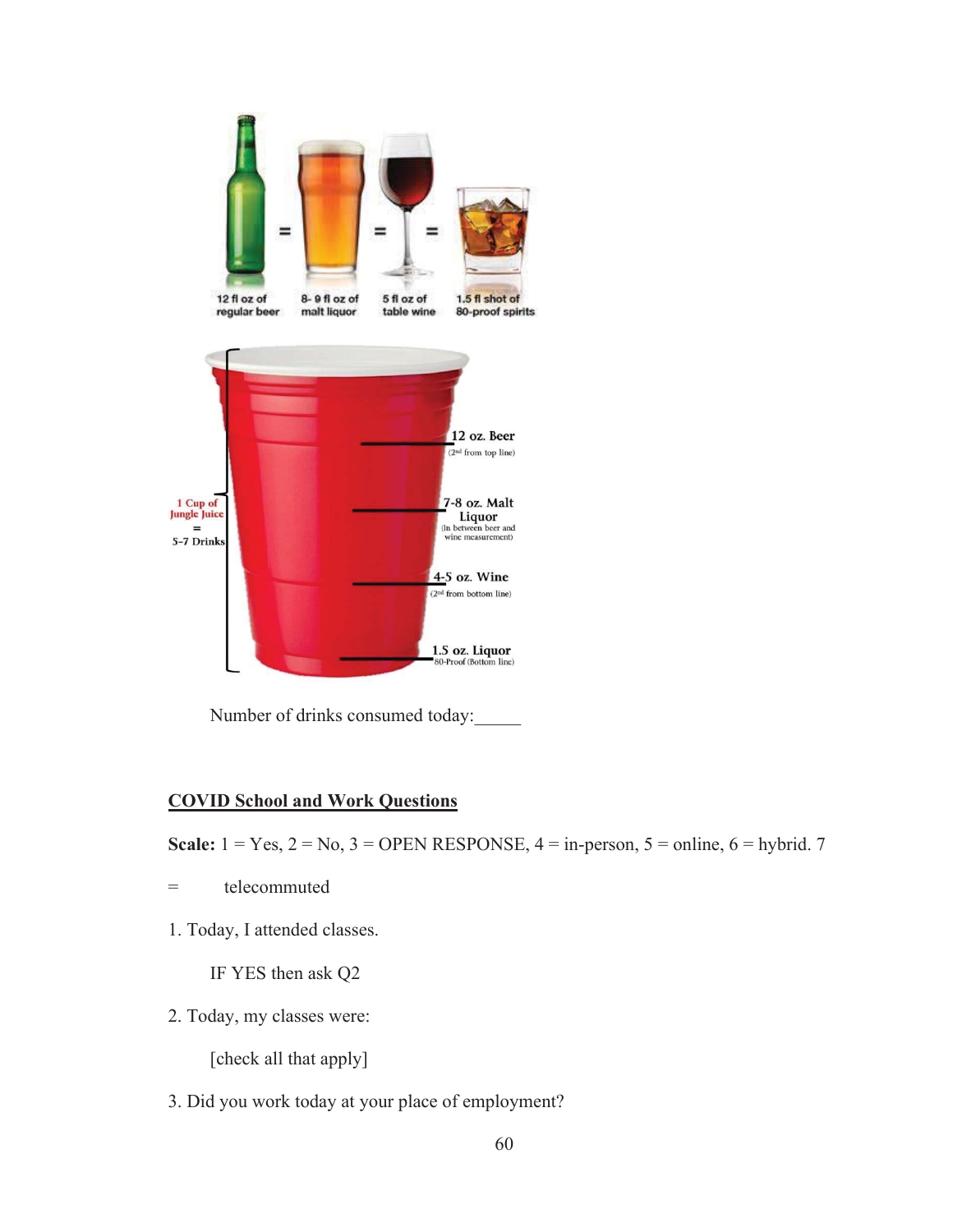Number of drinks consumed today:_____

**<u>COVID School and Work Questions</u>**

**Scale:** 1 = Yes, 2 = No, 3 = OPEN RESPONSE, 4 = in-person, 5 = online, 6 = hybrid. 7 = telecommuted

1. Today, I attended classes.

   IF YES then ask Q2

2. Today, my classes were:

   [check all that apply]

3. Did you work today at your place of employment?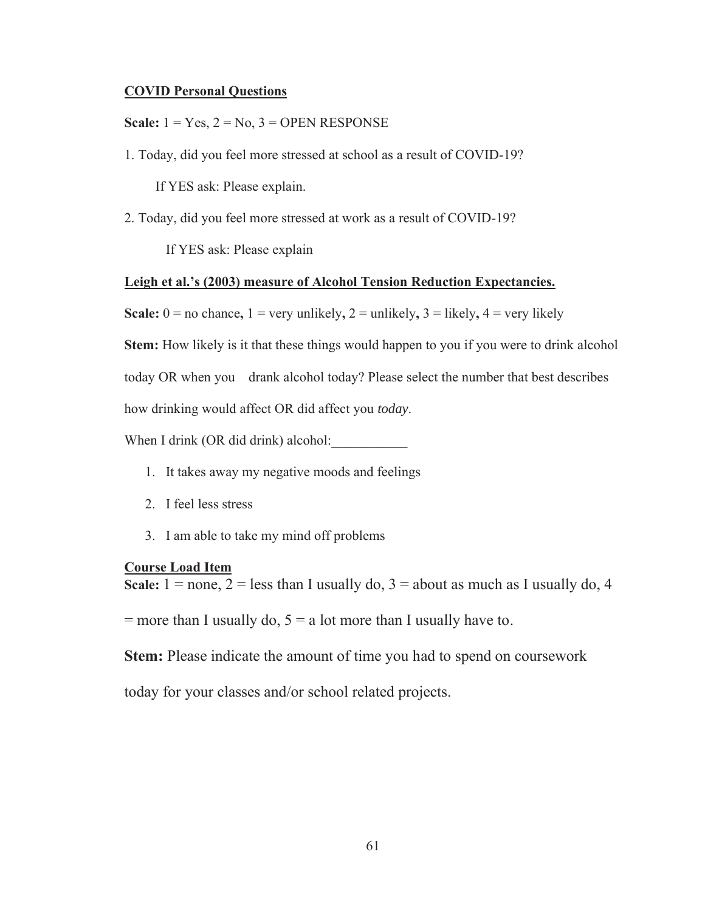**COVID Personal Questions**

**Scale:** 1 = Yes, 2 = No, 3 = OPEN RESPONSE

1. Today, did you feel more stressed at school as a result of COVID-19?

   If YES ask: Please explain.

2. Today, did you feel more stressed at work as a result of COVID-19?

   If YES ask: Please explain

**Leigh et al.'s (2003) measure of Alcohol Tension Reduction Expectancies.**

**Scale:** 0 = no chance**,** 1 = very unlikely**,** 2 = unlikely**,** 3 = likely**,** 4 = very likely

**Stem:** How likely is it that these things would happen to you if you were to drink alcohol today OR when you drank alcohol today? Please select the number that best describes how drinking would affect OR did affect you *today*.

When I drink (OR did drink) alcohol:___________

1. It takes away my negative moods and feelings
2. I feel less stress
3. I am able to take my mind off problems

**Course Load Item**

**Scale:** 1 = none, 2 = less than I usually do, 3 = about as much as I usually do, 4 = more than I usually do, 5 = a lot more than I usually have to.

**Stem:** Please indicate the amount of time you had to spend on coursework today for your classes and/or school related projects.